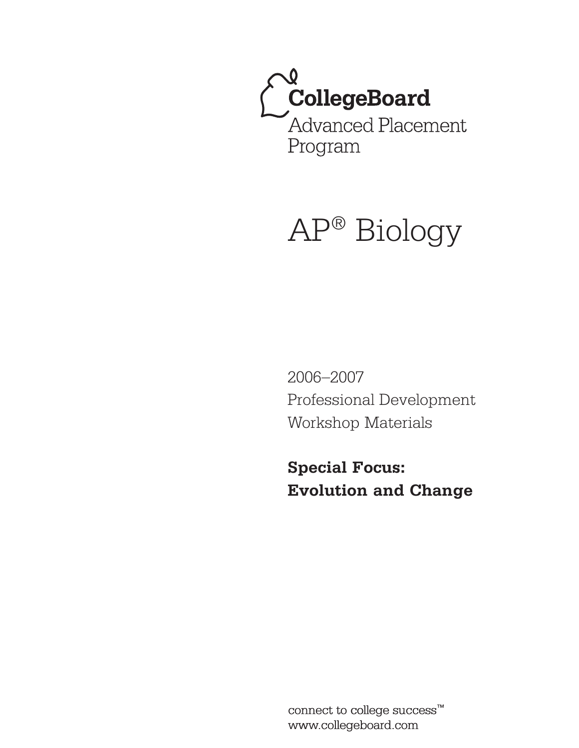CollegeBoard

Advanced Placement Program

# AP® Biology

2006–2007

Professional Development

Workshop Materials

**Special Focus:**
**Evolution and Change**

connect to college success™

www.collegeboard.com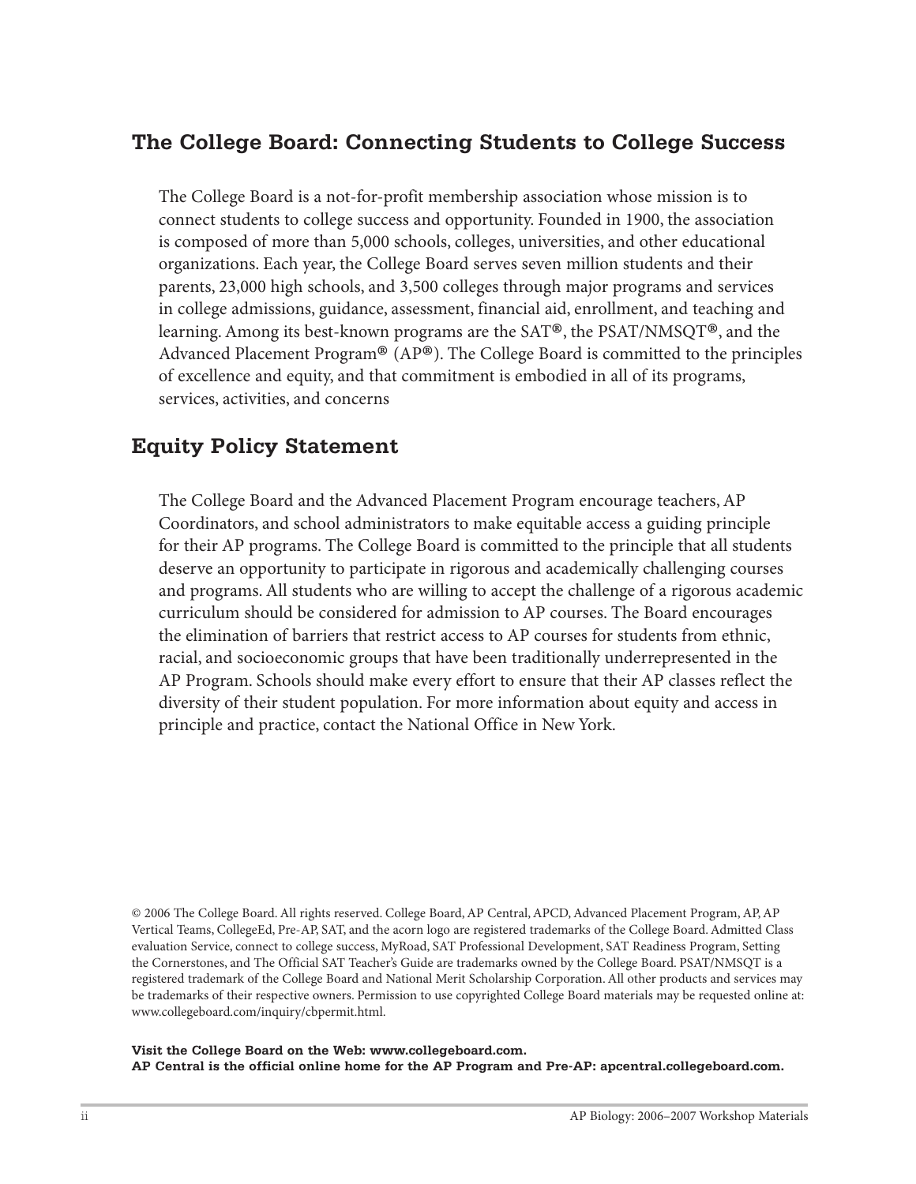## The College Board: Connecting Students to College Success

The College Board is a not-for-profit membership association whose mission is to connect students to college success and opportunity. Founded in 1900, the association is composed of more than 5,000 schools, colleges, universities, and other educational organizations. Each year, the College Board serves seven million students and their parents, 23,000 high schools, and 3,500 colleges through major programs and services in college admissions, guidance, assessment, financial aid, enrollment, and teaching and learning. Among its best-known programs are the SAT®, the PSAT/NMSQT®, and the Advanced Placement Program® (AP®). The College Board is committed to the principles of excellence and equity, and that commitment is embodied in all of its programs, services, activities, and concerns

## Equity Policy Statement

The College Board and the Advanced Placement Program encourage teachers, AP Coordinators, and school administrators to make equitable access a guiding principle for their AP programs. The College Board is committed to the principle that all students deserve an opportunity to participate in rigorous and academically challenging courses and programs. All students who are willing to accept the challenge of a rigorous academic curriculum should be considered for admission to AP courses. The Board encourages the elimination of barriers that restrict access to AP courses for students from ethnic, racial, and socioeconomic groups that have been traditionally underrepresented in the AP Program. Schools should make every effort to ensure that their AP classes reflect the diversity of their student population. For more information about equity and access in principle and practice, contact the National Office in New York.

© 2006 The College Board. All rights reserved. College Board, AP Central, APCD, Advanced Placement Program, AP, AP Vertical Teams, CollegeEd, Pre-AP, SAT, and the acorn logo are registered trademarks of the College Board. Admitted Class evaluation Service, connect to college success, MyRoad, SAT Professional Development, SAT Readiness Program, Setting the Cornerstones, and The Official SAT Teacher's Guide are trademarks owned by the College Board. PSAT/NMSQT is a registered trademark of the College Board and National Merit Scholarship Corporation. All other products and services may be trademarks of their respective owners. Permission to use copyrighted College Board materials may be requested online at: www.collegeboard.com/inquiry/cbpermit.html.

**Visit the College Board on the Web: www.collegeboard.com.**
**AP Central is the official online home for the AP Program and Pre-AP: apcentral.collegeboard.com.**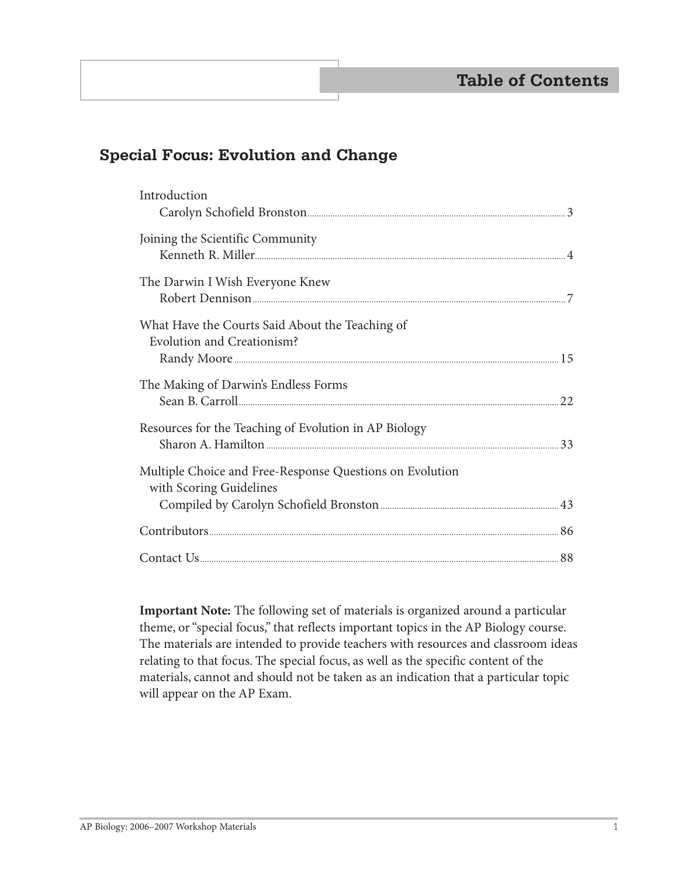# Table of Contents

## Special Focus: Evolution and Change

| Title | Page |
| --- | --- |
| Introduction<br>Carolyn Schofield Bronston | 3 |
| Joining the Scientific Community<br>Kenneth R. Miller | 4 |
| The Darwin I Wish Everyone Knew<br>Robert Dennison | 7 |
| What Have the Courts Said About the Teaching of Evolution and Creationism?<br>Randy Moore | 15 |
| The Making of Darwin's Endless Forms<br>Sean B. Carroll | 22 |
| Resources for the Teaching of Evolution in AP Biology<br>Sharon A. Hamilton | 33 |
| Multiple Choice and Free-Response Questions on Evolution with Scoring Guidelines<br>Compiled by Carolyn Schofield Bronston | 43 |
| Contributors | 86 |
| Contact Us | 88 |

**Important Note:** The following set of materials is organized around a particular theme, or "special focus," that reflects important topics in the AP Biology course. The materials are intended to provide teachers with resources and classroom ideas relating to that focus. The special focus, as well as the specific content of the materials, cannot and should not be taken as an indication that a particular topic will appear on the AP Exam.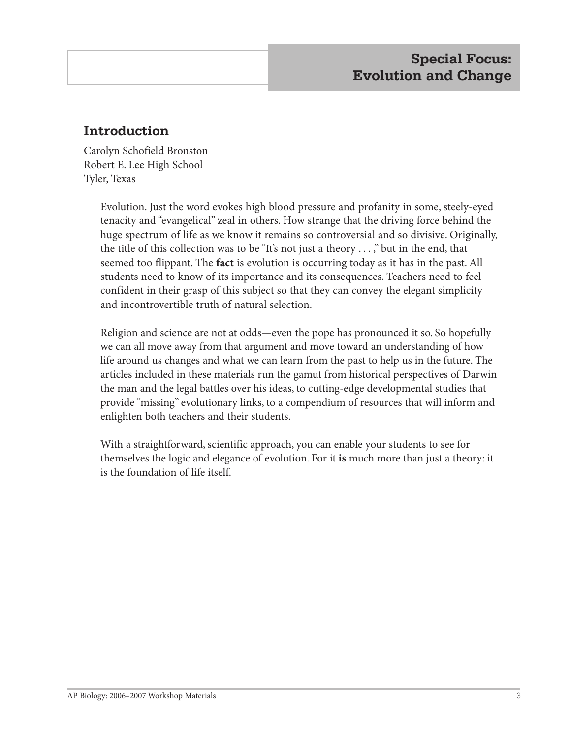# Special Focus: Evolution and Change

## Introduction

Carolyn Schofield Bronston
Robert E. Lee High School
Tyler, Texas

Evolution. Just the word evokes high blood pressure and profanity in some, steely-eyed tenacity and "evangelical" zeal in others. How strange that the driving force behind the huge spectrum of life as we know it remains so controversial and so divisive. Originally, the title of this collection was to be "It's not just a theory . . . ," but in the end, that seemed too flippant. The **fact** is evolution is occurring today as it has in the past. All students need to know of its importance and its consequences. Teachers need to feel confident in their grasp of this subject so that they can convey the elegant simplicity and incontrovertible truth of natural selection.

Religion and science are not at odds—even the pope has pronounced it so. So hopefully we can all move away from that argument and move toward an understanding of how life around us changes and what we can learn from the past to help us in the future. The articles included in these materials run the gamut from historical perspectives of Darwin the man and the legal battles over his ideas, to cutting-edge developmental studies that provide "missing" evolutionary links, to a compendium of resources that will inform and enlighten both teachers and their students.

With a straightforward, scientific approach, you can enable your students to see for themselves the logic and elegance of evolution. For it **is** much more than just a theory: it is the foundation of life itself.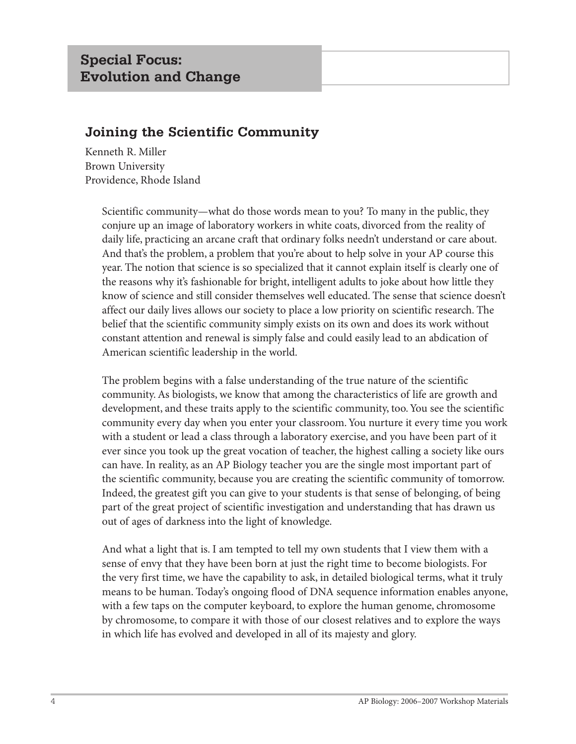## Special Focus: Evolution and Change

### Joining the Scientific Community

Kenneth R. Miller
Brown University
Providence, Rhode Island

Scientific community—what do those words mean to you? To many in the public, they conjure up an image of laboratory workers in white coats, divorced from the reality of daily life, practicing an arcane craft that ordinary folks needn't understand or care about. And that's the problem, a problem that you're about to help solve in your AP course this year. The notion that science is so specialized that it cannot explain itself is clearly one of the reasons why it's fashionable for bright, intelligent adults to joke about how little they know of science and still consider themselves well educated. The sense that science doesn't affect our daily lives allows our society to place a low priority on scientific research. The belief that the scientific community simply exists on its own and does its work without constant attention and renewal is simply false and could easily lead to an abdication of American scientific leadership in the world.

The problem begins with a false understanding of the true nature of the scientific community. As biologists, we know that among the characteristics of life are growth and development, and these traits apply to the scientific community, too. You see the scientific community every day when you enter your classroom. You nurture it every time you work with a student or lead a class through a laboratory exercise, and you have been part of it ever since you took up the great vocation of teacher, the highest calling a society like ours can have. In reality, as an AP Biology teacher you are the single most important part of the scientific community, because you are creating the scientific community of tomorrow. Indeed, the greatest gift you can give to your students is that sense of belonging, of being part of the great project of scientific investigation and understanding that has drawn us out of ages of darkness into the light of knowledge.

And what a light that is. I am tempted to tell my own students that I view them with a sense of envy that they have been born at just the right time to become biologists. For the very first time, we have the capability to ask, in detailed biological terms, what it truly means to be human. Today's ongoing flood of DNA sequence information enables anyone, with a few taps on the computer keyboard, to explore the human genome, chromosome by chromosome, to compare it with those of our closest relatives and to explore the ways in which life has evolved and developed in all of its majesty and glory.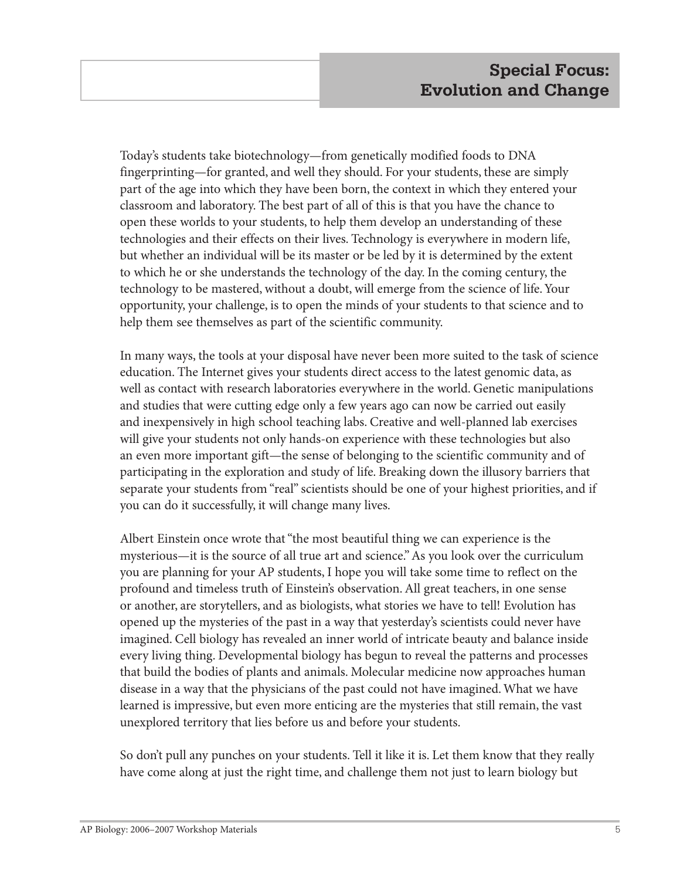## Special Focus: Evolution and Change

Today's students take biotechnology—from genetically modified foods to DNA fingerprinting—for granted, and well they should. For your students, these are simply part of the age into which they have been born, the context in which they entered your classroom and laboratory. The best part of all of this is that you have the chance to open these worlds to your students, to help them develop an understanding of these technologies and their effects on their lives. Technology is everywhere in modern life, but whether an individual will be its master or be led by it is determined by the extent to which he or she understands the technology of the day. In the coming century, the technology to be mastered, without a doubt, will emerge from the science of life. Your opportunity, your challenge, is to open the minds of your students to that science and to help them see themselves as part of the scientific community.

In many ways, the tools at your disposal have never been more suited to the task of science education. The Internet gives your students direct access to the latest genomic data, as well as contact with research laboratories everywhere in the world. Genetic manipulations and studies that were cutting edge only a few years ago can now be carried out easily and inexpensively in high school teaching labs. Creative and well-planned lab exercises will give your students not only hands-on experience with these technologies but also an even more important gift—the sense of belonging to the scientific community and of participating in the exploration and study of life. Breaking down the illusory barriers that separate your students from "real" scientists should be one of your highest priorities, and if you can do it successfully, it will change many lives.

Albert Einstein once wrote that "the most beautiful thing we can experience is the mysterious—it is the source of all true art and science." As you look over the curriculum you are planning for your AP students, I hope you will take some time to reflect on the profound and timeless truth of Einstein's observation. All great teachers, in one sense or another, are storytellers, and as biologists, what stories we have to tell! Evolution has opened up the mysteries of the past in a way that yesterday's scientists could never have imagined. Cell biology has revealed an inner world of intricate beauty and balance inside every living thing. Developmental biology has begun to reveal the patterns and processes that build the bodies of plants and animals. Molecular medicine now approaches human disease in a way that the physicians of the past could not have imagined. What we have learned is impressive, but even more enticing are the mysteries that still remain, the vast unexplored territory that lies before us and before your students.

So don't pull any punches on your students. Tell it like it is. Let them know that they really have come along at just the right time, and challenge them not just to learn biology but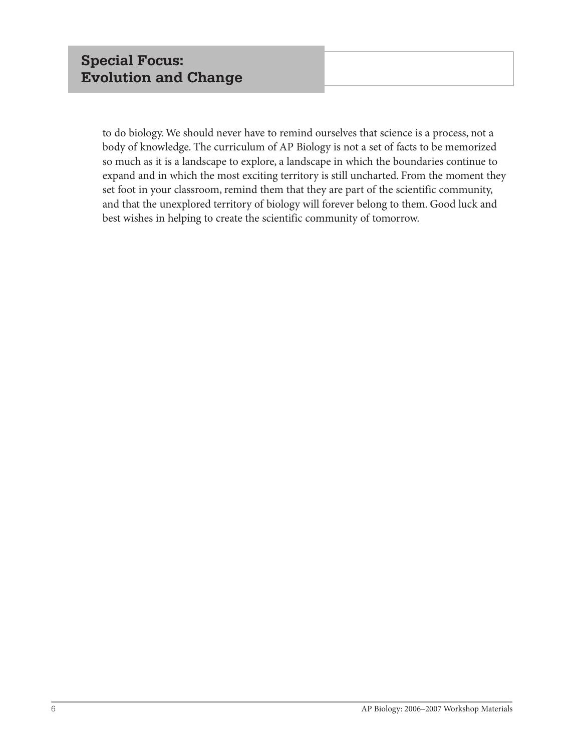to do biology. We should never have to remind ourselves that science is a process, not a body of knowledge. The curriculum of AP Biology is not a set of facts to be memorized so much as it is a landscape to explore, a landscape in which the boundaries continue to expand and in which the most exciting territory is still uncharted. From the moment they set foot in your classroom, remind them that they are part of the scientific community, and that the unexplored territory of biology will forever belong to them. Good luck and best wishes in helping to create the scientific community of tomorrow.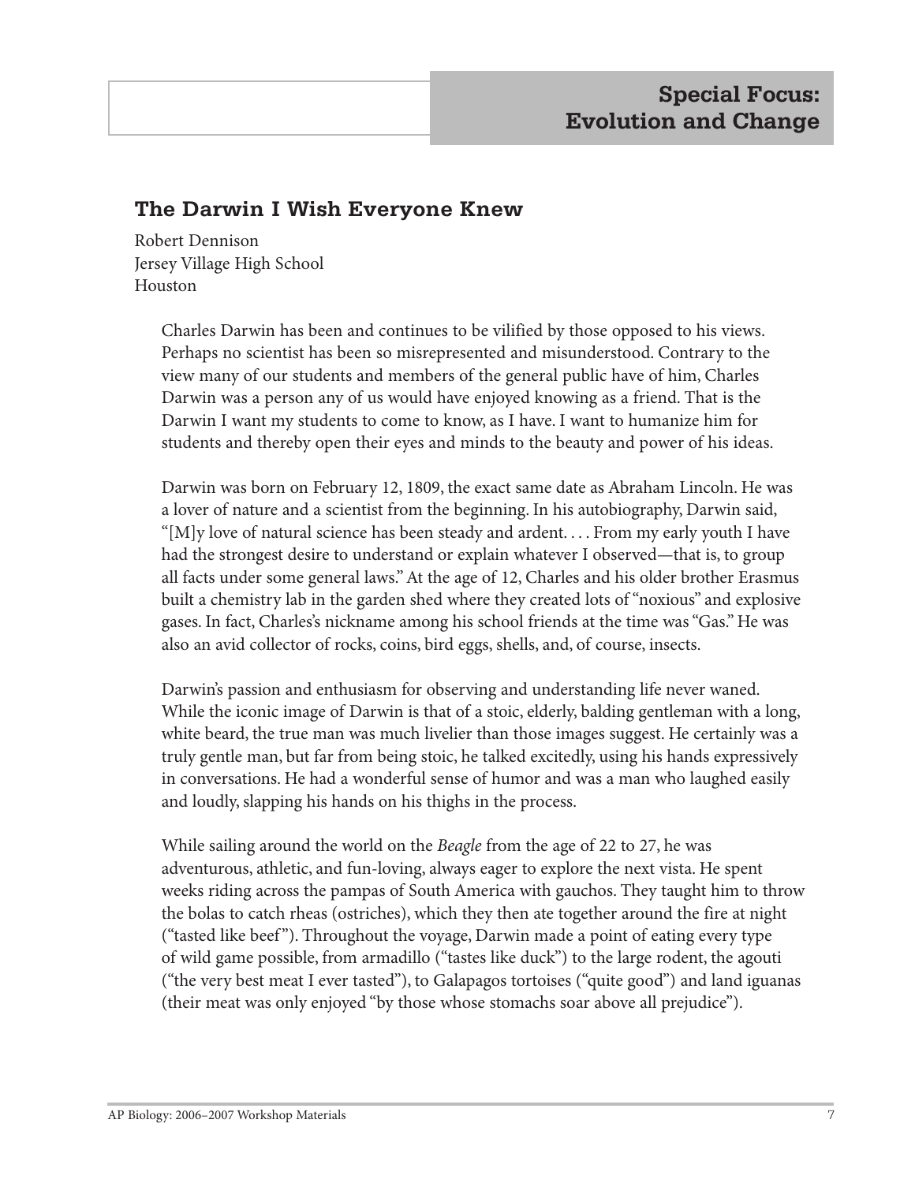## Special Focus: Evolution and Change

### The Darwin I Wish Everyone Knew

Robert Dennison
Jersey Village High School
Houston

Charles Darwin has been and continues to be vilified by those opposed to his views. Perhaps no scientist has been so misrepresented and misunderstood. Contrary to the view many of our students and members of the general public have of him, Charles Darwin was a person any of us would have enjoyed knowing as a friend. That is the Darwin I want my students to come to know, as I have. I want to humanize him for students and thereby open their eyes and minds to the beauty and power of his ideas.

Darwin was born on February 12, 1809, the exact same date as Abraham Lincoln. He was a lover of nature and a scientist from the beginning. In his autobiography, Darwin said, "[M]y love of natural science has been steady and ardent. . . . From my early youth I have had the strongest desire to understand or explain whatever I observed—that is, to group all facts under some general laws." At the age of 12, Charles and his older brother Erasmus built a chemistry lab in the garden shed where they created lots of "noxious" and explosive gases. In fact, Charles's nickname among his school friends at the time was "Gas." He was also an avid collector of rocks, coins, bird eggs, shells, and, of course, insects.

Darwin's passion and enthusiasm for observing and understanding life never waned. While the iconic image of Darwin is that of a stoic, elderly, balding gentleman with a long, white beard, the true man was much livelier than those images suggest. He certainly was a truly gentle man, but far from being stoic, he talked excitedly, using his hands expressively in conversations. He had a wonderful sense of humor and was a man who laughed easily and loudly, slapping his hands on his thighs in the process.

While sailing around the world on the *Beagle* from the age of 22 to 27, he was adventurous, athletic, and fun-loving, always eager to explore the next vista. He spent weeks riding across the pampas of South America with gauchos. They taught him to throw the bolas to catch rheas (ostriches), which they then ate together around the fire at night ("tasted like beef"). Throughout the voyage, Darwin made a point of eating every type of wild game possible, from armadillo ("tastes like duck") to the large rodent, the agouti ("the very best meat I ever tasted"), to Galapagos tortoises ("quite good") and land iguanas (their meat was only enjoyed "by those whose stomachs soar above all prejudice").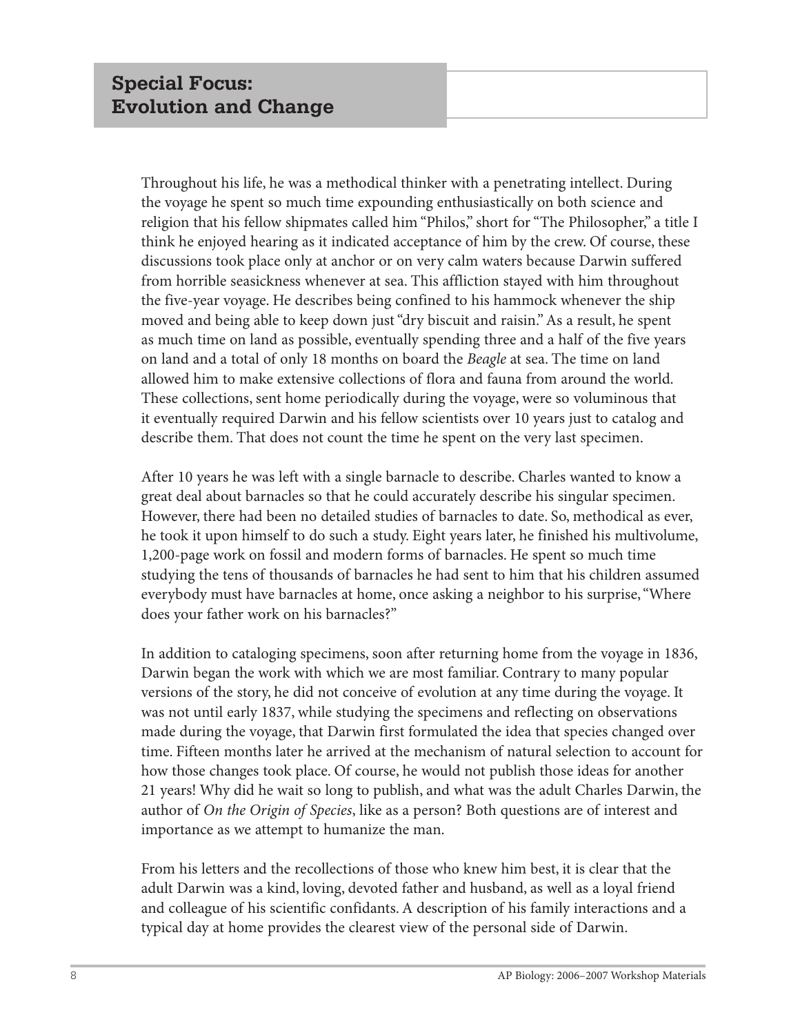## Special Focus: Evolution and Change

Throughout his life, he was a methodical thinker with a penetrating intellect. During the voyage he spent so much time expounding enthusiastically on both science and religion that his fellow shipmates called him "Philos," short for "The Philosopher," a title I think he enjoyed hearing as it indicated acceptance of him by the crew. Of course, these discussions took place only at anchor or on very calm waters because Darwin suffered from horrible seasickness whenever at sea. This affliction stayed with him throughout the five-year voyage. He describes being confined to his hammock whenever the ship moved and being able to keep down just "dry biscuit and raisin." As a result, he spent as much time on land as possible, eventually spending three and a half of the five years on land and a total of only 18 months on board the *Beagle* at sea. The time on land allowed him to make extensive collections of flora and fauna from around the world. These collections, sent home periodically during the voyage, were so voluminous that it eventually required Darwin and his fellow scientists over 10 years just to catalog and describe them. That does not count the time he spent on the very last specimen.

After 10 years he was left with a single barnacle to describe. Charles wanted to know a great deal about barnacles so that he could accurately describe his singular specimen. However, there had been no detailed studies of barnacles to date. So, methodical as ever, he took it upon himself to do such a study. Eight years later, he finished his multivolume, 1,200-page work on fossil and modern forms of barnacles. He spent so much time studying the tens of thousands of barnacles he had sent to him that his children assumed everybody must have barnacles at home, once asking a neighbor to his surprise, "Where does your father work on his barnacles?"

In addition to cataloging specimens, soon after returning home from the voyage in 1836, Darwin began the work with which we are most familiar. Contrary to many popular versions of the story, he did not conceive of evolution at any time during the voyage. It was not until early 1837, while studying the specimens and reflecting on observations made during the voyage, that Darwin first formulated the idea that species changed over time. Fifteen months later he arrived at the mechanism of natural selection to account for how those changes took place. Of course, he would not publish those ideas for another 21 years! Why did he wait so long to publish, and what was the adult Charles Darwin, the author of *On the Origin of Species*, like as a person? Both questions are of interest and importance as we attempt to humanize the man.

From his letters and the recollections of those who knew him best, it is clear that the adult Darwin was a kind, loving, devoted father and husband, as well as a loyal friend and colleague of his scientific confidants. A description of his family interactions and a typical day at home provides the clearest view of the personal side of Darwin.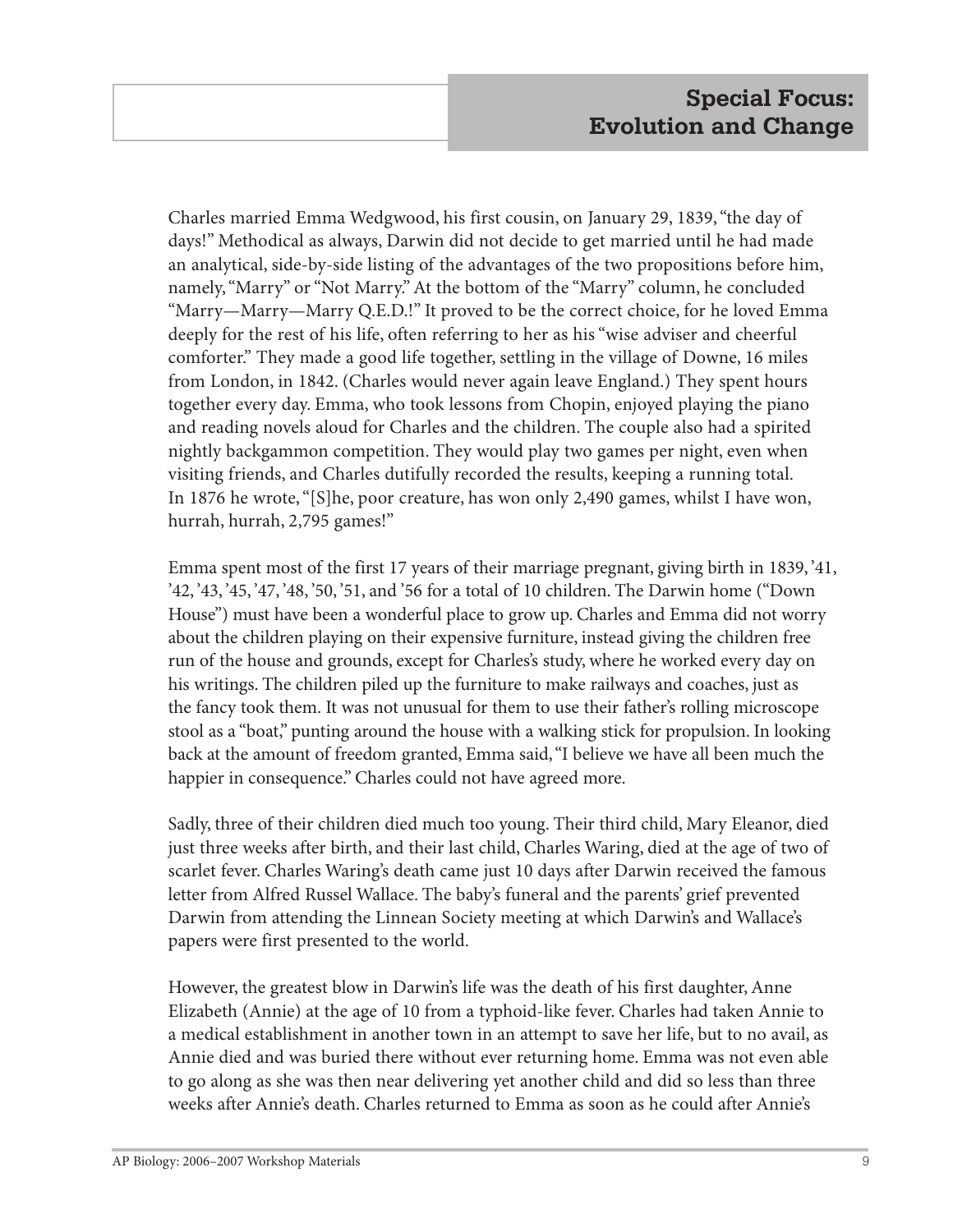Charles married Emma Wedgwood, his first cousin, on January 29, 1839, "the day of days!" Methodical as always, Darwin did not decide to get married until he had made an analytical, side-by-side listing of the advantages of the two propositions before him, namely, "Marry" or "Not Marry." At the bottom of the "Marry" column, he concluded "Marry—Marry—Marry Q.E.D.!" It proved to be the correct choice, for he loved Emma deeply for the rest of his life, often referring to her as his "wise adviser and cheerful comforter." They made a good life together, settling in the village of Downe, 16 miles from London, in 1842. (Charles would never again leave England.) They spent hours together every day. Emma, who took lessons from Chopin, enjoyed playing the piano and reading novels aloud for Charles and the children. The couple also had a spirited nightly backgammon competition. They would play two games per night, even when visiting friends, and Charles dutifully recorded the results, keeping a running total. In 1876 he wrote, "[S]he, poor creature, has won only 2,490 games, whilst I have won, hurrah, hurrah, 2,795 games!"

Emma spent most of the first 17 years of their marriage pregnant, giving birth in 1839, '41, '42, '43, '45, '47, '48, '50, '51, and '56 for a total of 10 children. The Darwin home ("Down House") must have been a wonderful place to grow up. Charles and Emma did not worry about the children playing on their expensive furniture, instead giving the children free run of the house and grounds, except for Charles's study, where he worked every day on his writings. The children piled up the furniture to make railways and coaches, just as the fancy took them. It was not unusual for them to use their father's rolling microscope stool as a "boat," punting around the house with a walking stick for propulsion. In looking back at the amount of freedom granted, Emma said, "I believe we have all been much the happier in consequence." Charles could not have agreed more.

Sadly, three of their children died much too young. Their third child, Mary Eleanor, died just three weeks after birth, and their last child, Charles Waring, died at the age of two of scarlet fever. Charles Waring's death came just 10 days after Darwin received the famous letter from Alfred Russel Wallace. The baby's funeral and the parents' grief prevented Darwin from attending the Linnean Society meeting at which Darwin's and Wallace's papers were first presented to the world.

However, the greatest blow in Darwin's life was the death of his first daughter, Anne Elizabeth (Annie) at the age of 10 from a typhoid-like fever. Charles had taken Annie to a medical establishment in another town in an attempt to save her life, but to no avail, as Annie died and was buried there without ever returning home. Emma was not even able to go along as she was then near delivering yet another child and did so less than three weeks after Annie's death. Charles returned to Emma as soon as he could after Annie's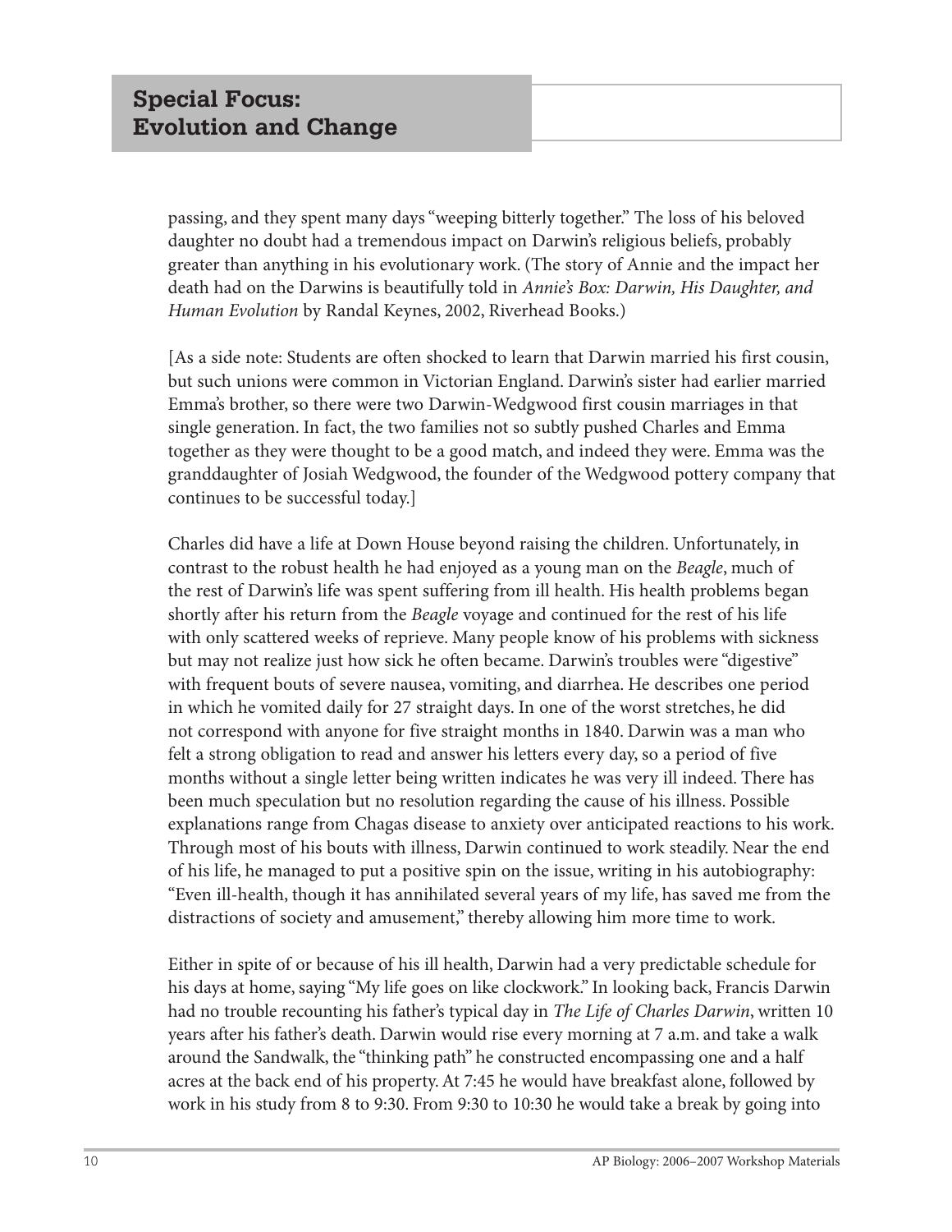passing, and they spent many days "weeping bitterly together." The loss of his beloved daughter no doubt had a tremendous impact on Darwin's religious beliefs, probably greater than anything in his evolutionary work. (The story of Annie and the impact her death had on the Darwins is beautifully told in *Annie's Box: Darwin, His Daughter, and Human Evolution* by Randal Keynes, 2002, Riverhead Books.)

[As a side note: Students are often shocked to learn that Darwin married his first cousin, but such unions were common in Victorian England. Darwin's sister had earlier married Emma's brother, so there were two Darwin-Wedgwood first cousin marriages in that single generation. In fact, the two families not so subtly pushed Charles and Emma together as they were thought to be a good match, and indeed they were. Emma was the granddaughter of Josiah Wedgwood, the founder of the Wedgwood pottery company that continues to be successful today.]

Charles did have a life at Down House beyond raising the children. Unfortunately, in contrast to the robust health he had enjoyed as a young man on the *Beagle*, much of the rest of Darwin's life was spent suffering from ill health. His health problems began shortly after his return from the *Beagle* voyage and continued for the rest of his life with only scattered weeks of reprieve. Many people know of his problems with sickness but may not realize just how sick he often became. Darwin's troubles were "digestive" with frequent bouts of severe nausea, vomiting, and diarrhea. He describes one period in which he vomited daily for 27 straight days. In one of the worst stretches, he did not correspond with anyone for five straight months in 1840. Darwin was a man who felt a strong obligation to read and answer his letters every day, so a period of five months without a single letter being written indicates he was very ill indeed. There has been much speculation but no resolution regarding the cause of his illness. Possible explanations range from Chagas disease to anxiety over anticipated reactions to his work. Through most of his bouts with illness, Darwin continued to work steadily. Near the end of his life, he managed to put a positive spin on the issue, writing in his autobiography: "Even ill-health, though it has annihilated several years of my life, has saved me from the distractions of society and amusement," thereby allowing him more time to work.

Either in spite of or because of his ill health, Darwin had a very predictable schedule for his days at home, saying "My life goes on like clockwork." In looking back, Francis Darwin had no trouble recounting his father's typical day in *The Life of Charles Darwin*, written 10 years after his father's death. Darwin would rise every morning at 7 a.m. and take a walk around the Sandwalk, the "thinking path" he constructed encompassing one and a half acres at the back end of his property. At 7:45 he would have breakfast alone, followed by work in his study from 8 to 9:30. From 9:30 to 10:30 he would take a break by going into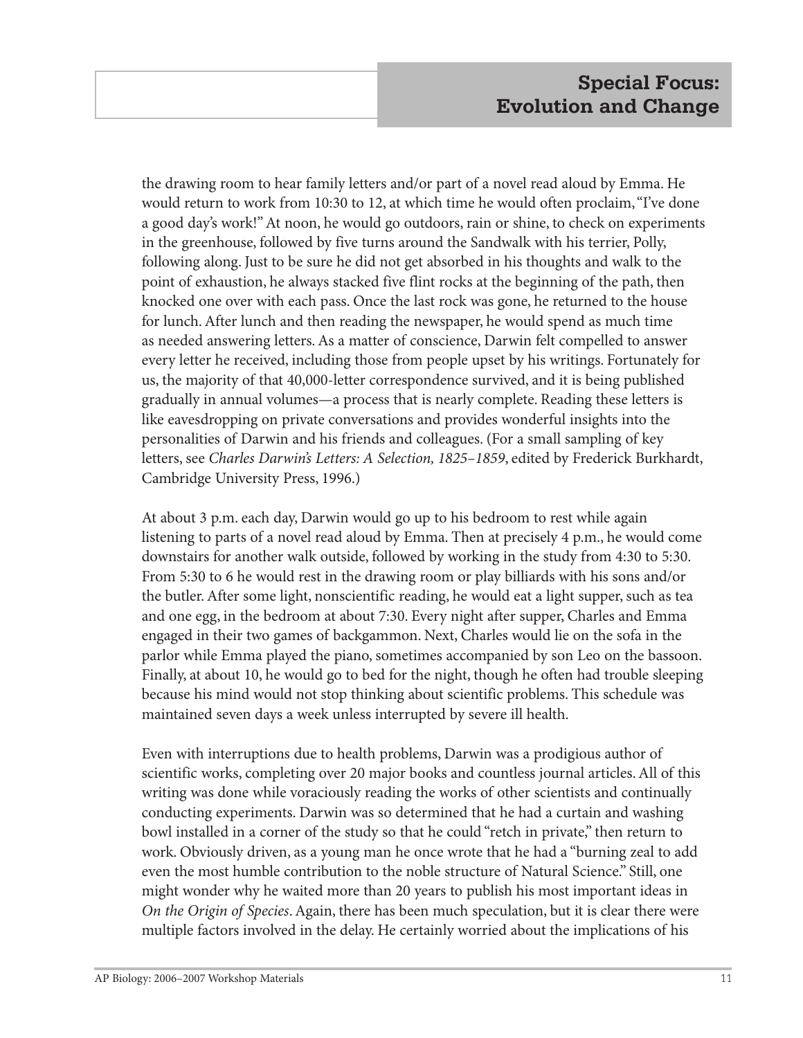the drawing room to hear family letters and/or part of a novel read aloud by Emma. He would return to work from 10:30 to 12, at which time he would often proclaim, "I've done a good day's work!" At noon, he would go outdoors, rain or shine, to check on experiments in the greenhouse, followed by five turns around the Sandwalk with his terrier, Polly, following along. Just to be sure he did not get absorbed in his thoughts and walk to the point of exhaustion, he always stacked five flint rocks at the beginning of the path, then knocked one over with each pass. Once the last rock was gone, he returned to the house for lunch. After lunch and then reading the newspaper, he would spend as much time as needed answering letters. As a matter of conscience, Darwin felt compelled to answer every letter he received, including those from people upset by his writings. Fortunately for us, the majority of that 40,000-letter correspondence survived, and it is being published gradually in annual volumes—a process that is nearly complete. Reading these letters is like eavesdropping on private conversations and provides wonderful insights into the personalities of Darwin and his friends and colleagues. (For a small sampling of key letters, see *Charles Darwin's Letters: A Selection, 1825–1859*, edited by Frederick Burkhardt, Cambridge University Press, 1996.)

At about 3 p.m. each day, Darwin would go up to his bedroom to rest while again listening to parts of a novel read aloud by Emma. Then at precisely 4 p.m., he would come downstairs for another walk outside, followed by working in the study from 4:30 to 5:30. From 5:30 to 6 he would rest in the drawing room or play billiards with his sons and/or the butler. After some light, nonscientific reading, he would eat a light supper, such as tea and one egg, in the bedroom at about 7:30. Every night after supper, Charles and Emma engaged in their two games of backgammon. Next, Charles would lie on the sofa in the parlor while Emma played the piano, sometimes accompanied by son Leo on the bassoon. Finally, at about 10, he would go to bed for the night, though he often had trouble sleeping because his mind would not stop thinking about scientific problems. This schedule was maintained seven days a week unless interrupted by severe ill health.

Even with interruptions due to health problems, Darwin was a prodigious author of scientific works, completing over 20 major books and countless journal articles. All of this writing was done while voraciously reading the works of other scientists and continually conducting experiments. Darwin was so determined that he had a curtain and washing bowl installed in a corner of the study so that he could "retch in private," then return to work. Obviously driven, as a young man he once wrote that he had a "burning zeal to add even the most humble contribution to the noble structure of Natural Science." Still, one might wonder why he waited more than 20 years to publish his most important ideas in *On the Origin of Species*. Again, there has been much speculation, but it is clear there were multiple factors involved in the delay. He certainly worried about the implications of his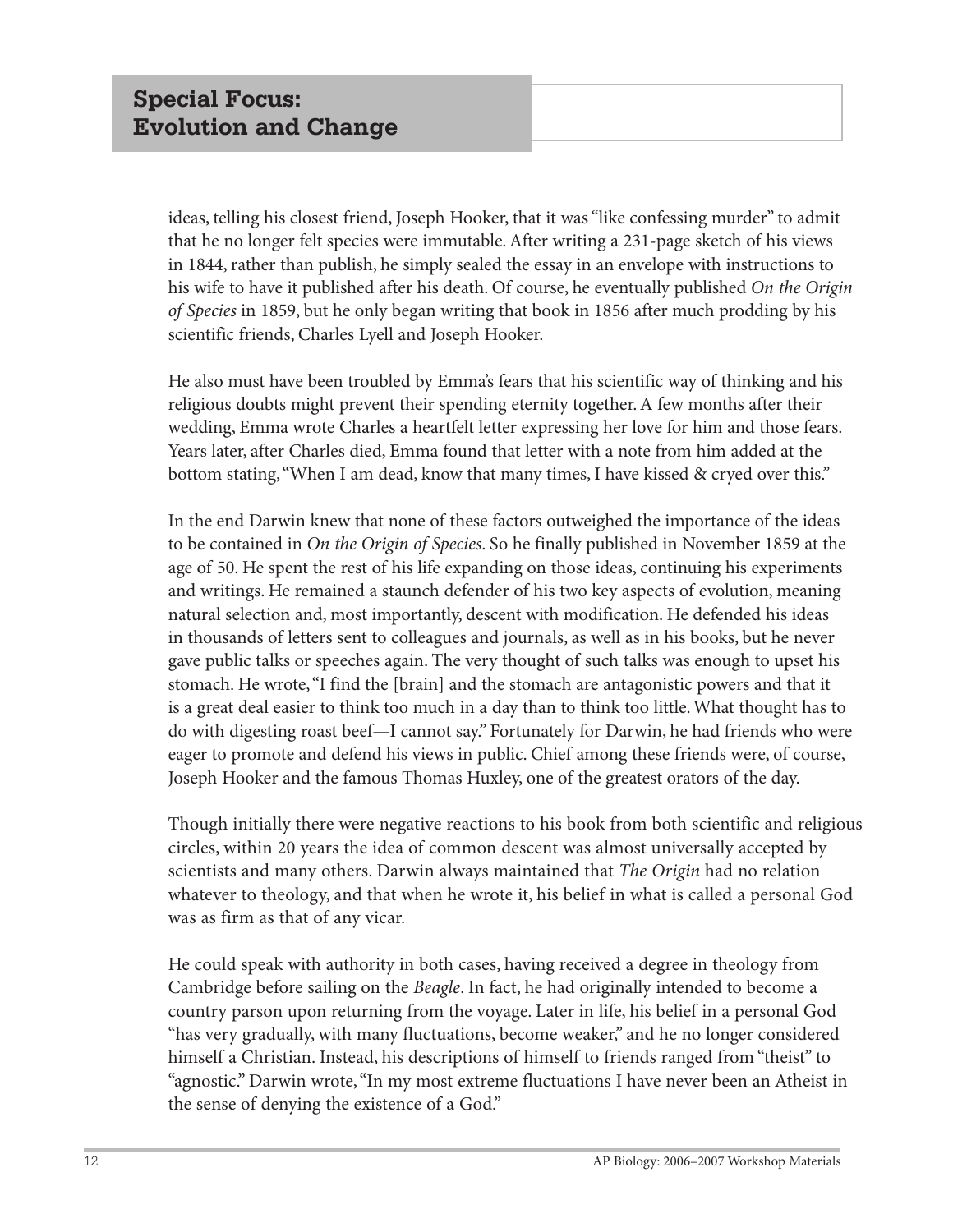ideas, telling his closest friend, Joseph Hooker, that it was "like confessing murder" to admit that he no longer felt species were immutable. After writing a 231-page sketch of his views in 1844, rather than publish, he simply sealed the essay in an envelope with instructions to his wife to have it published after his death. Of course, he eventually published *On the Origin of Species* in 1859, but he only began writing that book in 1856 after much prodding by his scientific friends, Charles Lyell and Joseph Hooker.

He also must have been troubled by Emma's fears that his scientific way of thinking and his religious doubts might prevent their spending eternity together. A few months after their wedding, Emma wrote Charles a heartfelt letter expressing her love for him and those fears. Years later, after Charles died, Emma found that letter with a note from him added at the bottom stating, "When I am dead, know that many times, I have kissed & cryed over this."

In the end Darwin knew that none of these factors outweighed the importance of the ideas to be contained in *On the Origin of Species*. So he finally published in November 1859 at the age of 50. He spent the rest of his life expanding on those ideas, continuing his experiments and writings. He remained a staunch defender of his two key aspects of evolution, meaning natural selection and, most importantly, descent with modification. He defended his ideas in thousands of letters sent to colleagues and journals, as well as in his books, but he never gave public talks or speeches again. The very thought of such talks was enough to upset his stomach. He wrote, "I find the [brain] and the stomach are antagonistic powers and that it is a great deal easier to think too much in a day than to think too little. What thought has to do with digesting roast beef—I cannot say." Fortunately for Darwin, he had friends who were eager to promote and defend his views in public. Chief among these friends were, of course, Joseph Hooker and the famous Thomas Huxley, one of the greatest orators of the day.

Though initially there were negative reactions to his book from both scientific and religious circles, within 20 years the idea of common descent was almost universally accepted by scientists and many others. Darwin always maintained that *The Origin* had no relation whatever to theology, and that when he wrote it, his belief in what is called a personal God was as firm as that of any vicar.

He could speak with authority in both cases, having received a degree in theology from Cambridge before sailing on the *Beagle*. In fact, he had originally intended to become a country parson upon returning from the voyage. Later in life, his belief in a personal God "has very gradually, with many fluctuations, become weaker," and he no longer considered himself a Christian. Instead, his descriptions of himself to friends ranged from "theist" to "agnostic." Darwin wrote, "In my most extreme fluctuations I have never been an Atheist in the sense of denying the existence of a God."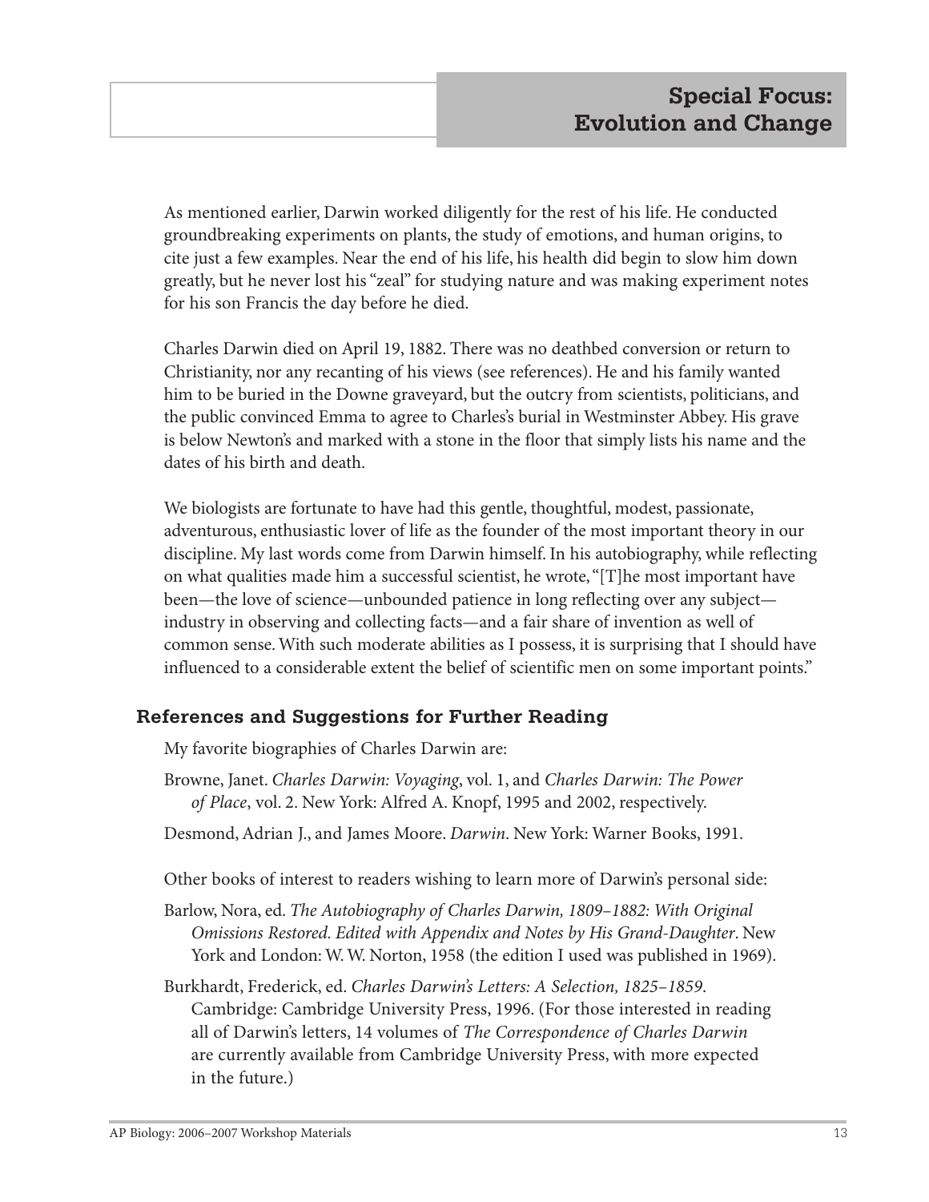As mentioned earlier, Darwin worked diligently for the rest of his life. He conducted groundbreaking experiments on plants, the study of emotions, and human origins, to cite just a few examples. Near the end of his life, his health did begin to slow him down greatly, but he never lost his "zeal" for studying nature and was making experiment notes for his son Francis the day before he died.

Charles Darwin died on April 19, 1882. There was no deathbed conversion or return to Christianity, nor any recanting of his views (see references). He and his family wanted him to be buried in the Downe graveyard, but the outcry from scientists, politicians, and the public convinced Emma to agree to Charles's burial in Westminster Abbey. His grave is below Newton's and marked with a stone in the floor that simply lists his name and the dates of his birth and death.

We biologists are fortunate to have had this gentle, thoughtful, modest, passionate, adventurous, enthusiastic lover of life as the founder of the most important theory in our discipline. My last words come from Darwin himself. In his autobiography, while reflecting on what qualities made him a successful scientist, he wrote, "[T]he most important have been—the love of science—unbounded patience in long reflecting over any subject—industry in observing and collecting facts—and a fair share of invention as well of common sense. With such moderate abilities as I possess, it is surprising that I should have influenced to a considerable extent the belief of scientific men on some important points."

## References and Suggestions for Further Reading

My favorite biographies of Charles Darwin are:

Browne, Janet. *Charles Darwin: Voyaging*, vol. 1, and *Charles Darwin: The Power of Place*, vol. 2. New York: Alfred A. Knopf, 1995 and 2002, respectively.

Desmond, Adrian J., and James Moore. *Darwin*. New York: Warner Books, 1991.

Other books of interest to readers wishing to learn more of Darwin's personal side:

Barlow, Nora, ed. *The Autobiography of Charles Darwin, 1809–1882: With Original Omissions Restored. Edited with Appendix and Notes by His Grand-Daughter*. New York and London: W. W. Norton, 1958 (the edition I used was published in 1969).

Burkhardt, Frederick, ed. *Charles Darwin's Letters: A Selection, 1825–1859*. Cambridge: Cambridge University Press, 1996. (For those interested in reading all of Darwin's letters, 14 volumes of *The Correspondence of Charles Darwin* are currently available from Cambridge University Press, with more expected in the future.)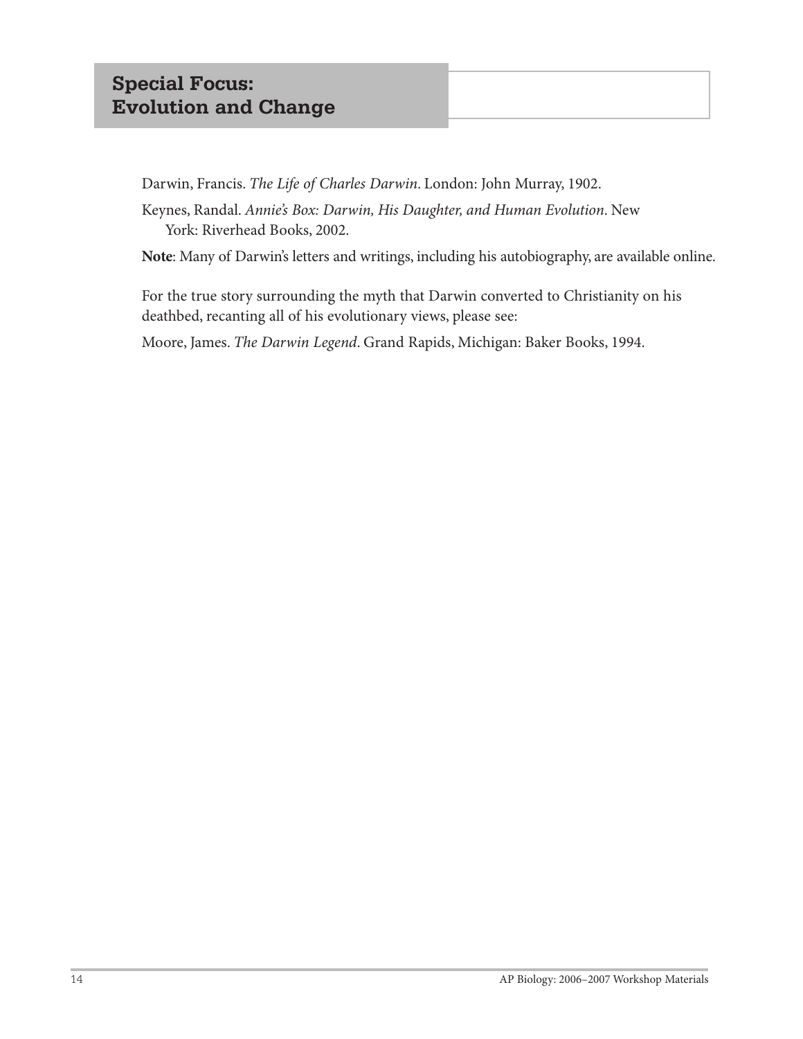Darwin, Francis. *The Life of Charles Darwin*. London: John Murray, 1902.

Keynes, Randal. *Annie's Box: Darwin, His Daughter, and Human Evolution*. New York: Riverhead Books, 2002.

**Note**: Many of Darwin's letters and writings, including his autobiography, are available online.

For the true story surrounding the myth that Darwin converted to Christianity on his deathbed, recanting all of his evolutionary views, please see:

Moore, James. *The Darwin Legend*. Grand Rapids, Michigan: Baker Books, 1994.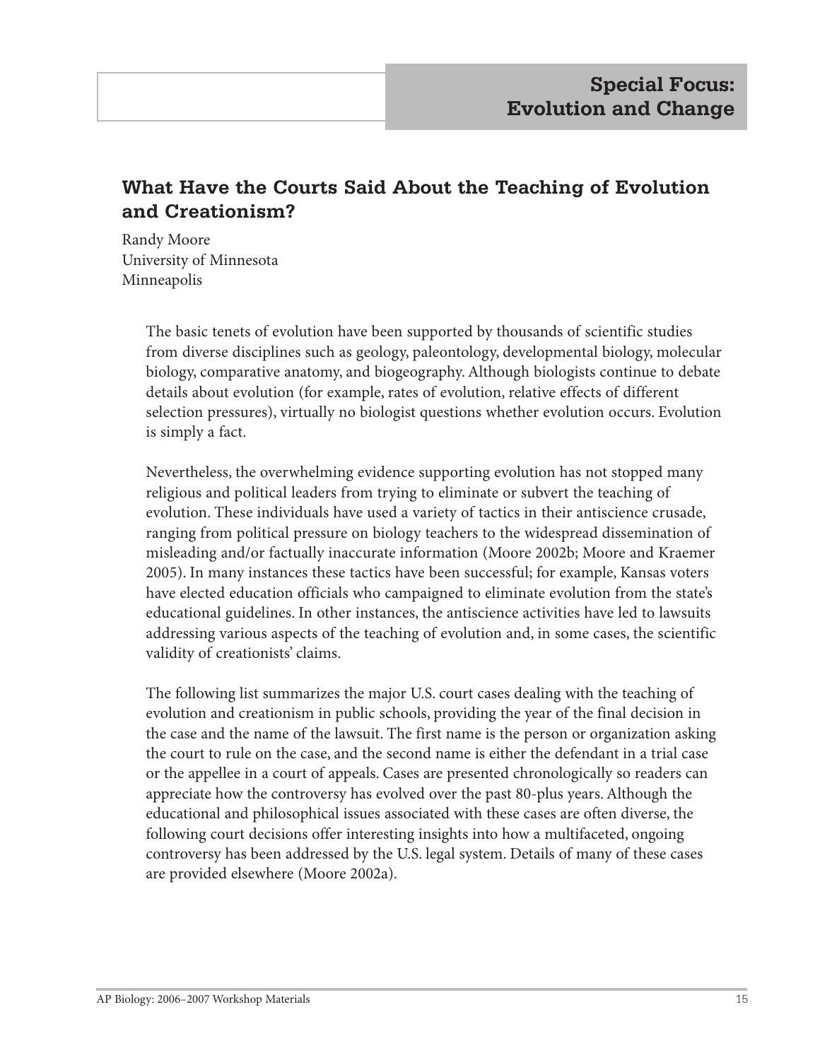# Special Focus: Evolution and Change

## What Have the Courts Said About the Teaching of Evolution and Creationism?

Randy Moore
University of Minnesota
Minneapolis

The basic tenets of evolution have been supported by thousands of scientific studies from diverse disciplines such as geology, paleontology, developmental biology, molecular biology, comparative anatomy, and biogeography. Although biologists continue to debate details about evolution (for example, rates of evolution, relative effects of different selection pressures), virtually no biologist questions whether evolution occurs. Evolution is simply a fact.

Nevertheless, the overwhelming evidence supporting evolution has not stopped many religious and political leaders from trying to eliminate or subvert the teaching of evolution. These individuals have used a variety of tactics in their antiscience crusade, ranging from political pressure on biology teachers to the widespread dissemination of misleading and/or factually inaccurate information (Moore 2002b; Moore and Kraemer 2005). In many instances these tactics have been successful; for example, Kansas voters have elected education officials who campaigned to eliminate evolution from the state's educational guidelines. In other instances, the antiscience activities have led to lawsuits addressing various aspects of the teaching of evolution and, in some cases, the scientific validity of creationists' claims.

The following list summarizes the major U.S. court cases dealing with the teaching of evolution and creationism in public schools, providing the year of the final decision in the case and the name of the lawsuit. The first name is the person or organization asking the court to rule on the case, and the second name is either the defendant in a trial case or the appellee in a court of appeals. Cases are presented chronologically so readers can appreciate how the controversy has evolved over the past 80-plus years. Although the educational and philosophical issues associated with these cases are often diverse, the following court decisions offer interesting insights into how a multifaceted, ongoing controversy has been addressed by the U.S. legal system. Details of many of these cases are provided elsewhere (Moore 2002a).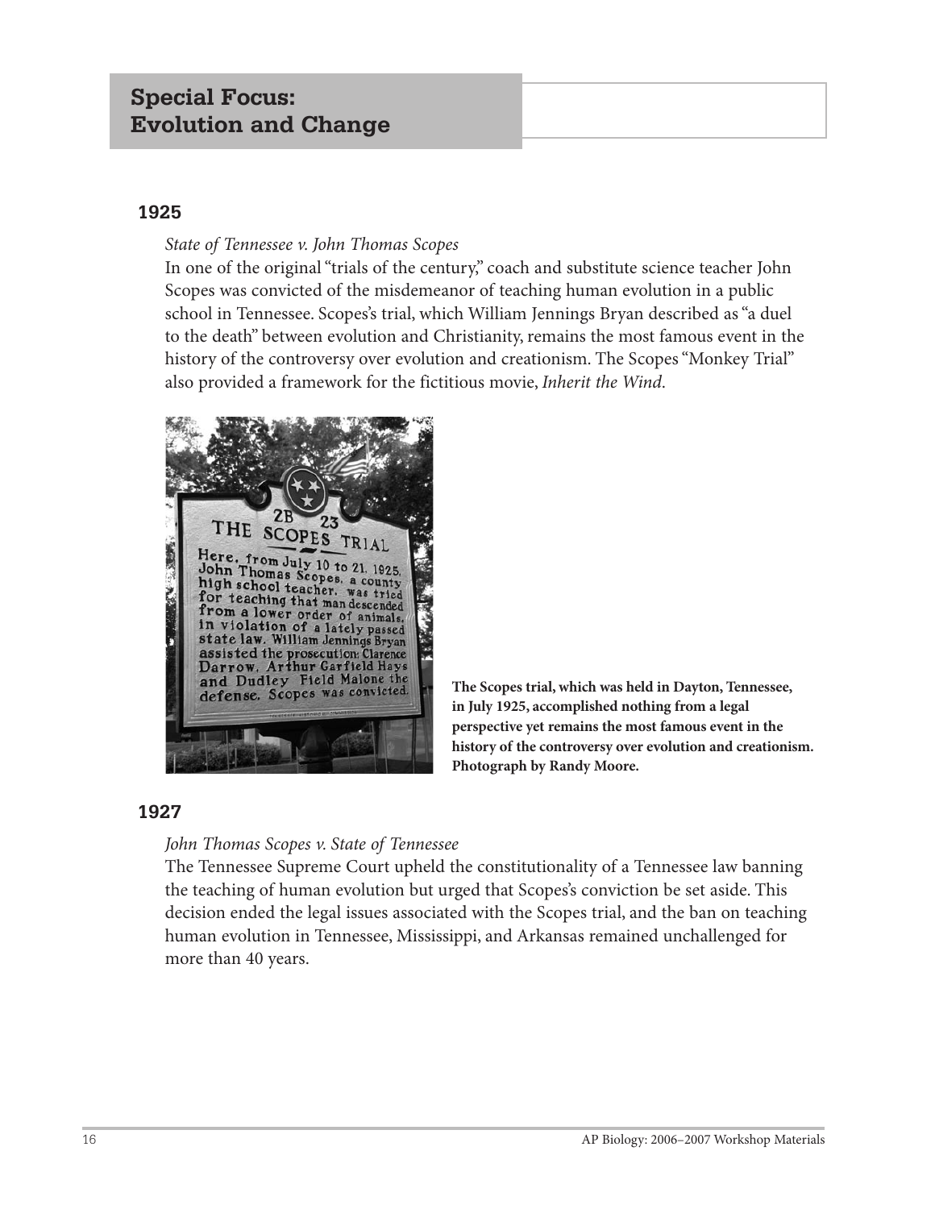## Special Focus: Evolution and Change

### 1925

*State of Tennessee v. John Thomas Scopes*

In one of the original "trials of the century," coach and substitute science teacher John Scopes was convicted of the misdemeanor of teaching human evolution in a public school in Tennessee. Scopes's trial, which William Jennings Bryan described as "a duel to the death" between evolution and Christianity, remains the most famous event in the history of the controversy over evolution and creationism. The Scopes "Monkey Trial" also provided a framework for the fictitious movie, *Inherit the Wind*.

**The Scopes trial, which was held in Dayton, Tennessee, in July 1925, accomplished nothing from a legal perspective yet remains the most famous event in the history of the controversy over evolution and creationism. Photograph by Randy Moore.**

### 1927

*John Thomas Scopes v. State of Tennessee*

The Tennessee Supreme Court upheld the constitutionality of a Tennessee law banning the teaching of human evolution but urged that Scopes's conviction be set aside. This decision ended the legal issues associated with the Scopes trial, and the ban on teaching human evolution in Tennessee, Mississippi, and Arkansas remained unchallenged for more than 40 years.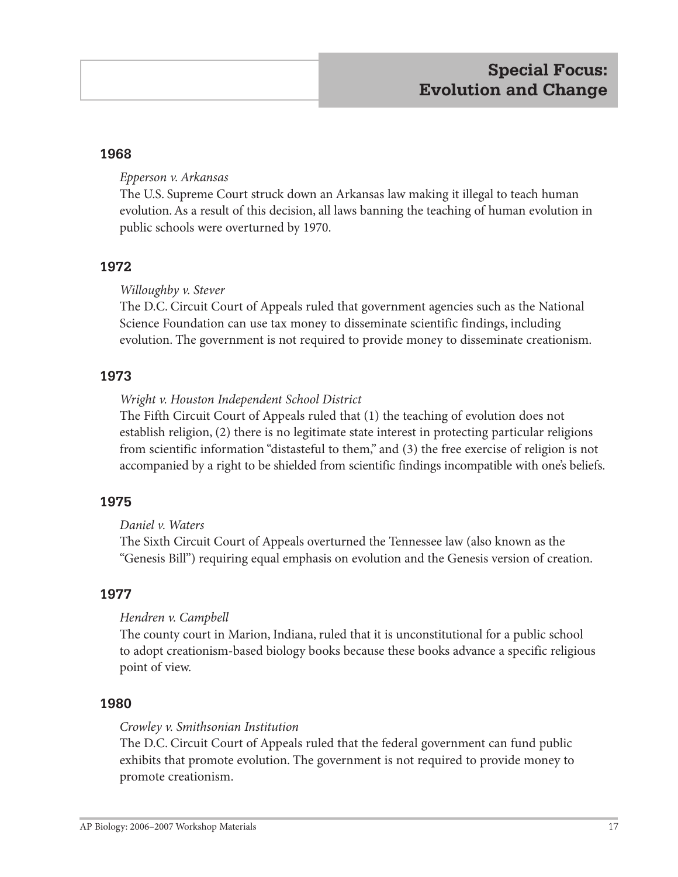## 1968

*Epperson v. Arkansas*

The U.S. Supreme Court struck down an Arkansas law making it illegal to teach human evolution. As a result of this decision, all laws banning the teaching of human evolution in public schools were overturned by 1970.

## 1972

*Willoughby v. Stever*

The D.C. Circuit Court of Appeals ruled that government agencies such as the National Science Foundation can use tax money to disseminate scientific findings, including evolution. The government is not required to provide money to disseminate creationism.

## 1973

*Wright v. Houston Independent School District*

The Fifth Circuit Court of Appeals ruled that (1) the teaching of evolution does not establish religion, (2) there is no legitimate state interest in protecting particular religions from scientific information "distasteful to them," and (3) the free exercise of religion is not accompanied by a right to be shielded from scientific findings incompatible with one's beliefs.

## 1975

*Daniel v. Waters*

The Sixth Circuit Court of Appeals overturned the Tennessee law (also known as the "Genesis Bill") requiring equal emphasis on evolution and the Genesis version of creation.

## 1977

*Hendren v. Campbell*

The county court in Marion, Indiana, ruled that it is unconstitutional for a public school to adopt creationism-based biology books because these books advance a specific religious point of view.

## 1980

*Crowley v. Smithsonian Institution*

The D.C. Circuit Court of Appeals ruled that the federal government can fund public exhibits that promote evolution. The government is not required to provide money to promote creationism.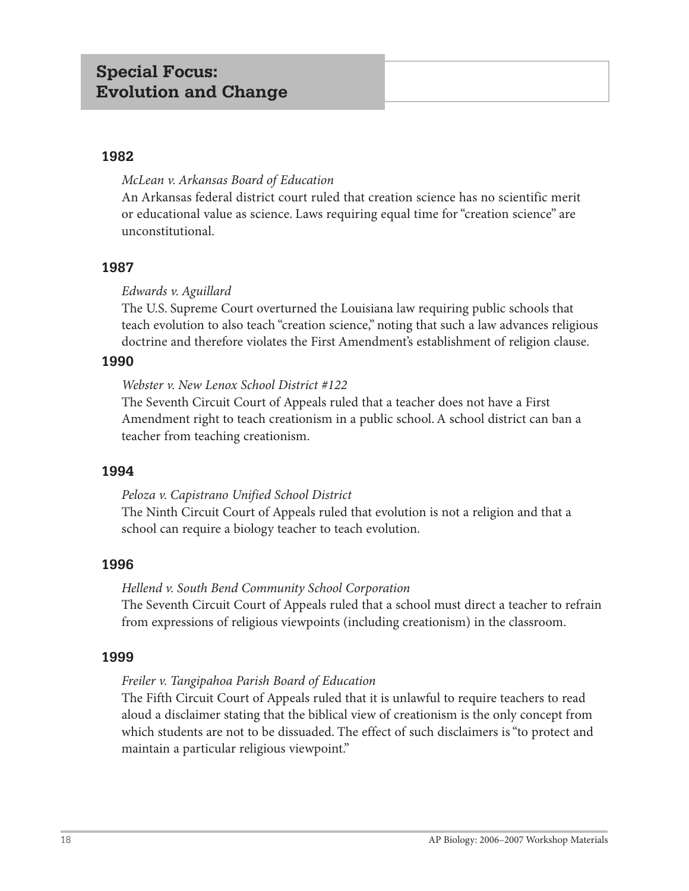## Special Focus: Evolution and Change

### 1982

*McLean v. Arkansas Board of Education*

An Arkansas federal district court ruled that creation science has no scientific merit or educational value as science. Laws requiring equal time for "creation science" are unconstitutional.

### 1987

*Edwards v. Aguillard*

The U.S. Supreme Court overturned the Louisiana law requiring public schools that teach evolution to also teach "creation science," noting that such a law advances religious doctrine and therefore violates the First Amendment's establishment of religion clause.

### 1990

*Webster v. New Lenox School District #122*

The Seventh Circuit Court of Appeals ruled that a teacher does not have a First Amendment right to teach creationism in a public school. A school district can ban a teacher from teaching creationism.

### 1994

*Peloza v. Capistrano Unified School District*

The Ninth Circuit Court of Appeals ruled that evolution is not a religion and that a school can require a biology teacher to teach evolution.

### 1996

*Hellend v. South Bend Community School Corporation*

The Seventh Circuit Court of Appeals ruled that a school must direct a teacher to refrain from expressions of religious viewpoints (including creationism) in the classroom.

### 1999

*Freiler v. Tangipahoa Parish Board of Education*

The Fifth Circuit Court of Appeals ruled that it is unlawful to require teachers to read aloud a disclaimer stating that the biblical view of creationism is the only concept from which students are not to be dissuaded. The effect of such disclaimers is "to protect and maintain a particular religious viewpoint."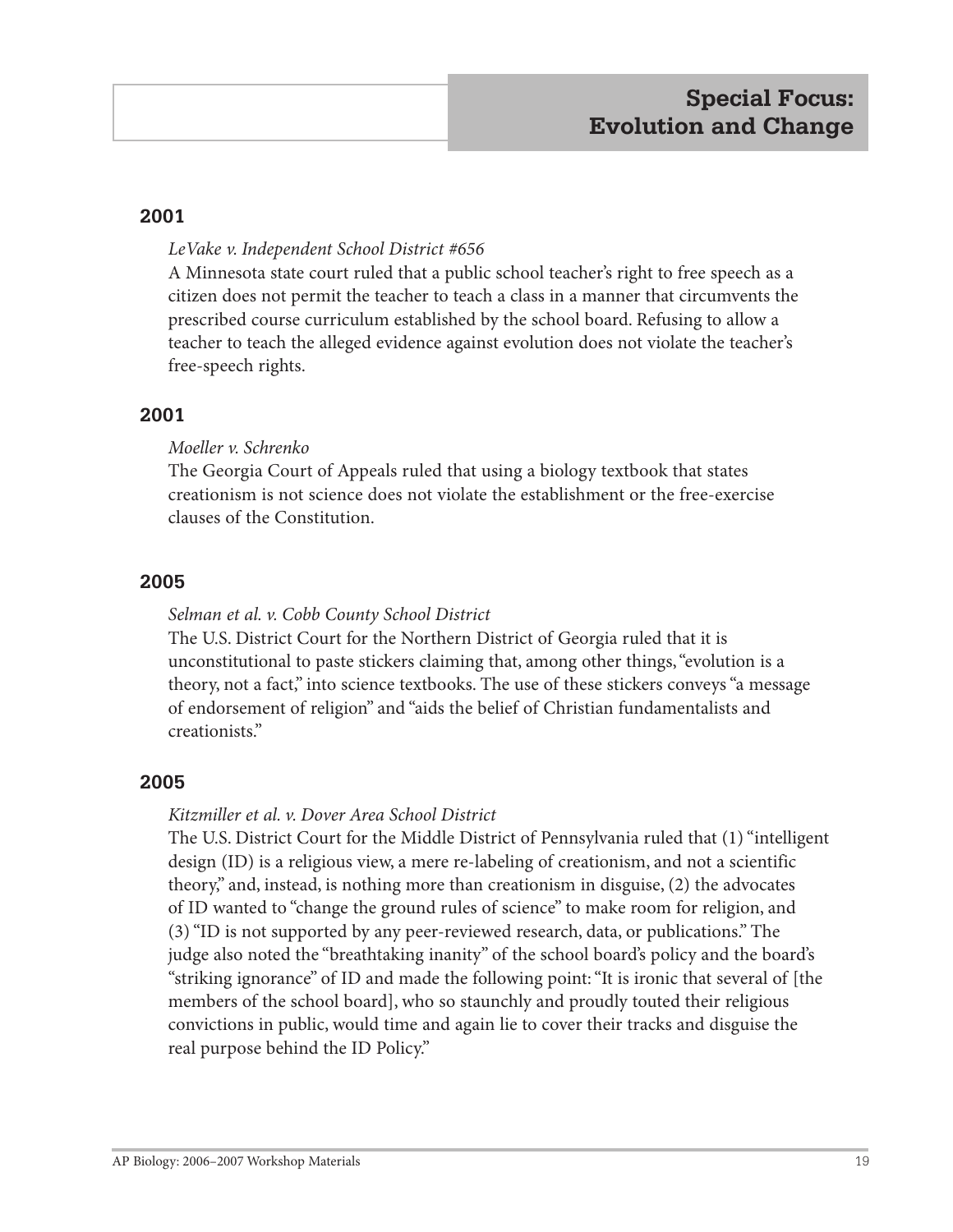## 2001

*LeVake v. Independent School District #656*

A Minnesota state court ruled that a public school teacher's right to free speech as a citizen does not permit the teacher to teach a class in a manner that circumvents the prescribed course curriculum established by the school board. Refusing to allow a teacher to teach the alleged evidence against evolution does not violate the teacher's free-speech rights.

## 2001

*Moeller v. Schrenko*

The Georgia Court of Appeals ruled that using a biology textbook that states creationism is not science does not violate the establishment or the free-exercise clauses of the Constitution.

## 2005

*Selman et al. v. Cobb County School District*

The U.S. District Court for the Northern District of Georgia ruled that it is unconstitutional to paste stickers claiming that, among other things, "evolution is a theory, not a fact," into science textbooks. The use of these stickers conveys "a message of endorsement of religion" and "aids the belief of Christian fundamentalists and creationists."

## 2005

*Kitzmiller et al. v. Dover Area School District*

The U.S. District Court for the Middle District of Pennsylvania ruled that (1) "intelligent design (ID) is a religious view, a mere re-labeling of creationism, and not a scientific theory," and, instead, is nothing more than creationism in disguise, (2) the advocates of ID wanted to "change the ground rules of science" to make room for religion, and (3) "ID is not supported by any peer-reviewed research, data, or publications." The judge also noted the "breathtaking inanity" of the school board's policy and the board's "striking ignorance" of ID and made the following point: "It is ironic that several of [the members of the school board], who so staunchly and proudly touted their religious convictions in public, would time and again lie to cover their tracks and disguise the real purpose behind the ID Policy."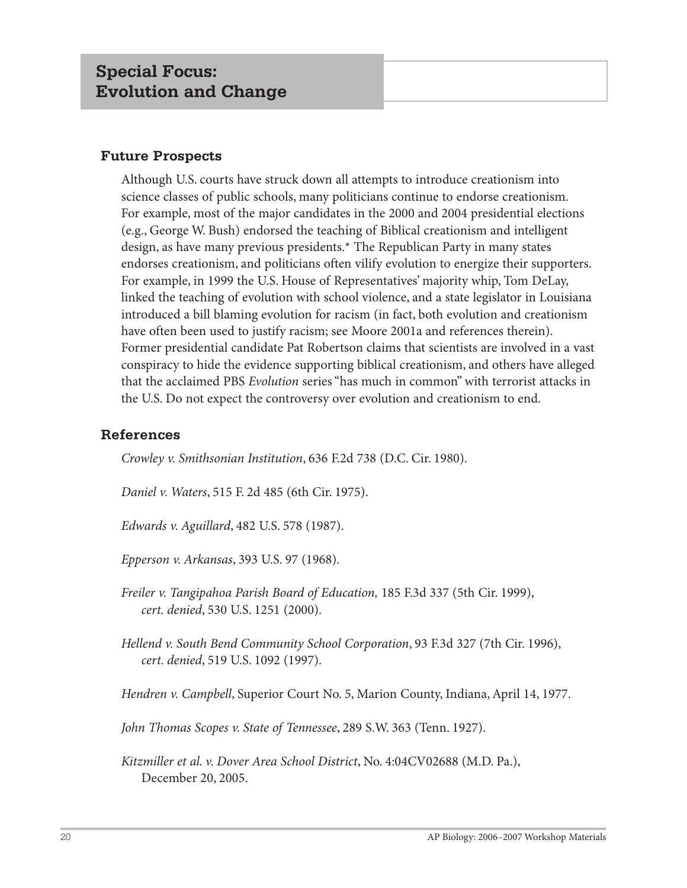## Special Focus: Evolution and Change

### Future Prospects

Although U.S. courts have struck down all attempts to introduce creationism into science classes of public schools, many politicians continue to endorse creationism. For example, most of the major candidates in the 2000 and 2004 presidential elections (e.g., George W. Bush) endorsed the teaching of Biblical creationism and intelligent design, as have many previous presidents.* The Republican Party in many states endorses creationism, and politicians often vilify evolution to energize their supporters. For example, in 1999 the U.S. House of Representatives' majority whip, Tom DeLay, linked the teaching of evolution with school violence, and a state legislator in Louisiana introduced a bill blaming evolution for racism (in fact, both evolution and creationism have often been used to justify racism; see Moore 2001a and references therein). Former presidential candidate Pat Robertson claims that scientists are involved in a vast conspiracy to hide the evidence supporting biblical creationism, and others have alleged that the acclaimed PBS *Evolution* series "has much in common" with terrorist attacks in the U.S. Do not expect the controversy over evolution and creationism to end.

### References

*Crowley v. Smithsonian Institution*, 636 F.2d 738 (D.C. Cir. 1980).

*Daniel v. Waters*, 515 F. 2d 485 (6th Cir. 1975).

*Edwards v. Aguillard*, 482 U.S. 578 (1987).

*Epperson v. Arkansas*, 393 U.S. 97 (1968).

*Freiler v. Tangipahoa Parish Board of Education,* 185 F.3d 337 (5th Cir. 1999), *cert. denied*, 530 U.S. 1251 (2000).

*Hellend v. South Bend Community School Corporation*, 93 F.3d 327 (7th Cir. 1996), *cert. denied*, 519 U.S. 1092 (1997).

*Hendren v. Campbell*, Superior Court No. 5, Marion County, Indiana, April 14, 1977.

*John Thomas Scopes v. State of Tennessee*, 289 S.W. 363 (Tenn. 1927).

*Kitzmiller et al. v. Dover Area School District*, No. 4:04CV02688 (M.D. Pa.), December 20, 2005.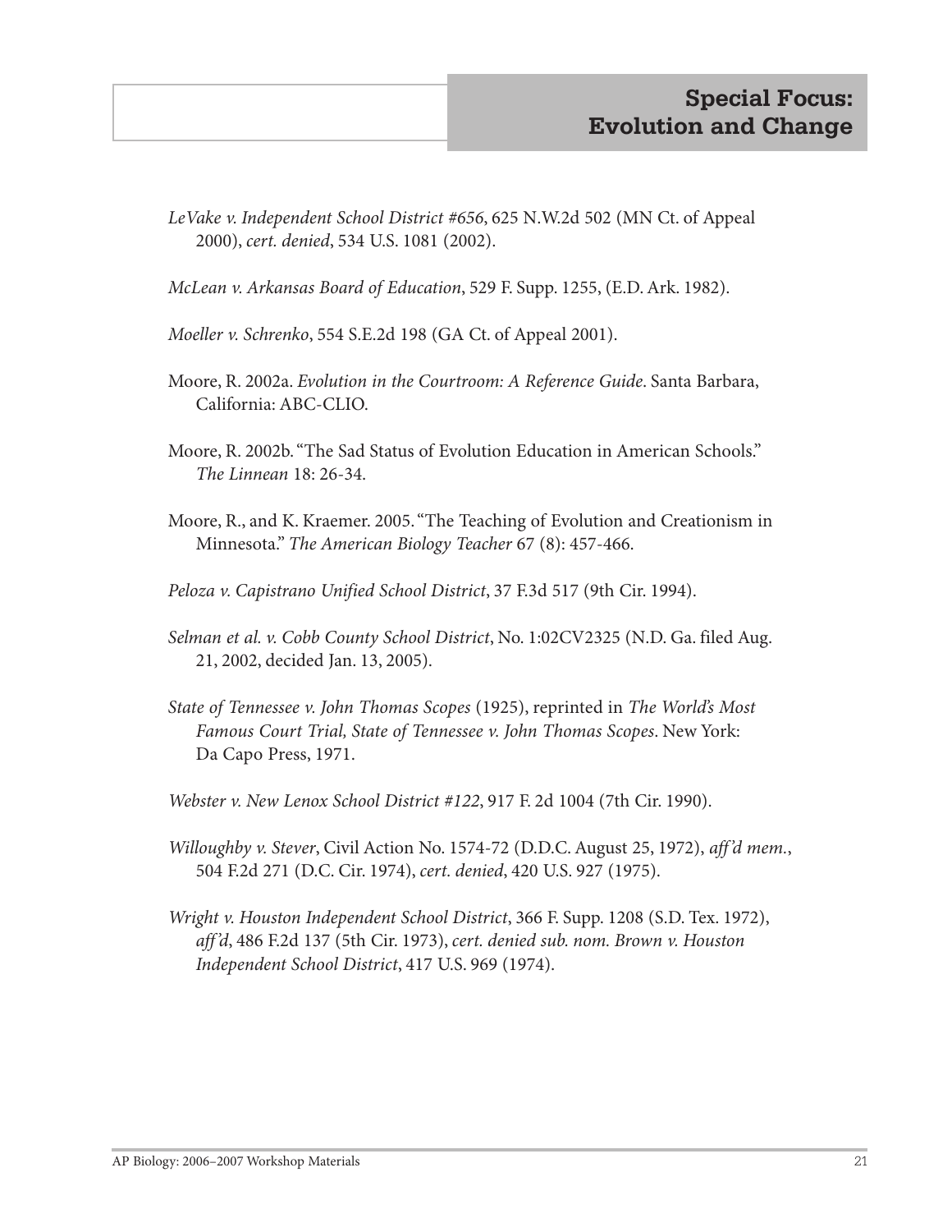*LeVake v. Independent School District #656*, 625 N.W.2d 502 (MN Ct. of Appeal 2000), *cert. denied*, 534 U.S. 1081 (2002).

*McLean v. Arkansas Board of Education*, 529 F. Supp. 1255, (E.D. Ark. 1982).

*Moeller v. Schrenko*, 554 S.E.2d 198 (GA Ct. of Appeal 2001).

Moore, R. 2002a. *Evolution in the Courtroom: A Reference Guide*. Santa Barbara, California: ABC-CLIO.

Moore, R. 2002b. "The Sad Status of Evolution Education in American Schools." *The Linnean* 18: 26-34.

Moore, R., and K. Kraemer. 2005. "The Teaching of Evolution and Creationism in Minnesota." *The American Biology Teacher* 67 (8): 457-466.

*Peloza v. Capistrano Unified School District*, 37 F.3d 517 (9th Cir. 1994).

*Selman et al. v. Cobb County School District*, No. 1:02CV2325 (N.D. Ga. filed Aug. 21, 2002, decided Jan. 13, 2005).

*State of Tennessee v. John Thomas Scopes* (1925), reprinted in *The World's Most Famous Court Trial, State of Tennessee v. John Thomas Scopes*. New York: Da Capo Press, 1971.

*Webster v. New Lenox School District #122*, 917 F. 2d 1004 (7th Cir. 1990).

*Willoughby v. Stever*, Civil Action No. 1574-72 (D.D.C. August 25, 1972), *aff'd mem.*, 504 F.2d 271 (D.C. Cir. 1974), *cert. denied*, 420 U.S. 927 (1975).

*Wright v. Houston Independent School District*, 366 F. Supp. 1208 (S.D. Tex. 1972), *aff'd*, 486 F.2d 137 (5th Cir. 1973), *cert. denied sub. nom. Brown v. Houston Independent School District*, 417 U.S. 969 (1974).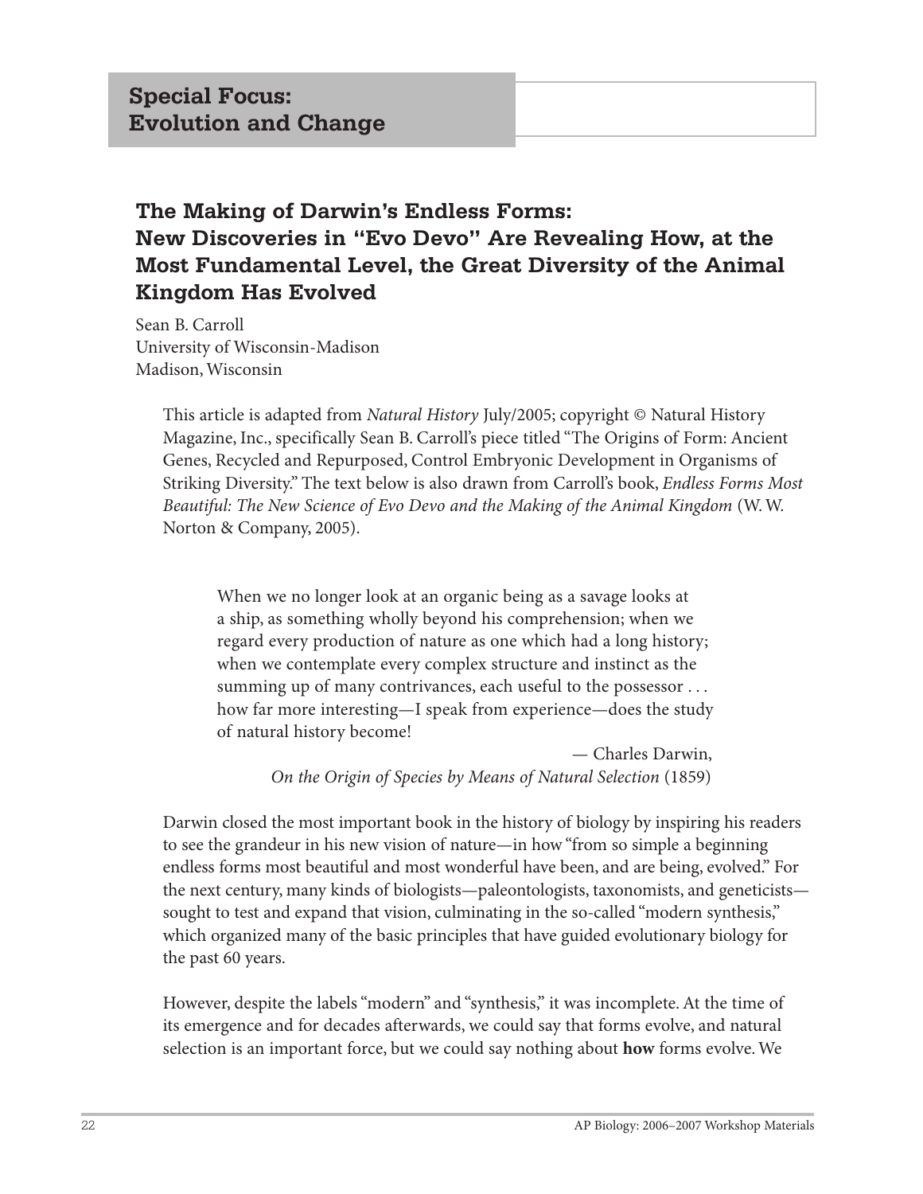## Special Focus: Evolution and Change

### The Making of Darwin's Endless Forms: New Discoveries in "Evo Devo" Are Revealing How, at the Most Fundamental Level, the Great Diversity of the Animal Kingdom Has Evolved

Sean B. Carroll
University of Wisconsin-Madison
Madison, Wisconsin

This article is adapted from *Natural History* July/2005; copyright © Natural History Magazine, Inc., specifically Sean B. Carroll's piece titled "The Origins of Form: Ancient Genes, Recycled and Repurposed, Control Embryonic Development in Organisms of Striking Diversity." The text below is also drawn from Carroll's book, *Endless Forms Most Beautiful: The New Science of Evo Devo and the Making of the Animal Kingdom* (W. W. Norton & Company, 2005).

> When we no longer look at an organic being as a savage looks at a ship, as something wholly beyond his comprehension; when we regard every production of nature as one which had a long history; when we contemplate every complex structure and instinct as the summing up of many contrivances, each useful to the possessor . . . how far more interesting—I speak from experience—does the study of natural history become!
>
> — Charles Darwin, *On the Origin of Species by Means of Natural Selection* (1859)

Darwin closed the most important book in the history of biology by inspiring his readers to see the grandeur in his new vision of nature—in how "from so simple a beginning endless forms most beautiful and most wonderful have been, and are being, evolved." For the next century, many kinds of biologists—paleontologists, taxonomists, and geneticists—sought to test and expand that vision, culminating in the so-called "modern synthesis," which organized many of the basic principles that have guided evolutionary biology for the past 60 years.

However, despite the labels "modern" and "synthesis," it was incomplete. At the time of its emergence and for decades afterwards, we could say that forms evolve, and natural selection is an important force, but we could say nothing about **how** forms evolve. We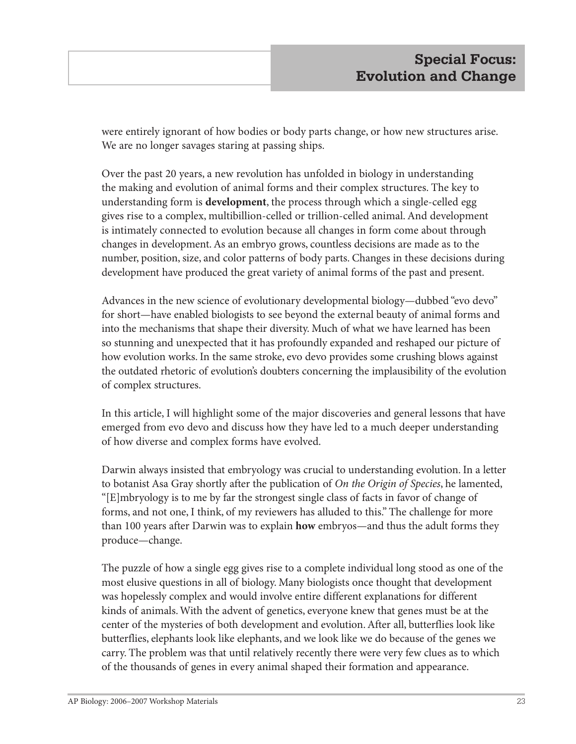were entirely ignorant of how bodies or body parts change, or how new structures arise. We are no longer savages staring at passing ships.

Over the past 20 years, a new revolution has unfolded in biology in understanding the making and evolution of animal forms and their complex structures. The key to understanding form is **development**, the process through which a single-celled egg gives rise to a complex, multibillion-celled or trillion-celled animal. And development is intimately connected to evolution because all changes in form come about through changes in development. As an embryo grows, countless decisions are made as to the number, position, size, and color patterns of body parts. Changes in these decisions during development have produced the great variety of animal forms of the past and present.

Advances in the new science of evolutionary developmental biology—dubbed "evo devo" for short—have enabled biologists to see beyond the external beauty of animal forms and into the mechanisms that shape their diversity. Much of what we have learned has been so stunning and unexpected that it has profoundly expanded and reshaped our picture of how evolution works. In the same stroke, evo devo provides some crushing blows against the outdated rhetoric of evolution's doubters concerning the implausibility of the evolution of complex structures.

In this article, I will highlight some of the major discoveries and general lessons that have emerged from evo devo and discuss how they have led to a much deeper understanding of how diverse and complex forms have evolved.

Darwin always insisted that embryology was crucial to understanding evolution. In a letter to botanist Asa Gray shortly after the publication of *On the Origin of Species*, he lamented, "[E]mbryology is to me by far the strongest single class of facts in favor of change of forms, and not one, I think, of my reviewers has alluded to this." The challenge for more than 100 years after Darwin was to explain **how** embryos—and thus the adult forms they produce—change.

The puzzle of how a single egg gives rise to a complete individual long stood as one of the most elusive questions in all of biology. Many biologists once thought that development was hopelessly complex and would involve entire different explanations for different kinds of animals. With the advent of genetics, everyone knew that genes must be at the center of the mysteries of both development and evolution. After all, butterflies look like butterflies, elephants look like elephants, and we look like we do because of the genes we carry. The problem was that until relatively recently there were very few clues as to which of the thousands of genes in every animal shaped their formation and appearance.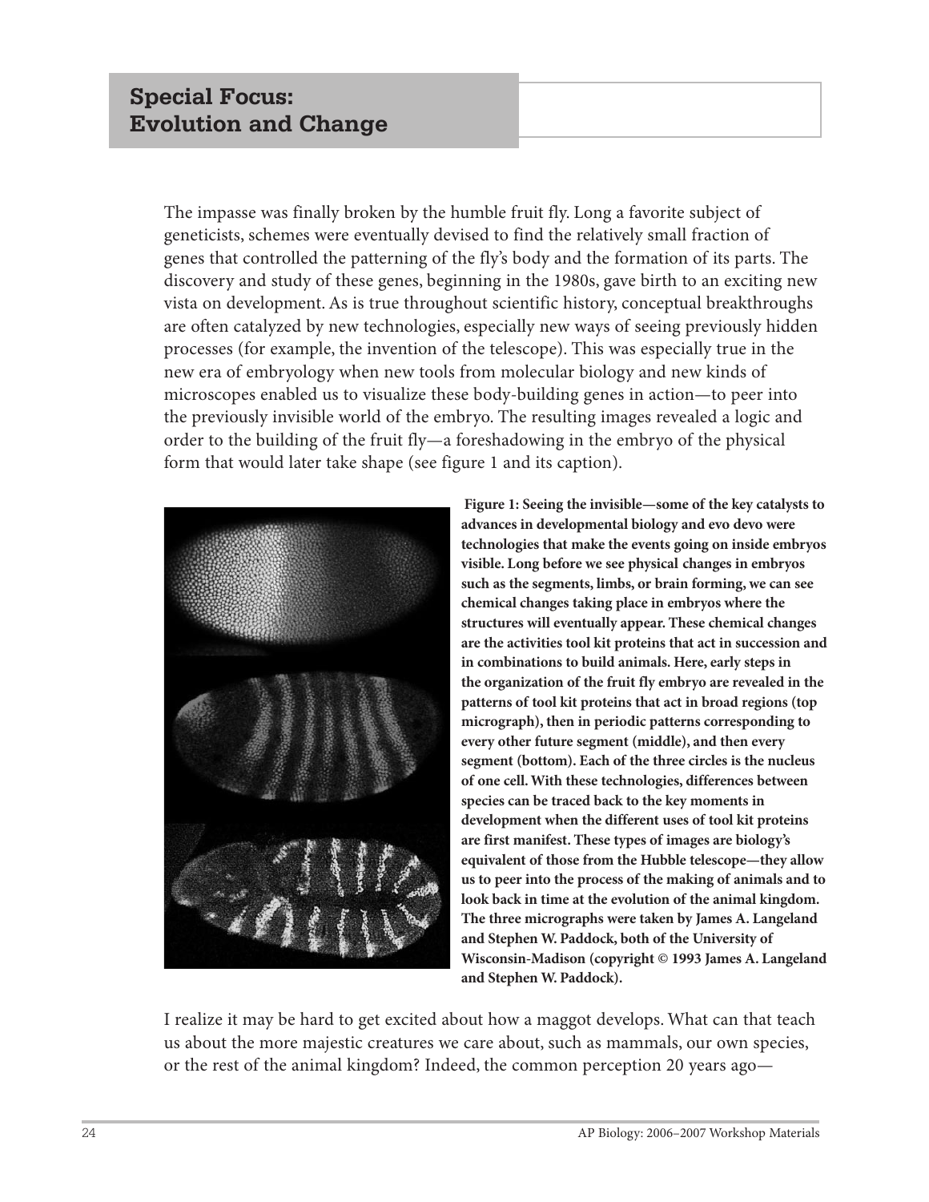## Special Focus: Evolution and Change

The impasse was finally broken by the humble fruit fly. Long a favorite subject of geneticists, schemes were eventually devised to find the relatively small fraction of genes that controlled the patterning of the fly's body and the formation of its parts. The discovery and study of these genes, beginning in the 1980s, gave birth to an exciting new vista on development. As is true throughout scientific history, conceptual breakthroughs are often catalyzed by new technologies, especially new ways of seeing previously hidden processes (for example, the invention of the telescope). This was especially true in the new era of embryology when new tools from molecular biology and new kinds of microscopes enabled us to visualize these body-building genes in action—to peer into the previously invisible world of the embryo. The resulting images revealed a logic and order to the building of the fruit fly—a foreshadowing in the embryo of the physical form that would later take shape (see figure 1 and its caption).

**Figure 1: Seeing the invisible—some of the key catalysts to advances in developmental biology and evo devo were technologies that make the events going on inside embryos visible. Long before we see physical changes in embryos such as the segments, limbs, or brain forming, we can see chemical changes taking place in embryos where the structures will eventually appear. These chemical changes are the activities tool kit proteins that act in succession and in combinations to build animals. Here, early steps in the organization of the fruit fly embryo are revealed in the patterns of tool kit proteins that act in broad regions (top micrograph), then in periodic patterns corresponding to every other future segment (middle), and then every segment (bottom). Each of the three circles is the nucleus of one cell. With these technologies, differences between species can be traced back to the key moments in development when the different uses of tool kit proteins are first manifest. These types of images are biology's equivalent of those from the Hubble telescope—they allow us to peer into the process of the making of animals and to look back in time at the evolution of the animal kingdom. The three micrographs were taken by James A. Langeland and Stephen W. Paddock, both of the University of Wisconsin-Madison (copyright © 1993 James A. Langeland and Stephen W. Paddock).**

I realize it may be hard to get excited about how a maggot develops. What can that teach us about the more majestic creatures we care about, such as mammals, our own species, or the rest of the animal kingdom? Indeed, the common perception 20 years ago—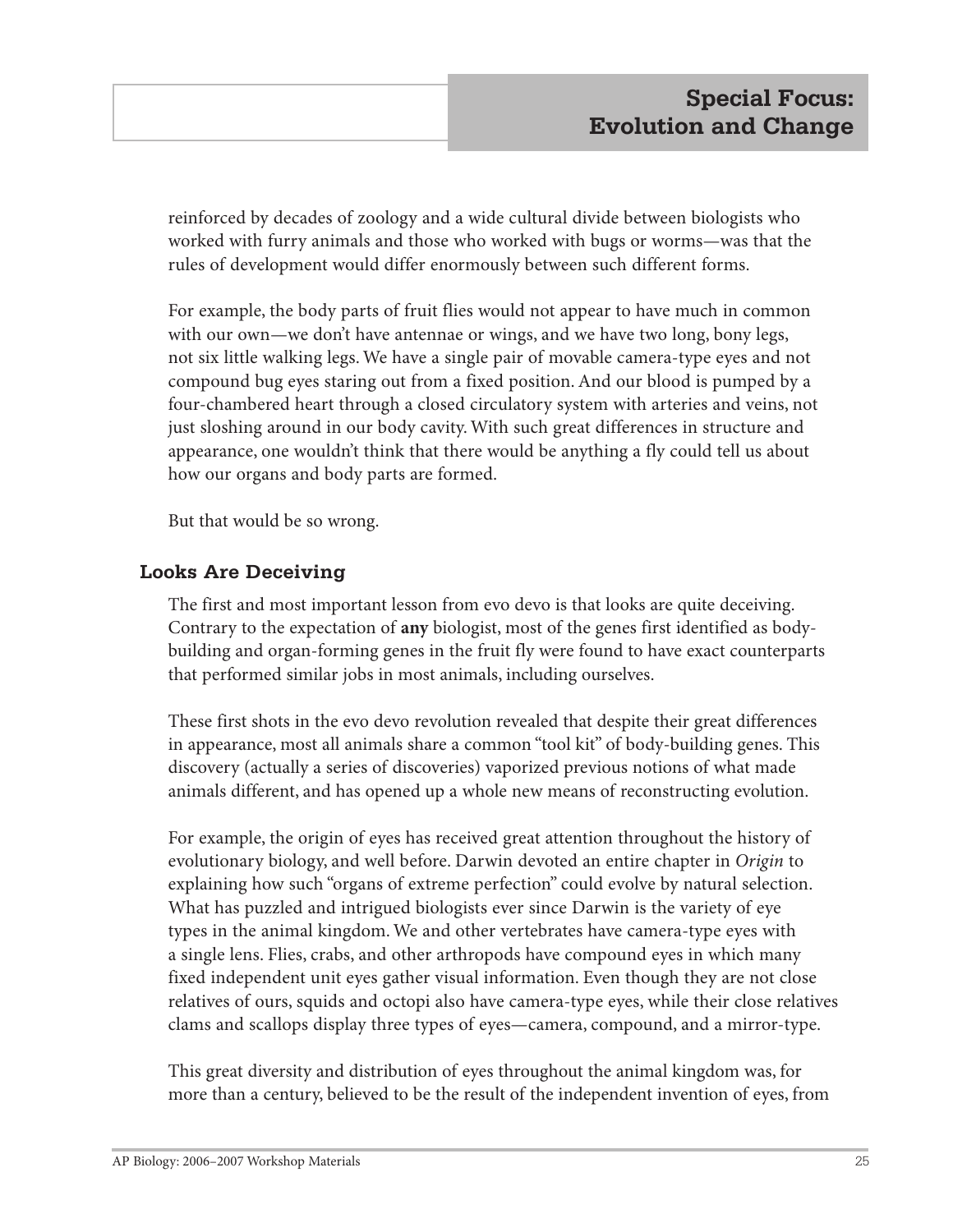reinforced by decades of zoology and a wide cultural divide between biologists who worked with furry animals and those who worked with bugs or worms—was that the rules of development would differ enormously between such different forms.

For example, the body parts of fruit flies would not appear to have much in common with our own—we don't have antennae or wings, and we have two long, bony legs, not six little walking legs. We have a single pair of movable camera-type eyes and not compound bug eyes staring out from a fixed position. And our blood is pumped by a four-chambered heart through a closed circulatory system with arteries and veins, not just sloshing around in our body cavity. With such great differences in structure and appearance, one wouldn't think that there would be anything a fly could tell us about how our organs and body parts are formed.

But that would be so wrong.

### Looks Are Deceiving

The first and most important lesson from evo devo is that looks are quite deceiving. Contrary to the expectation of **any** biologist, most of the genes first identified as body-building and organ-forming genes in the fruit fly were found to have exact counterparts that performed similar jobs in most animals, including ourselves.

These first shots in the evo devo revolution revealed that despite their great differences in appearance, most all animals share a common "tool kit" of body-building genes. This discovery (actually a series of discoveries) vaporized previous notions of what made animals different, and has opened up a whole new means of reconstructing evolution.

For example, the origin of eyes has received great attention throughout the history of evolutionary biology, and well before. Darwin devoted an entire chapter in *Origin* to explaining how such "organs of extreme perfection" could evolve by natural selection. What has puzzled and intrigued biologists ever since Darwin is the variety of eye types in the animal kingdom. We and other vertebrates have camera-type eyes with a single lens. Flies, crabs, and other arthropods have compound eyes in which many fixed independent unit eyes gather visual information. Even though they are not close relatives of ours, squids and octopi also have camera-type eyes, while their close relatives clams and scallops display three types of eyes—camera, compound, and a mirror-type.

This great diversity and distribution of eyes throughout the animal kingdom was, for more than a century, believed to be the result of the independent invention of eyes, from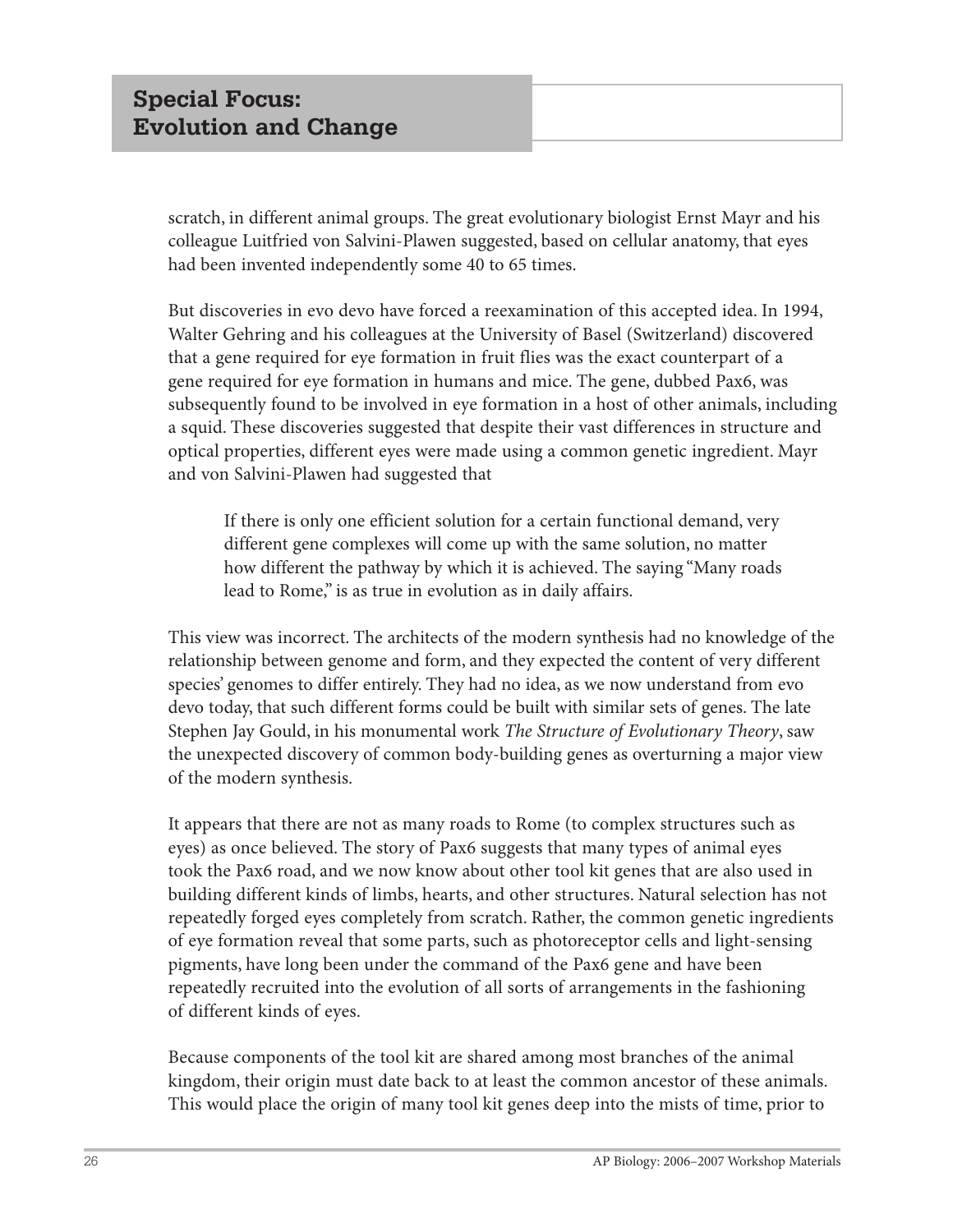scratch, in different animal groups. The great evolutionary biologist Ernst Mayr and his colleague Luitfried von Salvini-Plawen suggested, based on cellular anatomy, that eyes had been invented independently some 40 to 65 times.

But discoveries in evo devo have forced a reexamination of this accepted idea. In 1994, Walter Gehring and his colleagues at the University of Basel (Switzerland) discovered that a gene required for eye formation in fruit flies was the exact counterpart of a gene required for eye formation in humans and mice. The gene, dubbed Pax6, was subsequently found to be involved in eye formation in a host of other animals, including a squid. These discoveries suggested that despite their vast differences in structure and optical properties, different eyes were made using a common genetic ingredient. Mayr and von Salvini-Plawen had suggested that

> If there is only one efficient solution for a certain functional demand, very different gene complexes will come up with the same solution, no matter how different the pathway by which it is achieved. The saying "Many roads lead to Rome," is as true in evolution as in daily affairs.

This view was incorrect. The architects of the modern synthesis had no knowledge of the relationship between genome and form, and they expected the content of very different species' genomes to differ entirely. They had no idea, as we now understand from evo devo today, that such different forms could be built with similar sets of genes. The late Stephen Jay Gould, in his monumental work *The Structure of Evolutionary Theory*, saw the unexpected discovery of common body-building genes as overturning a major view of the modern synthesis.

It appears that there are not as many roads to Rome (to complex structures such as eyes) as once believed. The story of Pax6 suggests that many types of animal eyes took the Pax6 road, and we now know about other tool kit genes that are also used in building different kinds of limbs, hearts, and other structures. Natural selection has not repeatedly forged eyes completely from scratch. Rather, the common genetic ingredients of eye formation reveal that some parts, such as photoreceptor cells and light-sensing pigments, have long been under the command of the Pax6 gene and have been repeatedly recruited into the evolution of all sorts of arrangements in the fashioning of different kinds of eyes.

Because components of the tool kit are shared among most branches of the animal kingdom, their origin must date back to at least the common ancestor of these animals. This would place the origin of many tool kit genes deep into the mists of time, prior to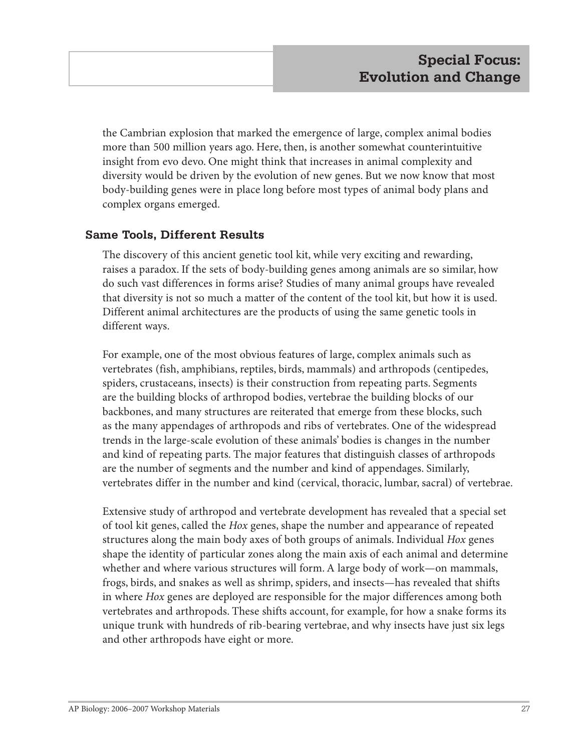the Cambrian explosion that marked the emergence of large, complex animal bodies more than 500 million years ago. Here, then, is another somewhat counterintuitive insight from evo devo. One might think that increases in animal complexity and diversity would be driven by the evolution of new genes. But we now know that most body-building genes were in place long before most types of animal body plans and complex organs emerged.

### Same Tools, Different Results

The discovery of this ancient genetic tool kit, while very exciting and rewarding, raises a paradox. If the sets of body-building genes among animals are so similar, how do such vast differences in forms arise? Studies of many animal groups have revealed that diversity is not so much a matter of the content of the tool kit, but how it is used. Different animal architectures are the products of using the same genetic tools in different ways.

For example, one of the most obvious features of large, complex animals such as vertebrates (fish, amphibians, reptiles, birds, mammals) and arthropods (centipedes, spiders, crustaceans, insects) is their construction from repeating parts. Segments are the building blocks of arthropod bodies, vertebrae the building blocks of our backbones, and many structures are reiterated that emerge from these blocks, such as the many appendages of arthropods and ribs of vertebrates. One of the widespread trends in the large-scale evolution of these animals' bodies is changes in the number and kind of repeating parts. The major features that distinguish classes of arthropods are the number of segments and the number and kind of appendages. Similarly, vertebrates differ in the number and kind (cervical, thoracic, lumbar, sacral) of vertebrae.

Extensive study of arthropod and vertebrate development has revealed that a special set of tool kit genes, called the *Hox* genes, shape the number and appearance of repeated structures along the main body axes of both groups of animals. Individual *Hox* genes shape the identity of particular zones along the main axis of each animal and determine whether and where various structures will form. A large body of work—on mammals, frogs, birds, and snakes as well as shrimp, spiders, and insects—has revealed that shifts in where *Hox* genes are deployed are responsible for the major differences among both vertebrates and arthropods. These shifts account, for example, for how a snake forms its unique trunk with hundreds of rib-bearing vertebrae, and why insects have just six legs and other arthropods have eight or more.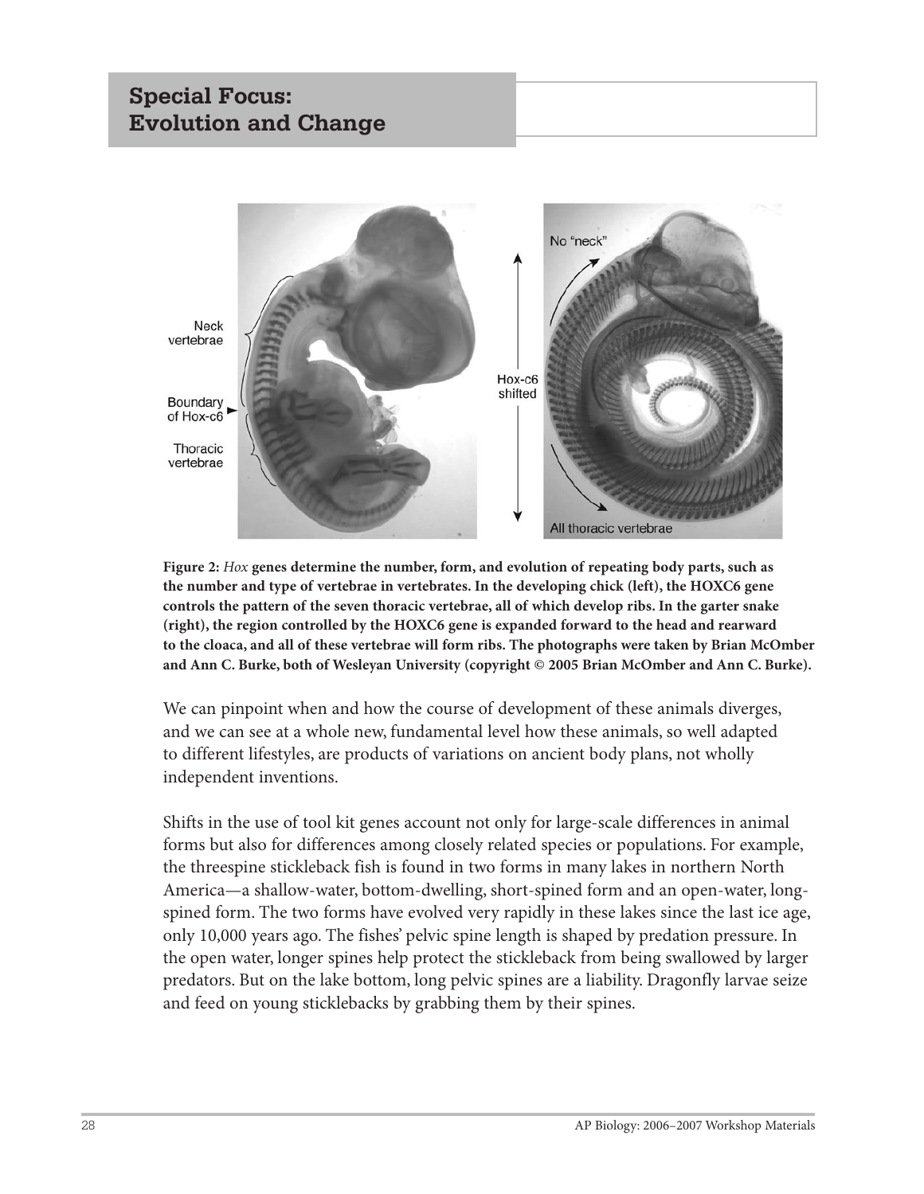## Special Focus: Evolution and Change

**Figure 2:** ***Hox*** **genes determine the number, form, and evolution of repeating body parts, such as the number and type of vertebrae in vertebrates. In the developing chick (left), the HOXC6 gene controls the pattern of the seven thoracic vertebrae, all of which develop ribs. In the garter snake (right), the region controlled by the HOXC6 gene is expanded forward to the head and rearward to the cloaca, and all of these vertebrae will form ribs. The photographs were taken by Brian McOmber and Ann C. Burke, both of Wesleyan University (copyright © 2005 Brian McOmber and Ann C. Burke).**

We can pinpoint when and how the course of development of these animals diverges, and we can see at a whole new, fundamental level how these animals, so well adapted to different lifestyles, are products of variations on ancient body plans, not wholly independent inventions.

Shifts in the use of tool kit genes account not only for large-scale differences in animal forms but also for differences among closely related species or populations. For example, the threespine stickleback fish is found in two forms in many lakes in northern North America—a shallow-water, bottom-dwelling, short-spined form and an open-water, long-spined form. The two forms have evolved very rapidly in these lakes since the last ice age, only 10,000 years ago. The fishes' pelvic spine length is shaped by predation pressure. In the open water, longer spines help protect the stickleback from being swallowed by larger predators. But on the lake bottom, long pelvic spines are a liability. Dragonfly larvae seize and feed on young sticklebacks by grabbing them by their spines.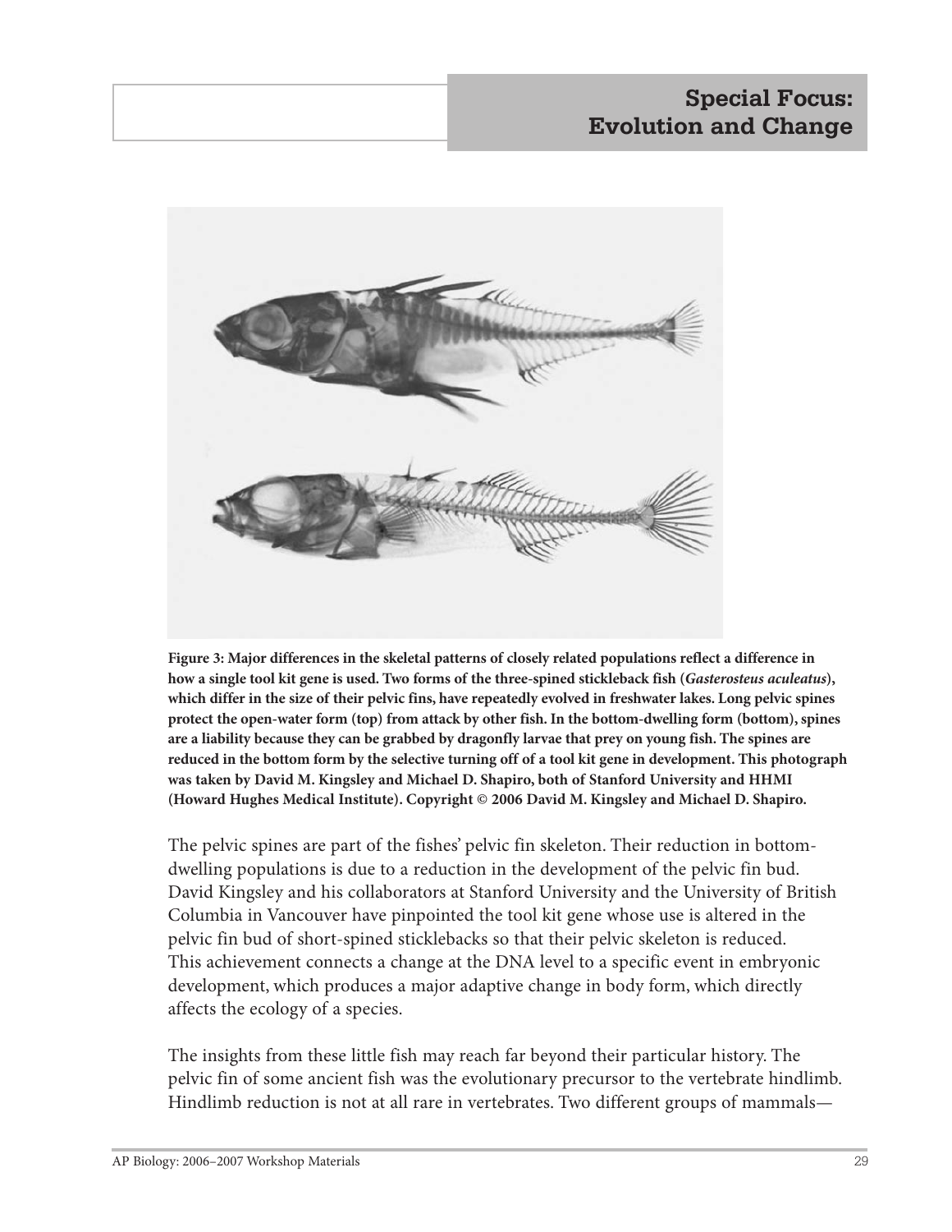**Figure 3: Major differences in the skeletal patterns of closely related populations reflect a difference in how a single tool kit gene is used. Two forms of the three-spined stickleback fish (*Gasterosteus aculeatus*), which differ in the size of their pelvic fins, have repeatedly evolved in freshwater lakes. Long pelvic spines protect the open-water form (top) from attack by other fish. In the bottom-dwelling form (bottom), spines are a liability because they can be grabbed by dragonfly larvae that prey on young fish. The spines are reduced in the bottom form by the selective turning off of a tool kit gene in development. This photograph was taken by David M. Kingsley and Michael D. Shapiro, both of Stanford University and HHMI (Howard Hughes Medical Institute). Copyright © 2006 David M. Kingsley and Michael D. Shapiro.**

The pelvic spines are part of the fishes' pelvic fin skeleton. Their reduction in bottom-dwelling populations is due to a reduction in the development of the pelvic fin bud. David Kingsley and his collaborators at Stanford University and the University of British Columbia in Vancouver have pinpointed the tool kit gene whose use is altered in the pelvic fin bud of short-spined sticklebacks so that their pelvic skeleton is reduced. This achievement connects a change at the DNA level to a specific event in embryonic development, which produces a major adaptive change in body form, which directly affects the ecology of a species.

The insights from these little fish may reach far beyond their particular history. The pelvic fin of some ancient fish was the evolutionary precursor to the vertebrate hindlimb. Hindlimb reduction is not at all rare in vertebrates. Two different groups of mammals—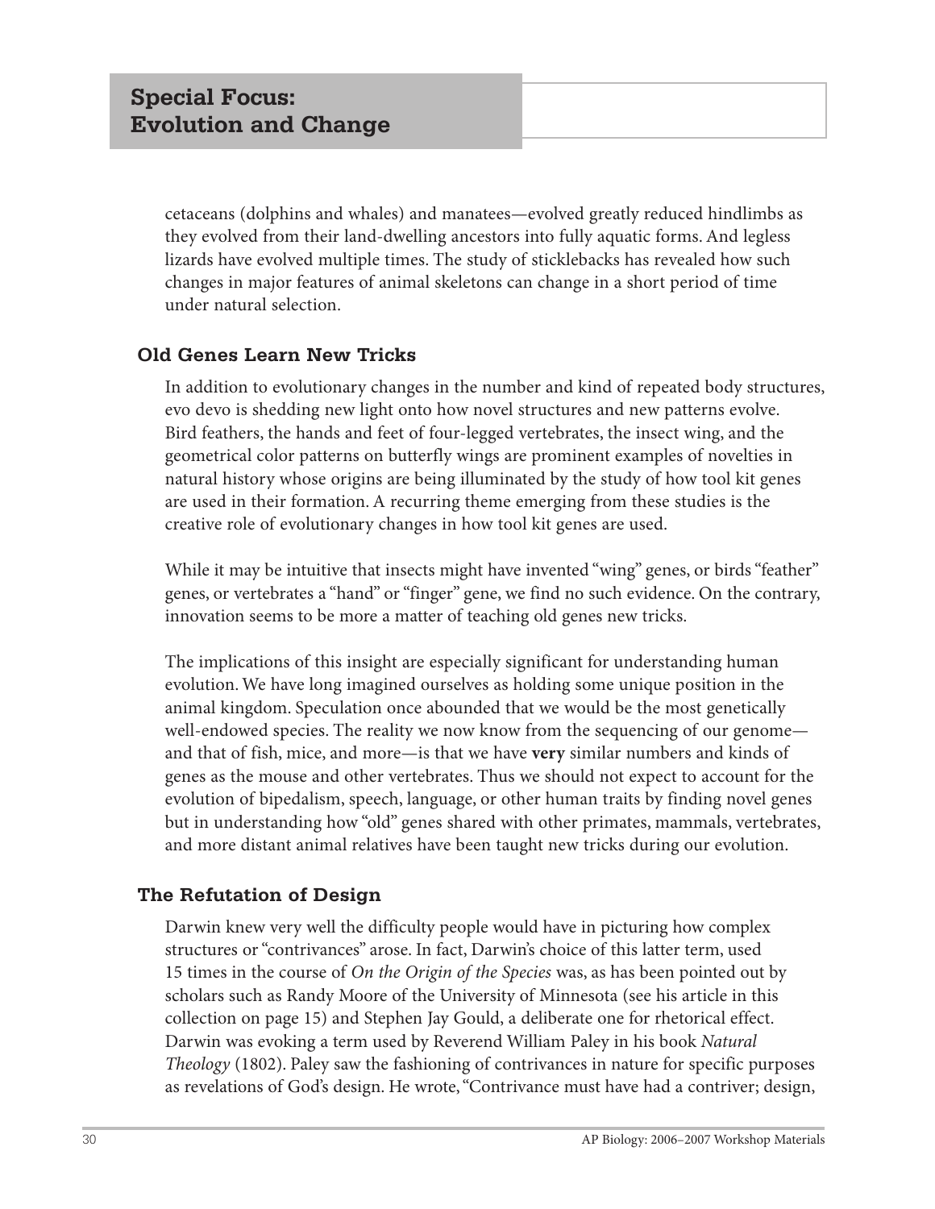cetaceans (dolphins and whales) and manatees—evolved greatly reduced hindlimbs as they evolved from their land-dwelling ancestors into fully aquatic forms. And legless lizards have evolved multiple times. The study of sticklebacks has revealed how such changes in major features of animal skeletons can change in a short period of time under natural selection.

### Old Genes Learn New Tricks

In addition to evolutionary changes in the number and kind of repeated body structures, evo devo is shedding new light onto how novel structures and new patterns evolve. Bird feathers, the hands and feet of four-legged vertebrates, the insect wing, and the geometrical color patterns on butterfly wings are prominent examples of novelties in natural history whose origins are being illuminated by the study of how tool kit genes are used in their formation. A recurring theme emerging from these studies is the creative role of evolutionary changes in how tool kit genes are used.

While it may be intuitive that insects might have invented "wing" genes, or birds "feather" genes, or vertebrates a "hand" or "finger" gene, we find no such evidence. On the contrary, innovation seems to be more a matter of teaching old genes new tricks.

The implications of this insight are especially significant for understanding human evolution. We have long imagined ourselves as holding some unique position in the animal kingdom. Speculation once abounded that we would be the most genetically well-endowed species. The reality we now know from the sequencing of our genome—and that of fish, mice, and more—is that we have **very** similar numbers and kinds of genes as the mouse and other vertebrates. Thus we should not expect to account for the evolution of bipedalism, speech, language, or other human traits by finding novel genes but in understanding how "old" genes shared with other primates, mammals, vertebrates, and more distant animal relatives have been taught new tricks during our evolution.

### The Refutation of Design

Darwin knew very well the difficulty people would have in picturing how complex structures or "contrivances" arose. In fact, Darwin's choice of this latter term, used 15 times in the course of *On the Origin of the Species* was, as has been pointed out by scholars such as Randy Moore of the University of Minnesota (see his article in this collection on page 15) and Stephen Jay Gould, a deliberate one for rhetorical effect. Darwin was evoking a term used by Reverend William Paley in his book *Natural Theology* (1802). Paley saw the fashioning of contrivances in nature for specific purposes as revelations of God's design. He wrote, "Contrivance must have had a contriver; design,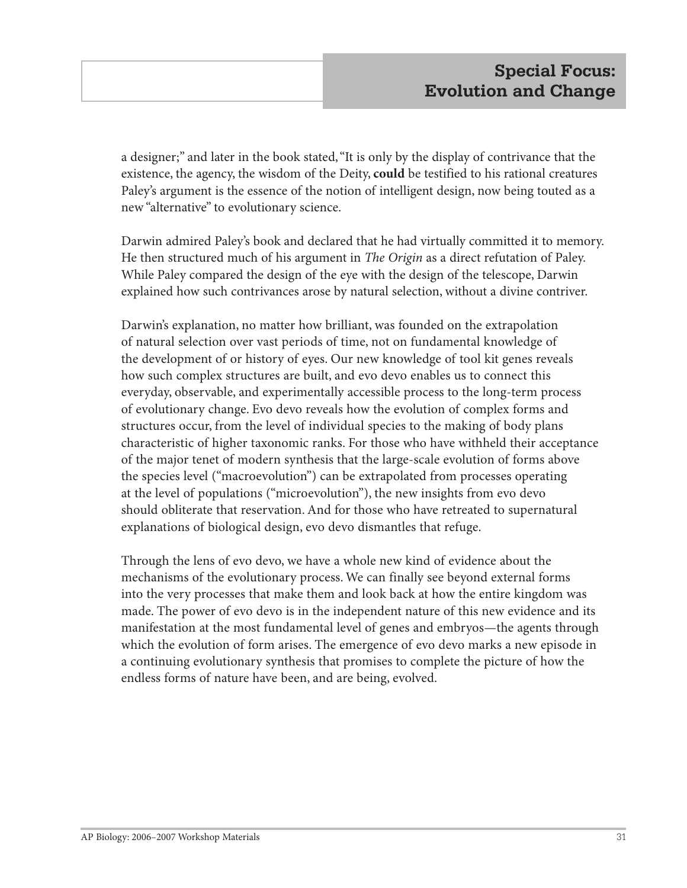a designer;" and later in the book stated, "It is only by the display of contrivance that the existence, the agency, the wisdom of the Deity, **could** be testified to his rational creatures Paley's argument is the essence of the notion of intelligent design, now being touted as a new "alternative" to evolutionary science.

Darwin admired Paley's book and declared that he had virtually committed it to memory. He then structured much of his argument in *The Origin* as a direct refutation of Paley. While Paley compared the design of the eye with the design of the telescope, Darwin explained how such contrivances arose by natural selection, without a divine contriver.

Darwin's explanation, no matter how brilliant, was founded on the extrapolation of natural selection over vast periods of time, not on fundamental knowledge of the development of or history of eyes. Our new knowledge of tool kit genes reveals how such complex structures are built, and evo devo enables us to connect this everyday, observable, and experimentally accessible process to the long-term process of evolutionary change. Evo devo reveals how the evolution of complex forms and structures occur, from the level of individual species to the making of body plans characteristic of higher taxonomic ranks. For those who have withheld their acceptance of the major tenet of modern synthesis that the large-scale evolution of forms above the species level ("macroevolution") can be extrapolated from processes operating at the level of populations ("microevolution"), the new insights from evo devo should obliterate that reservation. And for those who have retreated to supernatural explanations of biological design, evo devo dismantles that refuge.

Through the lens of evo devo, we have a whole new kind of evidence about the mechanisms of the evolutionary process. We can finally see beyond external forms into the very processes that make them and look back at how the entire kingdom was made. The power of evo devo is in the independent nature of this new evidence and its manifestation at the most fundamental level of genes and embryos—the agents through which the evolution of form arises. The emergence of evo devo marks a new episode in a continuing evolutionary synthesis that promises to complete the picture of how the endless forms of nature have been, and are being, evolved.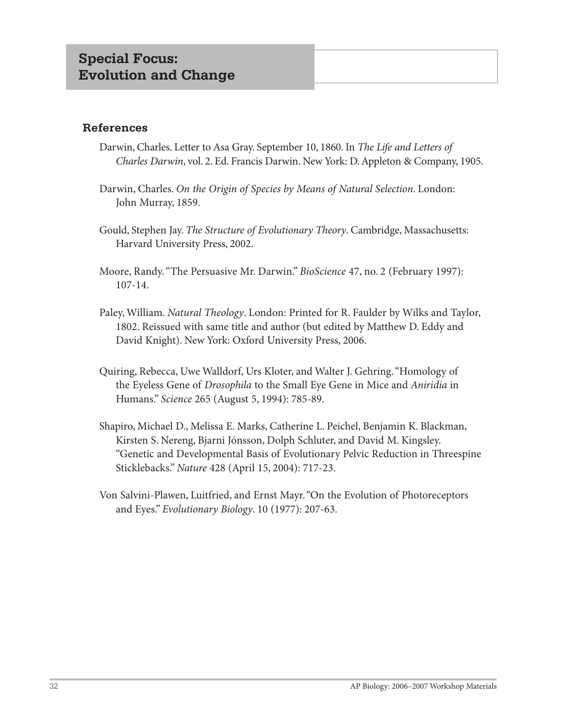# Special Focus: Evolution and Change

## References

Darwin, Charles. Letter to Asa Gray. September 10, 1860. In *The Life and Letters of Charles Darwin*, vol. 2. Ed. Francis Darwin. New York: D. Appleton & Company, 1905.

Darwin, Charles. *On the Origin of Species by Means of Natural Selection*. London: John Murray, 1859.

Gould, Stephen Jay. *The Structure of Evolutionary Theory*. Cambridge, Massachusetts: Harvard University Press, 2002.

Moore, Randy. "The Persuasive Mr. Darwin." *BioScience* 47, no. 2 (February 1997): 107-14.

Paley, William. *Natural Theology*. London: Printed for R. Faulder by Wilks and Taylor, 1802. Reissued with same title and author (but edited by Matthew D. Eddy and David Knight). New York: Oxford University Press, 2006.

Quiring, Rebecca, Uwe Walldorf, Urs Kloter, and Walter J. Gehring. "Homology of the Eyeless Gene of *Drosophila* to the Small Eye Gene in Mice and *Aniridia* in Humans." *Science* 265 (August 5, 1994): 785-89.

Shapiro, Michael D., Melissa E. Marks, Catherine L. Peichel, Benjamin K. Blackman, Kirsten S. Nereng, Bjarni Jónsson, Dolph Schluter, and David M. Kingsley. "Genetic and Developmental Basis of Evolutionary Pelvic Reduction in Threespine Sticklebacks." *Nature* 428 (April 15, 2004): 717-23.

Von Salvini-Plawen, Luitfried, and Ernst Mayr. "On the Evolution of Photoreceptors and Eyes." *Evolutionary Biology*. 10 (1977): 207-63.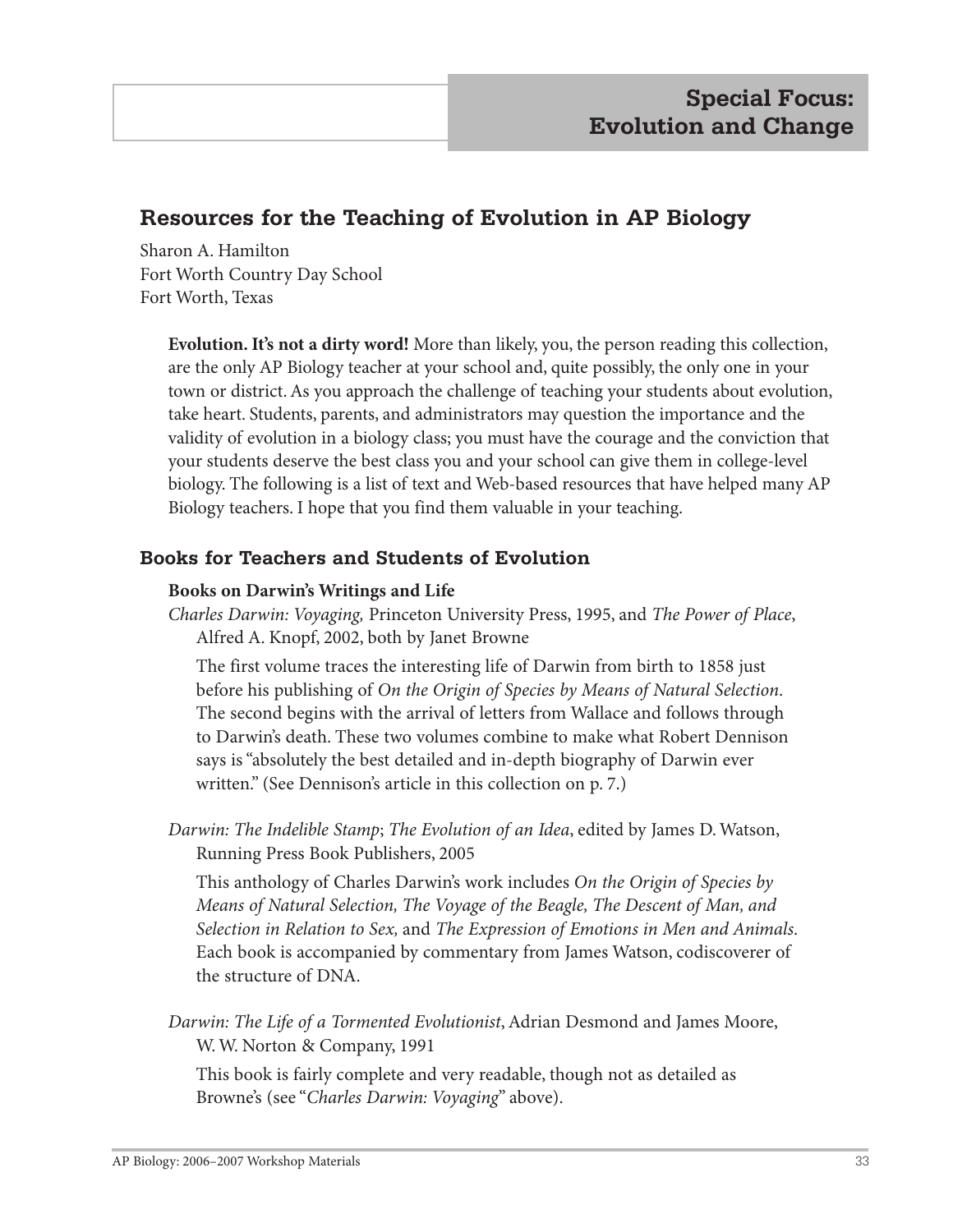## Special Focus: Evolution and Change

# Resources for the Teaching of Evolution in AP Biology

Sharon A. Hamilton
Fort Worth Country Day School
Fort Worth, Texas

**Evolution. It's not a dirty word!** More than likely, you, the person reading this collection, are the only AP Biology teacher at your school and, quite possibly, the only one in your town or district. As you approach the challenge of teaching your students about evolution, take heart. Students, parents, and administrators may question the importance and the validity of evolution in a biology class; you must have the courage and the conviction that your students deserve the best class you and your school can give them in college-level biology. The following is a list of text and Web-based resources that have helped many AP Biology teachers. I hope that you find them valuable in your teaching.

## Books for Teachers and Students of Evolution

### Books on Darwin's Writings and Life

*Charles Darwin: Voyaging,* Princeton University Press, 1995, and *The Power of Place*, Alfred A. Knopf, 2002, both by Janet Browne

The first volume traces the interesting life of Darwin from birth to 1858 just before his publishing of *On the Origin of Species by Means of Natural Selection*. The second begins with the arrival of letters from Wallace and follows through to Darwin's death. These two volumes combine to make what Robert Dennison says is "absolutely the best detailed and in-depth biography of Darwin ever written." (See Dennison's article in this collection on p. 7.)

*Darwin: The Indelible Stamp*; *The Evolution of an Idea*, edited by James D. Watson, Running Press Book Publishers, 2005

This anthology of Charles Darwin's work includes *On the Origin of Species by Means of Natural Selection, The Voyage of the Beagle, The Descent of Man, and Selection in Relation to Sex,* and *The Expression of Emotions in Men and Animals*. Each book is accompanied by commentary from James Watson, codiscoverer of the structure of DNA.

*Darwin: The Life of a Tormented Evolutionist*, Adrian Desmond and James Moore, W. W. Norton & Company, 1991

This book is fairly complete and very readable, though not as detailed as Browne's (see "*Charles Darwin: Voyaging*" above).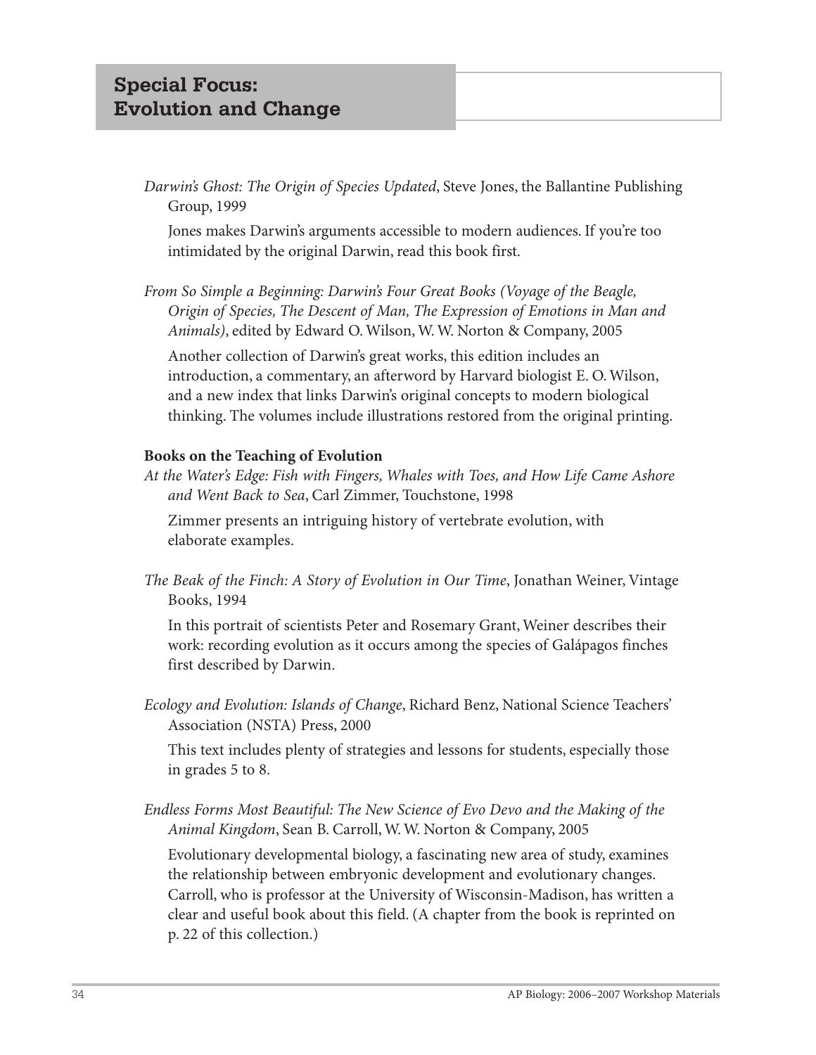## Special Focus: Evolution and Change

*Darwin's Ghost: The Origin of Species Updated*, Steve Jones, the Ballantine Publishing Group, 1999

Jones makes Darwin's arguments accessible to modern audiences. If you're too intimidated by the original Darwin, read this book first.

*From So Simple a Beginning: Darwin's Four Great Books (Voyage of the Beagle, Origin of Species, The Descent of Man, The Expression of Emotions in Man and Animals)*, edited by Edward O. Wilson, W. W. Norton & Company, 2005

Another collection of Darwin's great works, this edition includes an introduction, a commentary, an afterword by Harvard biologist E. O. Wilson, and a new index that links Darwin's original concepts to modern biological thinking. The volumes include illustrations restored from the original printing.

**Books on the Teaching of Evolution**

*At the Water's Edge: Fish with Fingers, Whales with Toes, and How Life Came Ashore and Went Back to Sea*, Carl Zimmer, Touchstone, 1998

Zimmer presents an intriguing history of vertebrate evolution, with elaborate examples.

*The Beak of the Finch: A Story of Evolution in Our Time*, Jonathan Weiner, Vintage Books, 1994

In this portrait of scientists Peter and Rosemary Grant, Weiner describes their work: recording evolution as it occurs among the species of Galápagos finches first described by Darwin.

*Ecology and Evolution: Islands of Change*, Richard Benz, National Science Teachers' Association (NSTA) Press, 2000

This text includes plenty of strategies and lessons for students, especially those in grades 5 to 8.

*Endless Forms Most Beautiful: The New Science of Evo Devo and the Making of the Animal Kingdom*, Sean B. Carroll, W. W. Norton & Company, 2005

Evolutionary developmental biology, a fascinating new area of study, examines the relationship between embryonic development and evolutionary changes. Carroll, who is professor at the University of Wisconsin-Madison, has written a clear and useful book about this field. (A chapter from the book is reprinted on p. 22 of this collection.)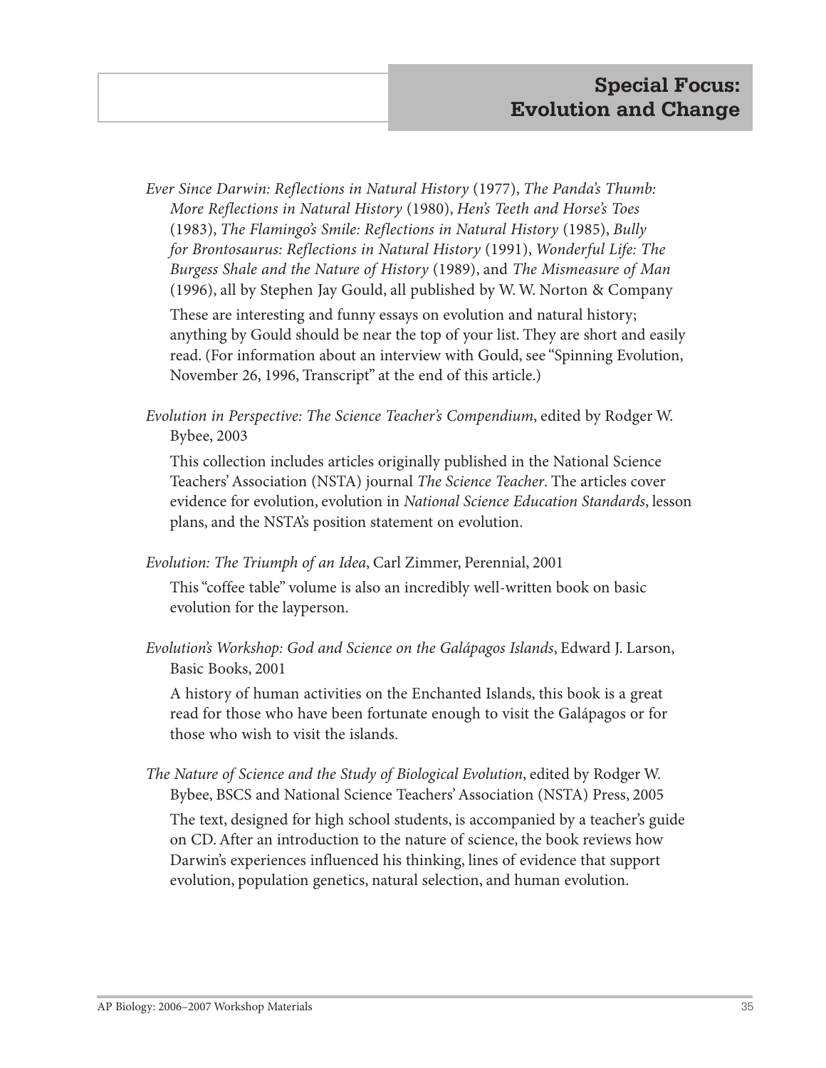*Ever Since Darwin: Reflections in Natural History* (1977), *The Panda's Thumb: More Reflections in Natural History* (1980), *Hen's Teeth and Horse's Toes* (1983), *The Flamingo's Smile: Reflections in Natural History* (1985), *Bully for Brontosaurus: Reflections in Natural History* (1991), *Wonderful Life: The Burgess Shale and the Nature of History* (1989), and *The Mismeasure of Man* (1996), all by Stephen Jay Gould, all published by W. W. Norton & Company

These are interesting and funny essays on evolution and natural history; anything by Gould should be near the top of your list. They are short and easily read. (For information about an interview with Gould, see "Spinning Evolution, November 26, 1996, Transcript" at the end of this article.)

*Evolution in Perspective: The Science Teacher's Compendium*, edited by Rodger W. Bybee, 2003

This collection includes articles originally published in the National Science Teachers' Association (NSTA) journal *The Science Teacher*. The articles cover evidence for evolution, evolution in *National Science Education Standards*, lesson plans, and the NSTA's position statement on evolution.

*Evolution: The Triumph of an Idea*, Carl Zimmer, Perennial, 2001

This "coffee table" volume is also an incredibly well-written book on basic evolution for the layperson.

*Evolution's Workshop: God and Science on the Galápagos Islands*, Edward J. Larson, Basic Books, 2001

A history of human activities on the Enchanted Islands, this book is a great read for those who have been fortunate enough to visit the Galápagos or for those who wish to visit the islands.

*The Nature of Science and the Study of Biological Evolution*, edited by Rodger W. Bybee, BSCS and National Science Teachers' Association (NSTA) Press, 2005

The text, designed for high school students, is accompanied by a teacher's guide on CD. After an introduction to the nature of science, the book reviews how Darwin's experiences influenced his thinking, lines of evidence that support evolution, population genetics, natural selection, and human evolution.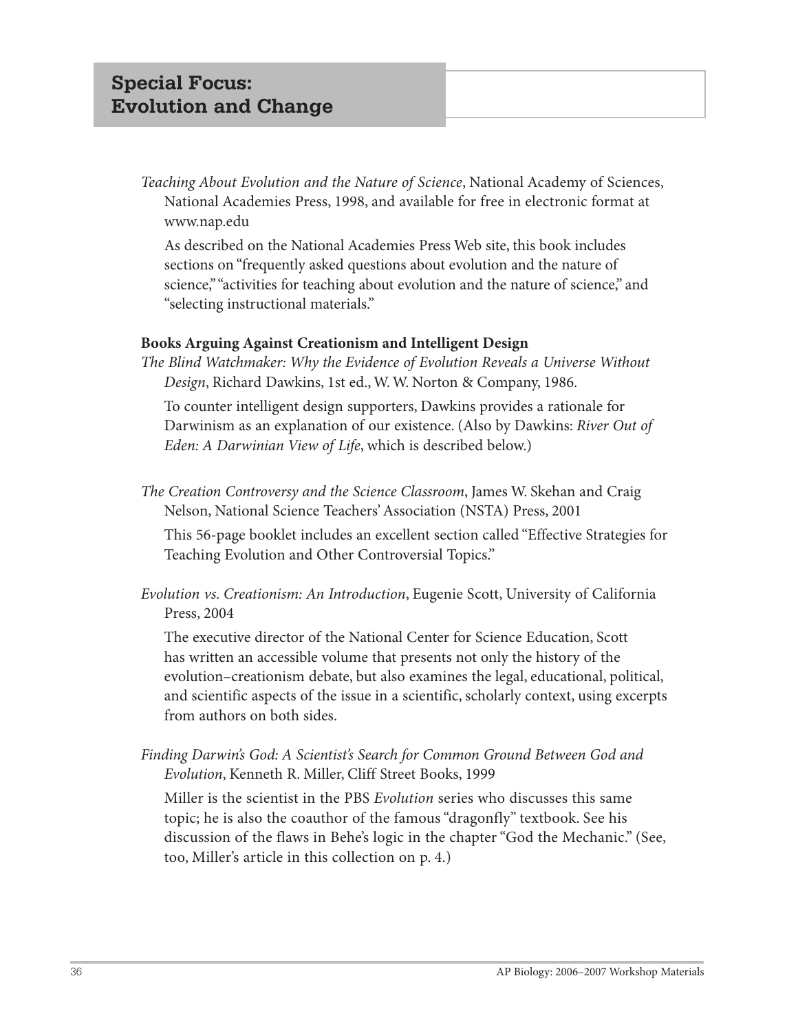## Special Focus: Evolution and Change

*Teaching About Evolution and the Nature of Science*, National Academy of Sciences, National Academies Press, 1998, and available for free in electronic format at www.nap.edu

As described on the National Academies Press Web site, this book includes sections on "frequently asked questions about evolution and the nature of science," "activities for teaching about evolution and the nature of science," and "selecting instructional materials."

**Books Arguing Against Creationism and Intelligent Design**

*The Blind Watchmaker: Why the Evidence of Evolution Reveals a Universe Without Design*, Richard Dawkins, 1st ed., W. W. Norton & Company, 1986.

To counter intelligent design supporters, Dawkins provides a rationale for Darwinism as an explanation of our existence. (Also by Dawkins: *River Out of Eden: A Darwinian View of Life*, which is described below.)

*The Creation Controversy and the Science Classroom*, James W. Skehan and Craig Nelson, National Science Teachers' Association (NSTA) Press, 2001

This 56-page booklet includes an excellent section called "Effective Strategies for Teaching Evolution and Other Controversial Topics."

*Evolution vs. Creationism: An Introduction*, Eugenie Scott, University of California Press, 2004

The executive director of the National Center for Science Education, Scott has written an accessible volume that presents not only the history of the evolution–creationism debate, but also examines the legal, educational, political, and scientific aspects of the issue in a scientific, scholarly context, using excerpts from authors on both sides.

*Finding Darwin's God: A Scientist's Search for Common Ground Between God and Evolution*, Kenneth R. Miller, Cliff Street Books, 1999

Miller is the scientist in the PBS *Evolution* series who discusses this same topic; he is also the coauthor of the famous "dragonfly" textbook. See his discussion of the flaws in Behe's logic in the chapter "God the Mechanic." (See, too, Miller's article in this collection on p. 4.)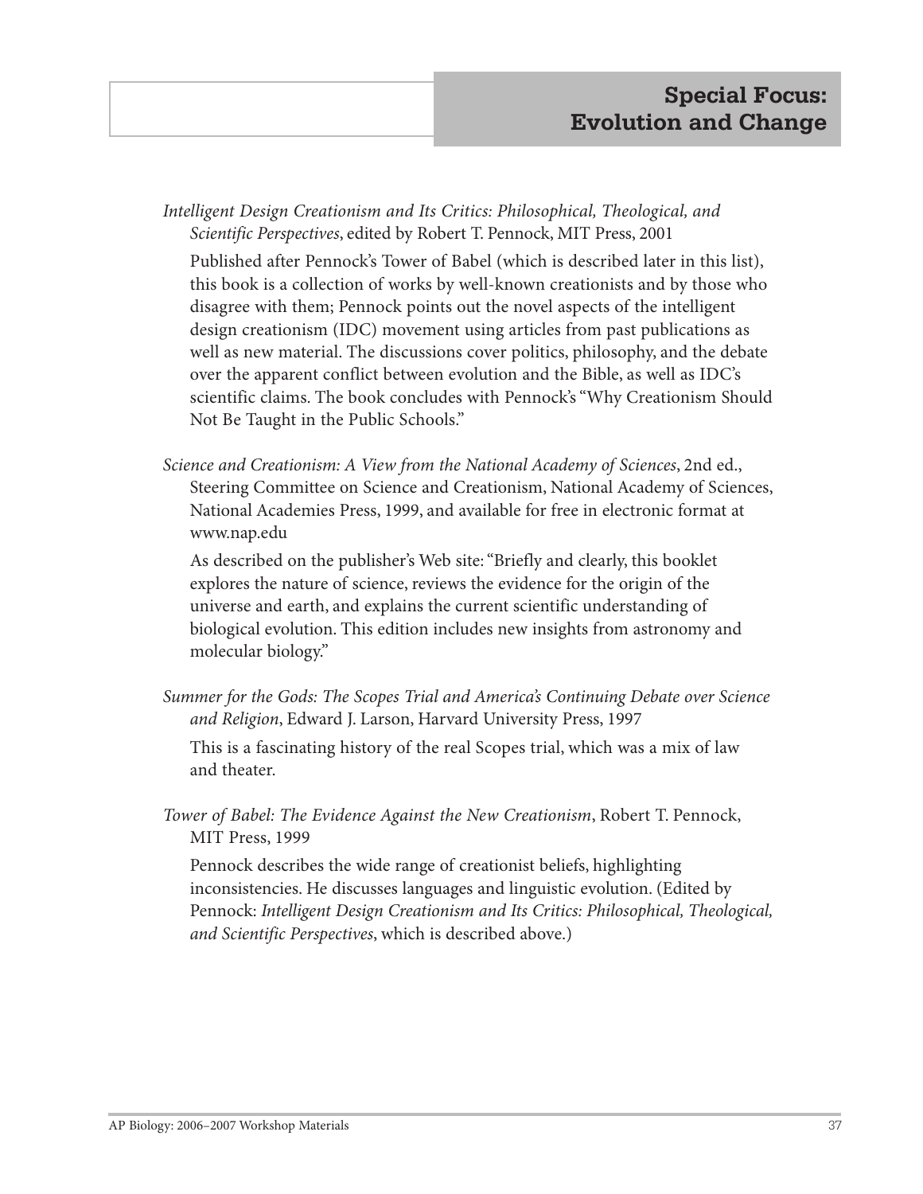*Intelligent Design Creationism and Its Critics: Philosophical, Theological, and Scientific Perspectives*, edited by Robert T. Pennock, MIT Press, 2001

Published after Pennock's Tower of Babel (which is described later in this list), this book is a collection of works by well-known creationists and by those who disagree with them; Pennock points out the novel aspects of the intelligent design creationism (IDC) movement using articles from past publications as well as new material. The discussions cover politics, philosophy, and the debate over the apparent conflict between evolution and the Bible, as well as IDC's scientific claims. The book concludes with Pennock's "Why Creationism Should Not Be Taught in the Public Schools."

*Science and Creationism: A View from the National Academy of Sciences*, 2nd ed., Steering Committee on Science and Creationism, National Academy of Sciences, National Academies Press, 1999, and available for free in electronic format at www.nap.edu

As described on the publisher's Web site: "Briefly and clearly, this booklet explores the nature of science, reviews the evidence for the origin of the universe and earth, and explains the current scientific understanding of biological evolution. This edition includes new insights from astronomy and molecular biology."

*Summer for the Gods: The Scopes Trial and America's Continuing Debate over Science and Religion*, Edward J. Larson, Harvard University Press, 1997

This is a fascinating history of the real Scopes trial, which was a mix of law and theater.

*Tower of Babel: The Evidence Against the New Creationism*, Robert T. Pennock, MIT Press, 1999

Pennock describes the wide range of creationist beliefs, highlighting inconsistencies. He discusses languages and linguistic evolution. (Edited by Pennock: *Intelligent Design Creationism and Its Critics: Philosophical, Theological, and Scientific Perspectives*, which is described above.)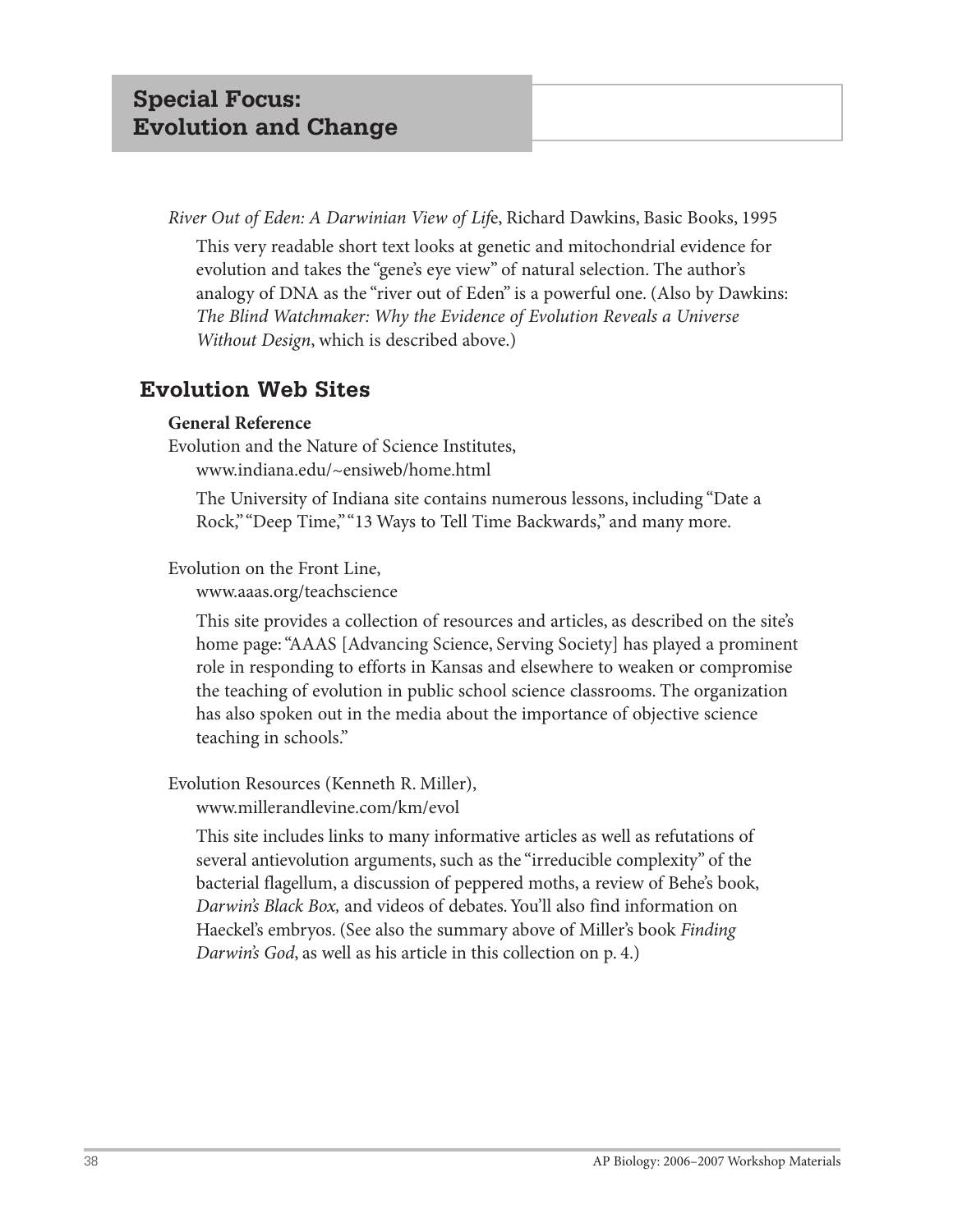*River Out of Eden: A Darwinian View of Life*, Richard Dawkins, Basic Books, 1995

This very readable short text looks at genetic and mitochondrial evidence for evolution and takes the "gene's eye view" of natural selection. The author's analogy of DNA as the "river out of Eden" is a powerful one. (Also by Dawkins: *The Blind Watchmaker: Why the Evidence of Evolution Reveals a Universe Without Design*, which is described above.)

## Evolution Web Sites

**General Reference**

Evolution and the Nature of Science Institutes,
www.indiana.edu/~ensiweb/home.html

The University of Indiana site contains numerous lessons, including "Date a Rock," "Deep Time," "13 Ways to Tell Time Backwards," and many more.

Evolution on the Front Line,
www.aaas.org/teachscience

This site provides a collection of resources and articles, as described on the site's home page: "AAAS [Advancing Science, Serving Society] has played a prominent role in responding to efforts in Kansas and elsewhere to weaken or compromise the teaching of evolution in public school science classrooms. The organization has also spoken out in the media about the importance of objective science teaching in schools."

Evolution Resources (Kenneth R. Miller),
www.millerandlevine.com/km/evol

This site includes links to many informative articles as well as refutations of several antievolution arguments, such as the "irreducible complexity" of the bacterial flagellum, a discussion of peppered moths, a review of Behe's book, *Darwin's Black Box,* and videos of debates. You'll also find information on Haeckel's embryos. (See also the summary above of Miller's book *Finding Darwin's God*, as well as his article in this collection on p. 4.)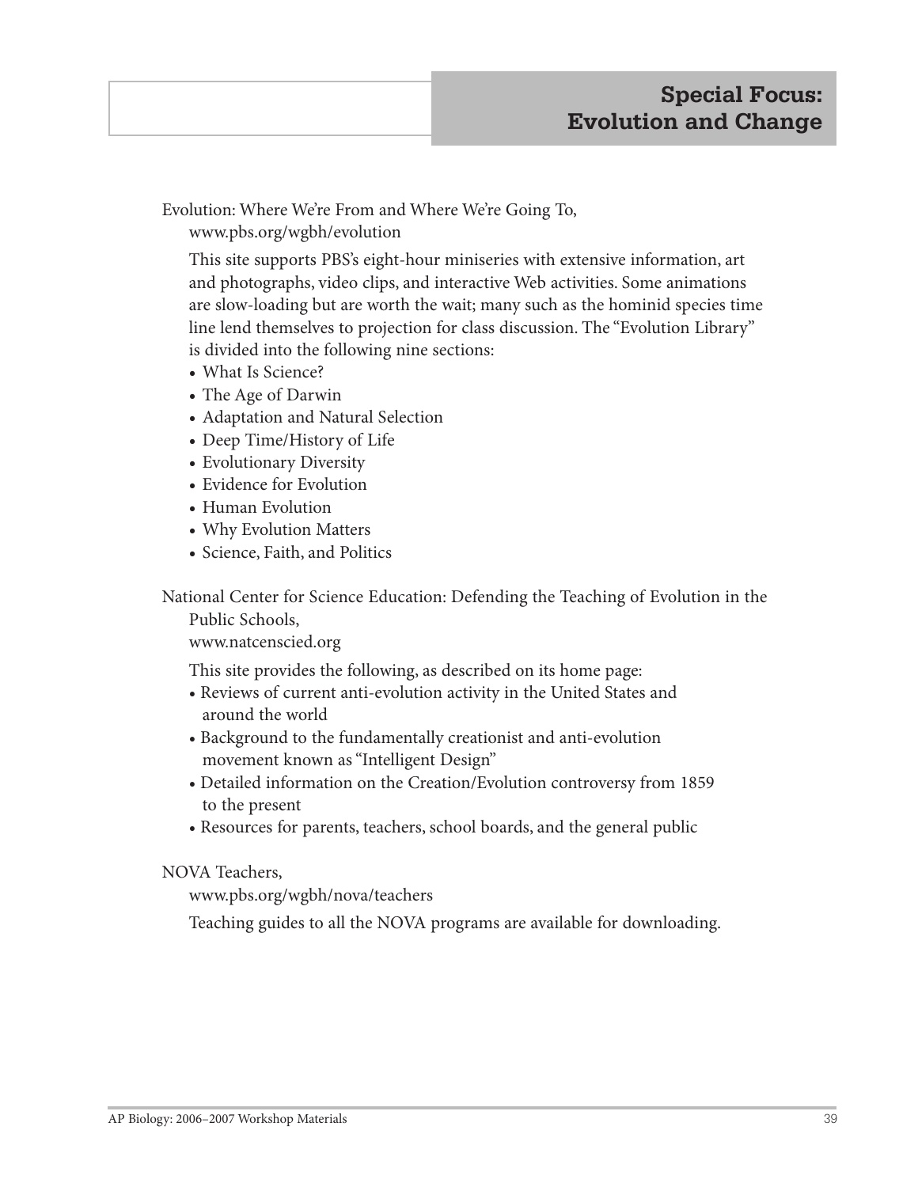Evolution: Where We're From and Where We're Going To,
www.pbs.org/wgbh/evolution

This site supports PBS's eight-hour miniseries with extensive information, art and photographs, video clips, and interactive Web activities. Some animations are slow-loading but are worth the wait; many such as the hominid species time line lend themselves to projection for class discussion. The "Evolution Library" is divided into the following nine sections:

- What Is Science?
- The Age of Darwin
- Adaptation and Natural Selection
- Deep Time/History of Life
- Evolutionary Diversity
- Evidence for Evolution
- Human Evolution
- Why Evolution Matters
- Science, Faith, and Politics

National Center for Science Education: Defending the Teaching of Evolution in the Public Schools,
www.natcenscied.org

This site provides the following, as described on its home page:

- Reviews of current anti-evolution activity in the United States and around the world
- Background to the fundamentally creationist and anti-evolution movement known as "Intelligent Design"
- Detailed information on the Creation/Evolution controversy from 1859 to the present
- Resources for parents, teachers, school boards, and the general public

NOVA Teachers,
www.pbs.org/wgbh/nova/teachers

Teaching guides to all the NOVA programs are available for downloading.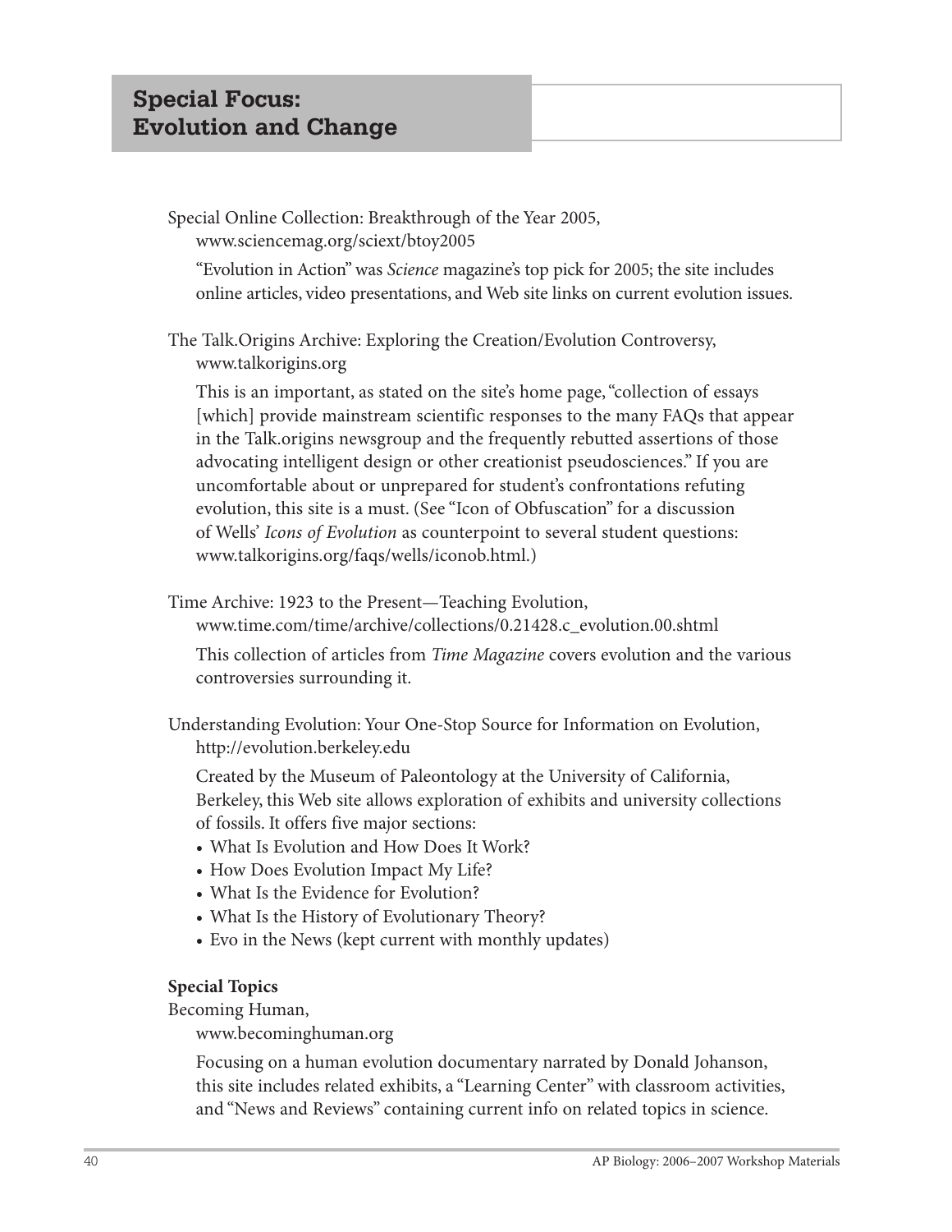## Special Focus: Evolution and Change

Special Online Collection: Breakthrough of the Year 2005, www.sciencemag.org/sciext/btoy2005

"Evolution in Action" was *Science* magazine's top pick for 2005; the site includes online articles, video presentations, and Web site links on current evolution issues.

The Talk.Origins Archive: Exploring the Creation/Evolution Controversy, www.talkorigins.org

This is an important, as stated on the site's home page, "collection of essays [which] provide mainstream scientific responses to the many FAQs that appear in the Talk.origins newsgroup and the frequently rebutted assertions of those advocating intelligent design or other creationist pseudosciences." If you are uncomfortable about or unprepared for student's confrontations refuting evolution, this site is a must. (See "Icon of Obfuscation" for a discussion of Wells' *Icons of Evolution* as counterpoint to several student questions: www.talkorigins.org/faqs/wells/iconob.html.)

Time Archive: 1923 to the Present—Teaching Evolution, www.time.com/time/archive/collections/0.21428.c_evolution.00.shtml

This collection of articles from *Time Magazine* covers evolution and the various controversies surrounding it.

Understanding Evolution: Your One-Stop Source for Information on Evolution, http://evolution.berkeley.edu

Created by the Museum of Paleontology at the University of California, Berkeley, this Web site allows exploration of exhibits and university collections of fossils. It offers five major sections:

- What Is Evolution and How Does It Work?
- How Does Evolution Impact My Life?
- What Is the Evidence for Evolution?
- What Is the History of Evolutionary Theory?
- Evo in the News (kept current with monthly updates)

**Special Topics**

Becoming Human, www.becominghuman.org

Focusing on a human evolution documentary narrated by Donald Johanson, this site includes related exhibits, a "Learning Center" with classroom activities, and "News and Reviews" containing current info on related topics in science.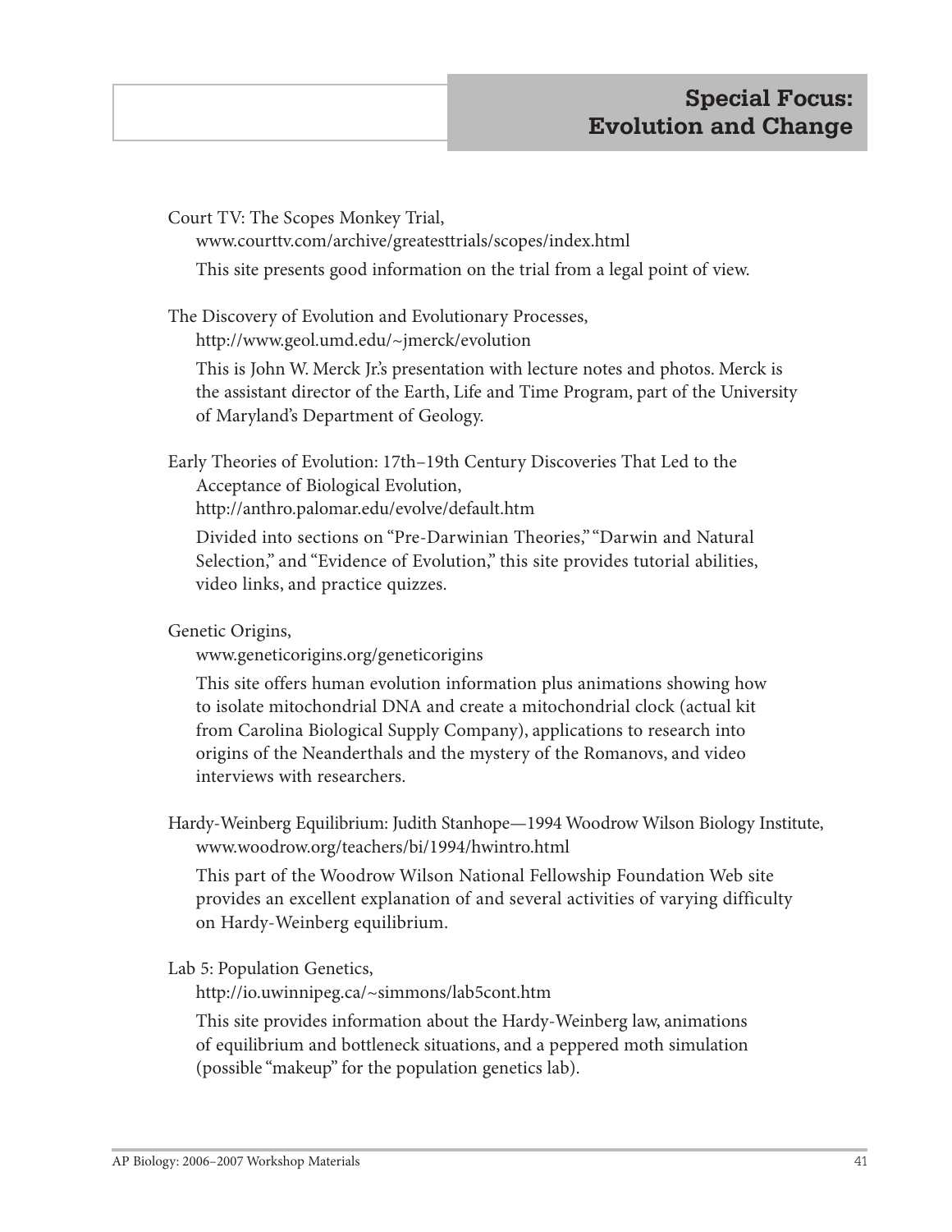Court TV: The Scopes Monkey Trial,
www.courttv.com/archive/greatesttrials/scopes/index.html

This site presents good information on the trial from a legal point of view.

The Discovery of Evolution and Evolutionary Processes,
http://www.geol.umd.edu/~jmerck/evolution

This is John W. Merck Jr.'s presentation with lecture notes and photos. Merck is the assistant director of the Earth, Life and Time Program, part of the University of Maryland's Department of Geology.

Early Theories of Evolution: 17th–19th Century Discoveries That Led to the Acceptance of Biological Evolution,
http://anthro.palomar.edu/evolve/default.htm

Divided into sections on "Pre-Darwinian Theories," "Darwin and Natural Selection," and "Evidence of Evolution," this site provides tutorial abilities, video links, and practice quizzes.

Genetic Origins,
www.geneticorigins.org/geneticorigins

This site offers human evolution information plus animations showing how to isolate mitochondrial DNA and create a mitochondrial clock (actual kit from Carolina Biological Supply Company), applications to research into origins of the Neanderthals and the mystery of the Romanovs, and video interviews with researchers.

Hardy-Weinberg Equilibrium: Judith Stanhope—1994 Woodrow Wilson Biology Institute,
www.woodrow.org/teachers/bi/1994/hwintro.html

This part of the Woodrow Wilson National Fellowship Foundation Web site provides an excellent explanation of and several activities of varying difficulty on Hardy-Weinberg equilibrium.

Lab 5: Population Genetics,
http://io.uwinnipeg.ca/~simmons/lab5cont.htm

This site provides information about the Hardy-Weinberg law, animations of equilibrium and bottleneck situations, and a peppered moth simulation (possible "makeup" for the population genetics lab).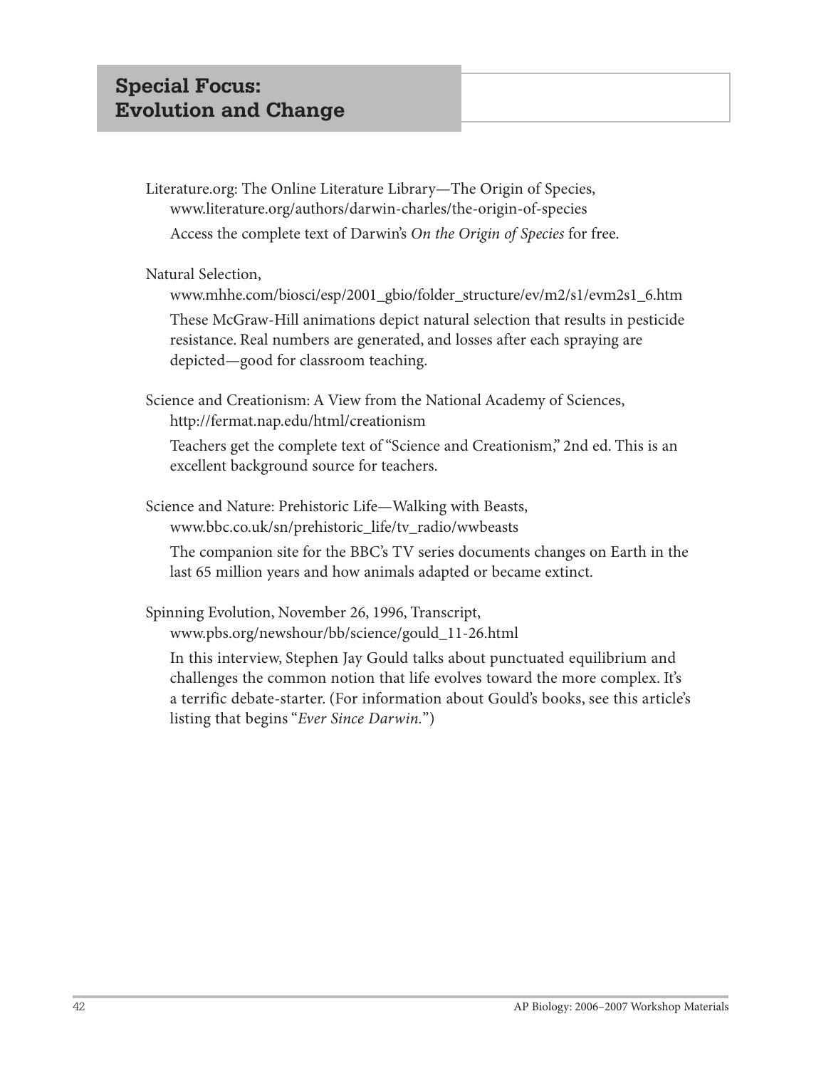## Special Focus: Evolution and Change

Literature.org: The Online Literature Library—The Origin of Species, www.literature.org/authors/darwin-charles/the-origin-of-species

Access the complete text of Darwin's *On the Origin of Species* for free.

Natural Selection, www.mhhe.com/biosci/esp/2001_gbio/folder_structure/ev/m2/s1/evm2s1_6.htm

These McGraw-Hill animations depict natural selection that results in pesticide resistance. Real numbers are generated, and losses after each spraying are depicted—good for classroom teaching.

Science and Creationism: A View from the National Academy of Sciences, http://fermat.nap.edu/html/creationism

Teachers get the complete text of "Science and Creationism," 2nd ed. This is an excellent background source for teachers.

Science and Nature: Prehistoric Life—Walking with Beasts, www.bbc.co.uk/sn/prehistoric_life/tv_radio/wwbeasts

The companion site for the BBC's TV series documents changes on Earth in the last 65 million years and how animals adapted or became extinct.

Spinning Evolution, November 26, 1996, Transcript, www.pbs.org/newshour/bb/science/gould_11-26.html

In this interview, Stephen Jay Gould talks about punctuated equilibrium and challenges the common notion that life evolves toward the more complex. It's a terrific debate-starter. (For information about Gould's books, see this article's listing that begins "*Ever Since Darwin.*")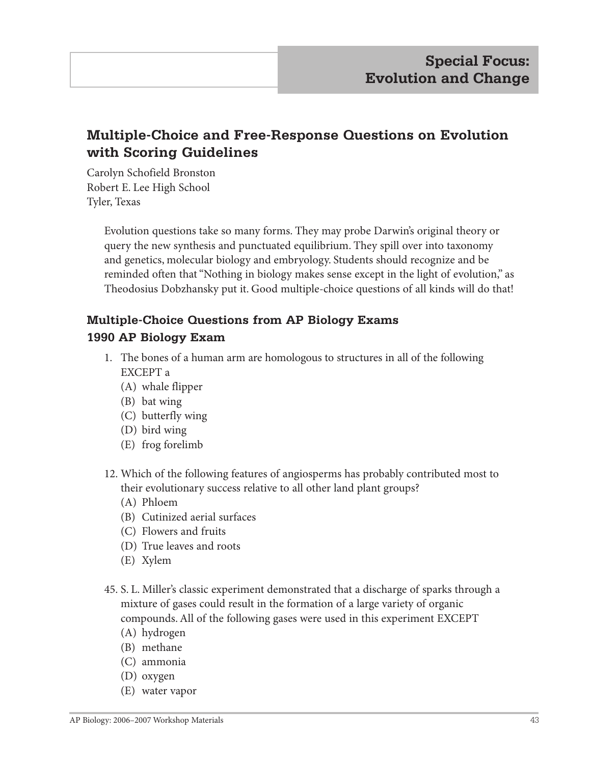## Special Focus: Evolution and Change

# Multiple-Choice and Free-Response Questions on Evolution with Scoring Guidelines

Carolyn Schofield Bronston
Robert E. Lee High School
Tyler, Texas

Evolution questions take so many forms. They may probe Darwin's original theory or query the new synthesis and punctuated equilibrium. They spill over into taxonomy and genetics, molecular biology and embryology. Students should recognize and be reminded often that "Nothing in biology makes sense except in the light of evolution," as Theodosius Dobzhansky put it. Good multiple-choice questions of all kinds will do that!

### Multiple-Choice Questions from AP Biology Exams

### 1990 AP Biology Exam

1. The bones of a human arm are homologous to structures in all of the following EXCEPT a
   (A) whale flipper
   (B) bat wing
   (C) butterfly wing
   (D) bird wing
   (E) frog forelimb

12. Which of the following features of angiosperms has probably contributed most to their evolutionary success relative to all other land plant groups?
    (A) Phloem
    (B) Cutinized aerial surfaces
    (C) Flowers and fruits
    (D) True leaves and roots
    (E) Xylem

45. S. L. Miller's classic experiment demonstrated that a discharge of sparks through a mixture of gases could result in the formation of a large variety of organic compounds. All of the following gases were used in this experiment EXCEPT
    (A) hydrogen
    (B) methane
    (C) ammonia
    (D) oxygen
    (E) water vapor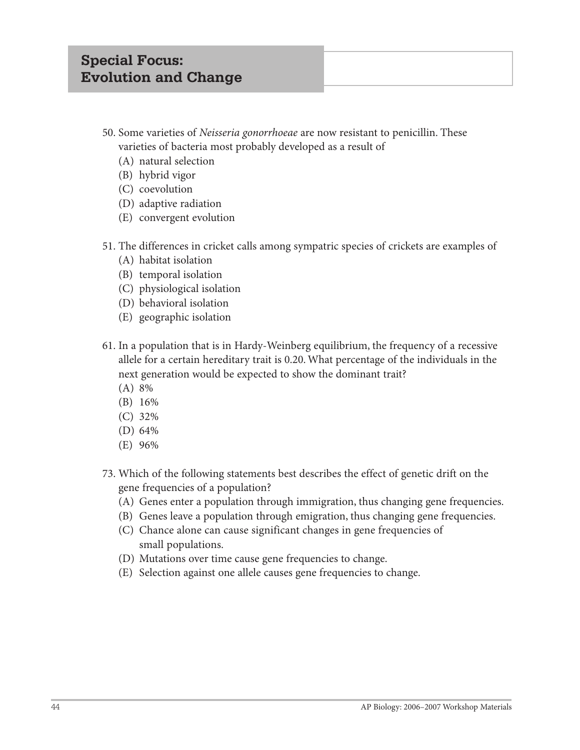## Special Focus: Evolution and Change

50. Some varieties of *Neisseria gonorrhoeae* are now resistant to penicillin. These varieties of bacteria most probably developed as a result of
    (A) natural selection
    (B) hybrid vigor
    (C) coevolution
    (D) adaptive radiation
    (E) convergent evolution

51. The differences in cricket calls among sympatric species of crickets are examples of
    (A) habitat isolation
    (B) temporal isolation
    (C) physiological isolation
    (D) behavioral isolation
    (E) geographic isolation

61. In a population that is in Hardy-Weinberg equilibrium, the frequency of a recessive allele for a certain hereditary trait is 0.20. What percentage of the individuals in the next generation would be expected to show the dominant trait?
    (A) 8%
    (B) 16%
    (C) 32%
    (D) 64%
    (E) 96%

73. Which of the following statements best describes the effect of genetic drift on the gene frequencies of a population?
    (A) Genes enter a population through immigration, thus changing gene frequencies.
    (B) Genes leave a population through emigration, thus changing gene frequencies.
    (C) Chance alone can cause significant changes in gene frequencies of small populations.
    (D) Mutations over time cause gene frequencies to change.
    (E) Selection against one allele causes gene frequencies to change.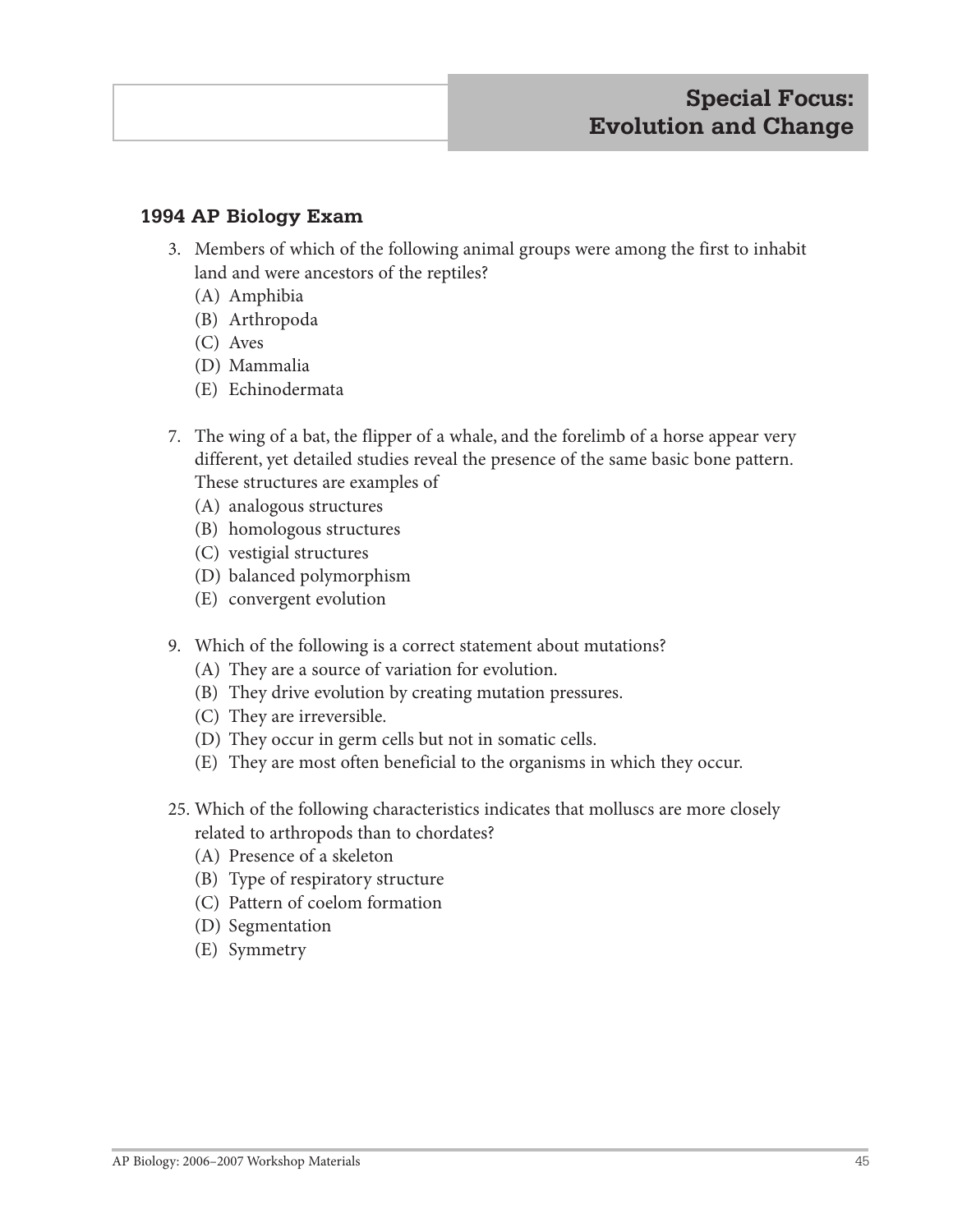# Special Focus: Evolution and Change

### 1994 AP Biology Exam

3. Members of which of the following animal groups were among the first to inhabit land and were ancestors of the reptiles?
   (A) Amphibia
   (B) Arthropoda
   (C) Aves
   (D) Mammalia
   (E) Echinodermata

7. The wing of a bat, the flipper of a whale, and the forelimb of a horse appear very different, yet detailed studies reveal the presence of the same basic bone pattern. These structures are examples of
   (A) analogous structures
   (B) homologous structures
   (C) vestigial structures
   (D) balanced polymorphism
   (E) convergent evolution

9. Which of the following is a correct statement about mutations?
   (A) They are a source of variation for evolution.
   (B) They drive evolution by creating mutation pressures.
   (C) They are irreversible.
   (D) They occur in germ cells but not in somatic cells.
   (E) They are most often beneficial to the organisms in which they occur.

25. Which of the following characteristics indicates that molluscs are more closely related to arthropods than to chordates?
    (A) Presence of a skeleton
    (B) Type of respiratory structure
    (C) Pattern of coelom formation
    (D) Segmentation
    (E) Symmetry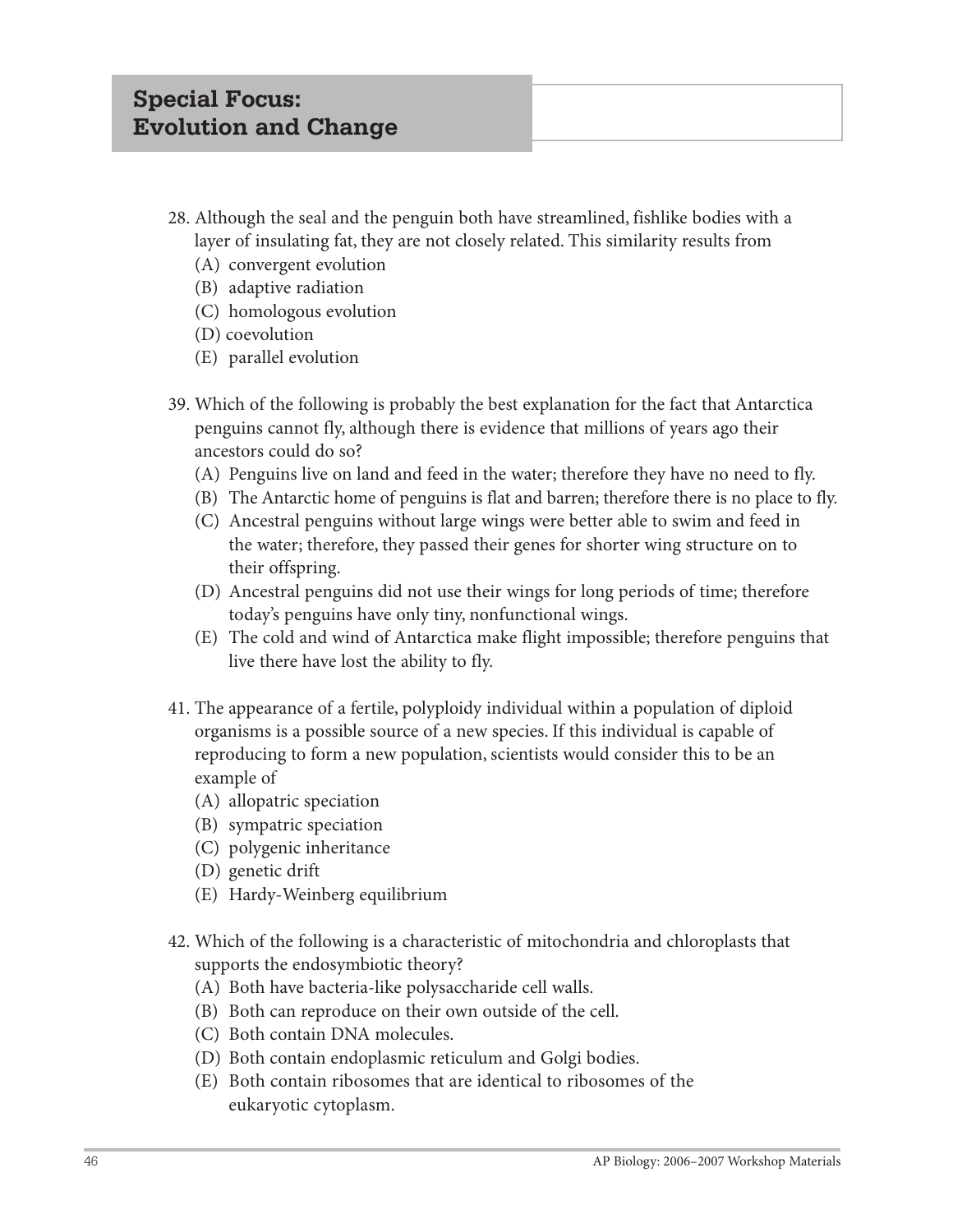## Special Focus: Evolution and Change

28. Although the seal and the penguin both have streamlined, fishlike bodies with a layer of insulating fat, they are not closely related. This similarity results from
    - (A) convergent evolution
    - (B) adaptive radiation
    - (C) homologous evolution
    - (D) coevolution
    - (E) parallel evolution

39. Which of the following is probably the best explanation for the fact that Antarctica penguins cannot fly, although there is evidence that millions of years ago their ancestors could do so?
    - (A) Penguins live on land and feed in the water; therefore they have no need to fly.
    - (B) The Antarctic home of penguins is flat and barren; therefore there is no place to fly.
    - (C) Ancestral penguins without large wings were better able to swim and feed in the water; therefore, they passed their genes for shorter wing structure on to their offspring.
    - (D) Ancestral penguins did not use their wings for long periods of time; therefore today's penguins have only tiny, nonfunctional wings.
    - (E) The cold and wind of Antarctica make flight impossible; therefore penguins that live there have lost the ability to fly.

41. The appearance of a fertile, polyploidy individual within a population of diploid organisms is a possible source of a new species. If this individual is capable of reproducing to form a new population, scientists would consider this to be an example of
    - (A) allopatric speciation
    - (B) sympatric speciation
    - (C) polygenic inheritance
    - (D) genetic drift
    - (E) Hardy-Weinberg equilibrium

42. Which of the following is a characteristic of mitochondria and chloroplasts that supports the endosymbiotic theory?
    - (A) Both have bacteria-like polysaccharide cell walls.
    - (B) Both can reproduce on their own outside of the cell.
    - (C) Both contain DNA molecules.
    - (D) Both contain endoplasmic reticulum and Golgi bodies.
    - (E) Both contain ribosomes that are identical to ribosomes of the eukaryotic cytoplasm.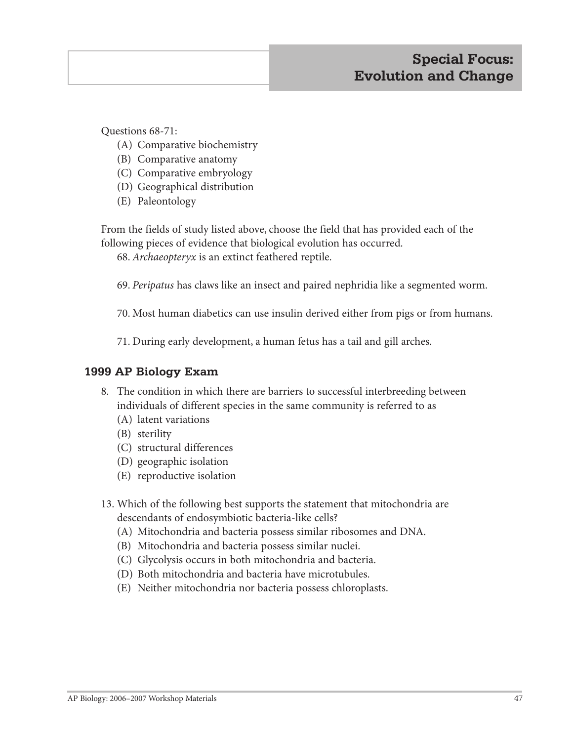Questions 68-71:

(A) Comparative biochemistry
(B) Comparative anatomy
(C) Comparative embryology
(D) Geographical distribution
(E) Paleontology

From the fields of study listed above, choose the field that has provided each of the following pieces of evidence that biological evolution has occurred.

68. *Archaeopteryx* is an extinct feathered reptile.

69. *Peripatus* has claws like an insect and paired nephridia like a segmented worm.

70. Most human diabetics can use insulin derived either from pigs or from humans.

71. During early development, a human fetus has a tail and gill arches.

## 1999 AP Biology Exam

8. The condition in which there are barriers to successful interbreeding between individuals of different species in the same community is referred to as
   (A) latent variations
   (B) sterility
   (C) structural differences
   (D) geographic isolation
   (E) reproductive isolation

13. Which of the following best supports the statement that mitochondria are descendants of endosymbiotic bacteria-like cells?
   (A) Mitochondria and bacteria possess similar ribosomes and DNA.
   (B) Mitochondria and bacteria possess similar nuclei.
   (C) Glycolysis occurs in both mitochondria and bacteria.
   (D) Both mitochondria and bacteria have microtubules.
   (E) Neither mitochondria nor bacteria possess chloroplasts.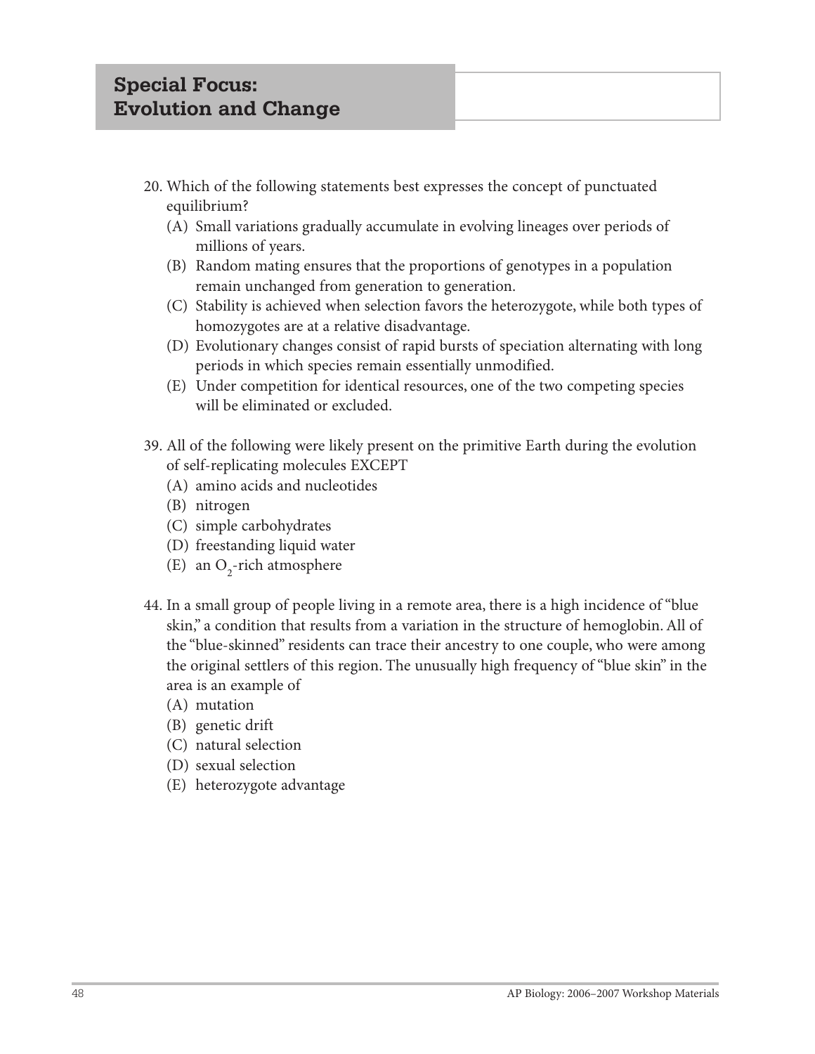## Special Focus: Evolution and Change

20. Which of the following statements best expresses the concept of punctuated equilibrium?
    (A) Small variations gradually accumulate in evolving lineages over periods of millions of years.
    (B) Random mating ensures that the proportions of genotypes in a population remain unchanged from generation to generation.
    (C) Stability is achieved when selection favors the heterozygote, while both types of homozygotes are at a relative disadvantage.
    (D) Evolutionary changes consist of rapid bursts of speciation alternating with long periods in which species remain essentially unmodified.
    (E) Under competition for identical resources, one of the two competing species will be eliminated or excluded.

39. All of the following were likely present on the primitive Earth during the evolution of self-replicating molecules EXCEPT
    (A) amino acids and nucleotides
    (B) nitrogen
    (C) simple carbohydrates
    (D) freestanding liquid water
    (E) an $O_2$-rich atmosphere

44. In a small group of people living in a remote area, there is a high incidence of "blue skin," a condition that results from a variation in the structure of hemoglobin. All of the "blue-skinned" residents can trace their ancestry to one couple, who were among the original settlers of this region. The unusually high frequency of "blue skin" in the area is an example of
    (A) mutation
    (B) genetic drift
    (C) natural selection
    (D) sexual selection
    (E) heterozygote advantage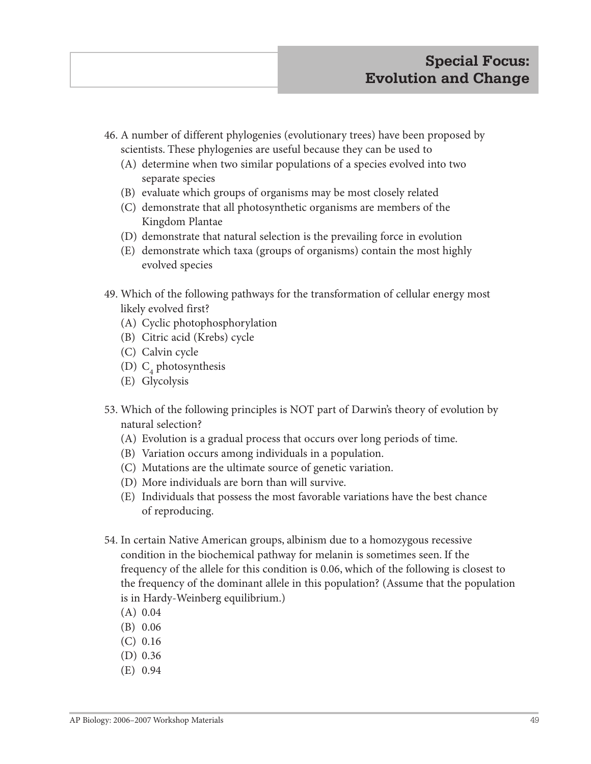## Special Focus: Evolution and Change

46. A number of different phylogenies (evolutionary trees) have been proposed by scientists. These phylogenies are useful because they can be used to
    (A) determine when two similar populations of a species evolved into two separate species
    (B) evaluate which groups of organisms may be most closely related
    (C) demonstrate that all photosynthetic organisms are members of the Kingdom Plantae
    (D) demonstrate that natural selection is the prevailing force in evolution
    (E) demonstrate which taxa (groups of organisms) contain the most highly evolved species

49. Which of the following pathways for the transformation of cellular energy most likely evolved first?
    (A) Cyclic photophosphorylation
    (B) Citric acid (Krebs) cycle
    (C) Calvin cycle
    (D) $C_4$ photosynthesis
    (E) Glycolysis

53. Which of the following principles is NOT part of Darwin's theory of evolution by natural selection?
    (A) Evolution is a gradual process that occurs over long periods of time.
    (B) Variation occurs among individuals in a population.
    (C) Mutations are the ultimate source of genetic variation.
    (D) More individuals are born than will survive.
    (E) Individuals that possess the most favorable variations have the best chance of reproducing.

54. In certain Native American groups, albinism due to a homozygous recessive condition in the biochemical pathway for melanin is sometimes seen. If the frequency of the allele for this condition is 0.06, which of the following is closest to the frequency of the dominant allele in this population? (Assume that the population is in Hardy-Weinberg equilibrium.)
    (A) 0.04
    (B) 0.06
    (C) 0.16
    (D) 0.36
    (E) 0.94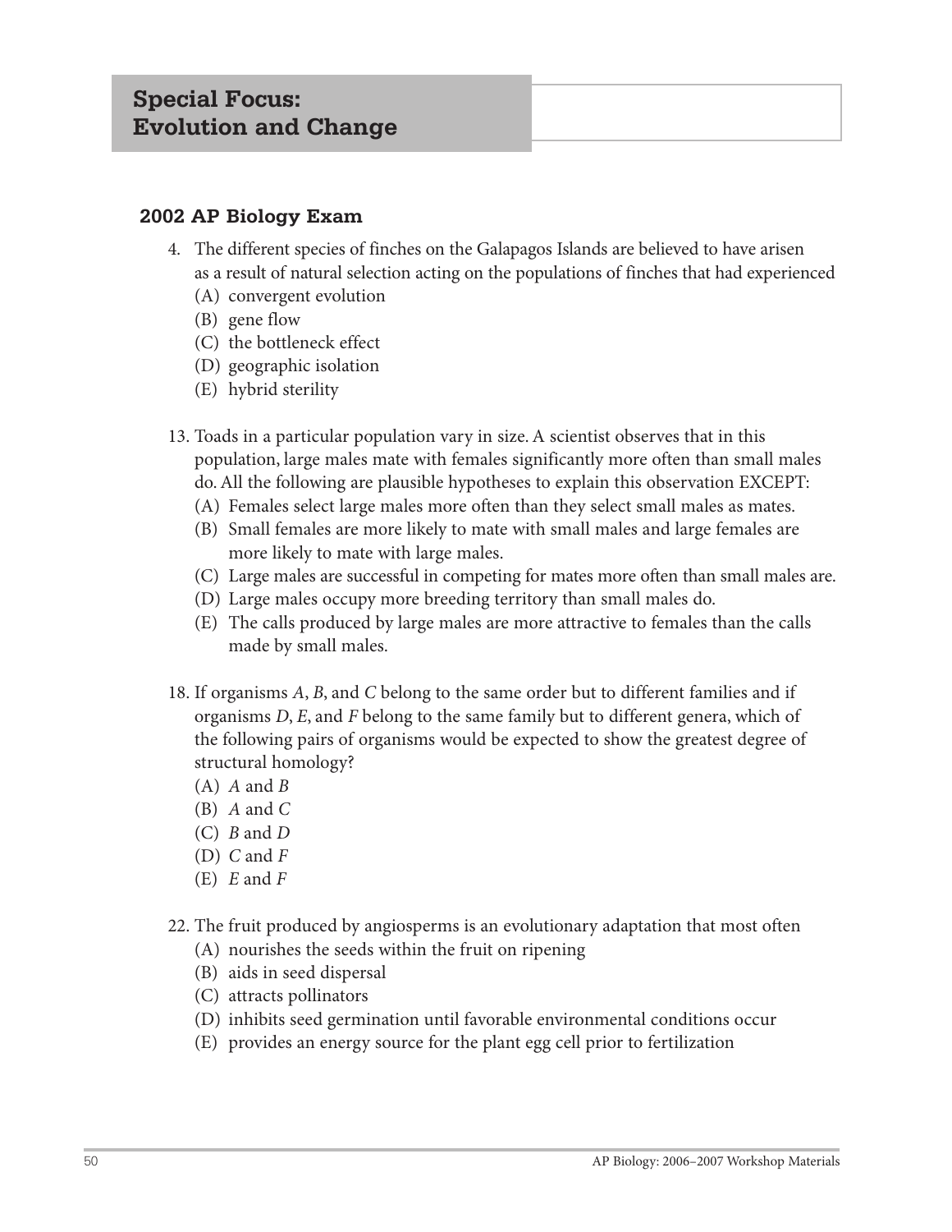# Special Focus: Evolution and Change

## 2002 AP Biology Exam

4. The different species of finches on the Galapagos Islands are believed to have arisen as a result of natural selection acting on the populations of finches that had experienced
   (A) convergent evolution
   (B) gene flow
   (C) the bottleneck effect
   (D) geographic isolation
   (E) hybrid sterility

13. Toads in a particular population vary in size. A scientist observes that in this population, large males mate with females significantly more often than small males do. All the following are plausible hypotheses to explain this observation EXCEPT:
   (A) Females select large males more often than they select small males as mates.
   (B) Small females are more likely to mate with small males and large females are more likely to mate with large males.
   (C) Large males are successful in competing for mates more often than small males are.
   (D) Large males occupy more breeding territory than small males do.
   (E) The calls produced by large males are more attractive to females than the calls made by small males.

18. If organisms *A*, *B*, and *C* belong to the same order but to different families and if organisms *D*, *E*, and *F* belong to the same family but to different genera, which of the following pairs of organisms would be expected to show the greatest degree of structural homology?
   (A) *A* and *B*
   (B) *A* and *C*
   (C) *B* and *D*
   (D) *C* and *F*
   (E) *E* and *F*

22. The fruit produced by angiosperms is an evolutionary adaptation that most often
   (A) nourishes the seeds within the fruit on ripening
   (B) aids in seed dispersal
   (C) attracts pollinators
   (D) inhibits seed germination until favorable environmental conditions occur
   (E) provides an energy source for the plant egg cell prior to fertilization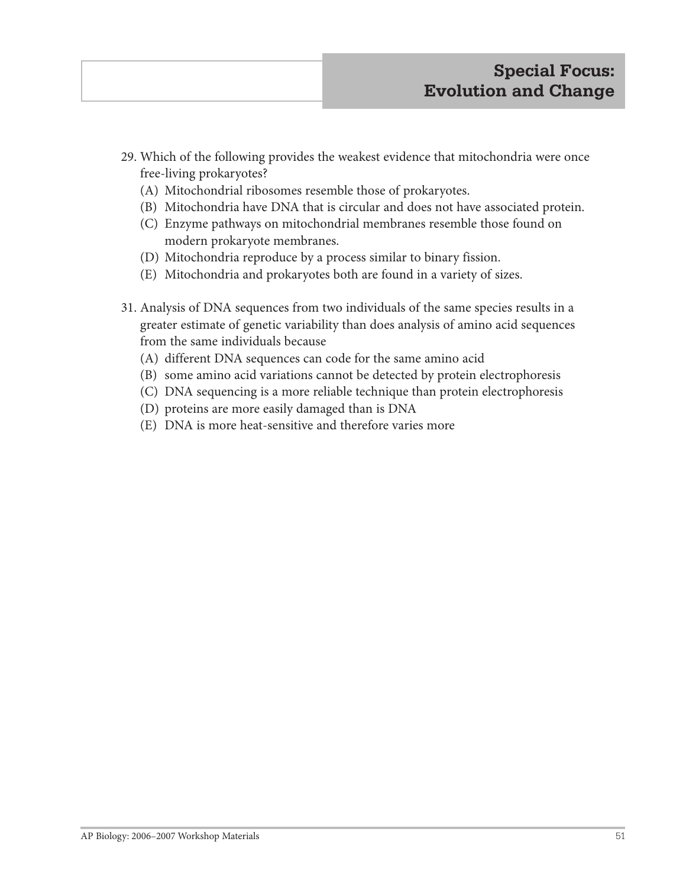## Special Focus: Evolution and Change

29. Which of the following provides the weakest evidence that mitochondria were once free-living prokaryotes?
    (A) Mitochondrial ribosomes resemble those of prokaryotes.
    (B) Mitochondria have DNA that is circular and does not have associated protein.
    (C) Enzyme pathways on mitochondrial membranes resemble those found on modern prokaryote membranes.
    (D) Mitochondria reproduce by a process similar to binary fission.
    (E) Mitochondria and prokaryotes both are found in a variety of sizes.

31. Analysis of DNA sequences from two individuals of the same species results in a greater estimate of genetic variability than does analysis of amino acid sequences from the same individuals because
    (A) different DNA sequences can code for the same amino acid
    (B) some amino acid variations cannot be detected by protein electrophoresis
    (C) DNA sequencing is a more reliable technique than protein electrophoresis
    (D) proteins are more easily damaged than is DNA
    (E) DNA is more heat-sensitive and therefore varies more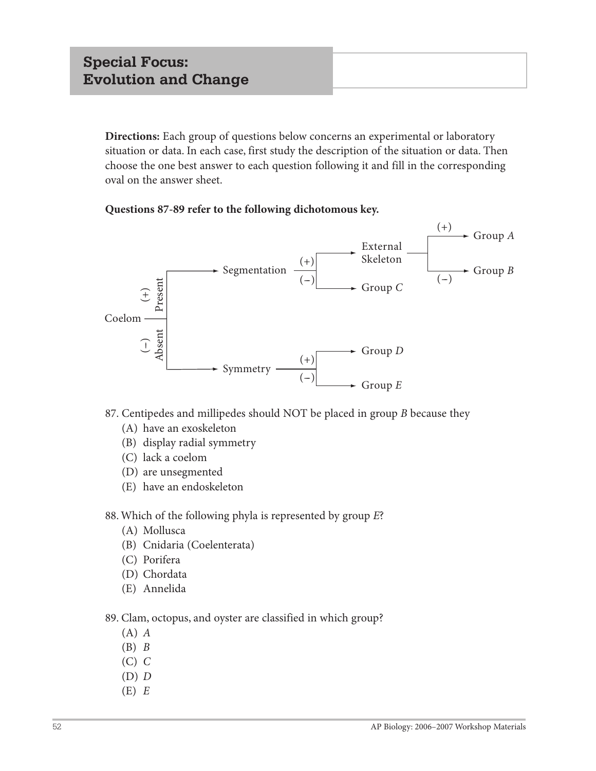**Directions:** Each group of questions below concerns an experimental or laboratory situation or data. In each case, first study the description of the situation or data. Then choose the one best answer to each question following it and fill in the corresponding oval on the answer sheet.

**Questions 87-89 refer to the following dichotomous key.**

- Coelom
  - (+) Present → Segmentation
    - (+) → External Skeleton
      - (+) → Group *A*
      - (−) → Group *B*
    - (−) → Group *C*
  - (−) Absent → Symmetry
    - (+) → Group *D*
    - (−) → Group *E*

87. Centipedes and millipedes should NOT be placed in group *B* because they
   (A) have an exoskeleton
   (B) display radial symmetry
   (C) lack a coelom
   (D) are unsegmented
   (E) have an endoskeleton

88. Which of the following phyla is represented by group *E*?
   (A) Mollusca
   (B) Cnidaria (Coelenterata)
   (C) Porifera
   (D) Chordata
   (E) Annelida

89. Clam, octopus, and oyster are classified in which group?
   (A) *A*
   (B) *B*
   (C) *C*
   (D) *D*
   (E) *E*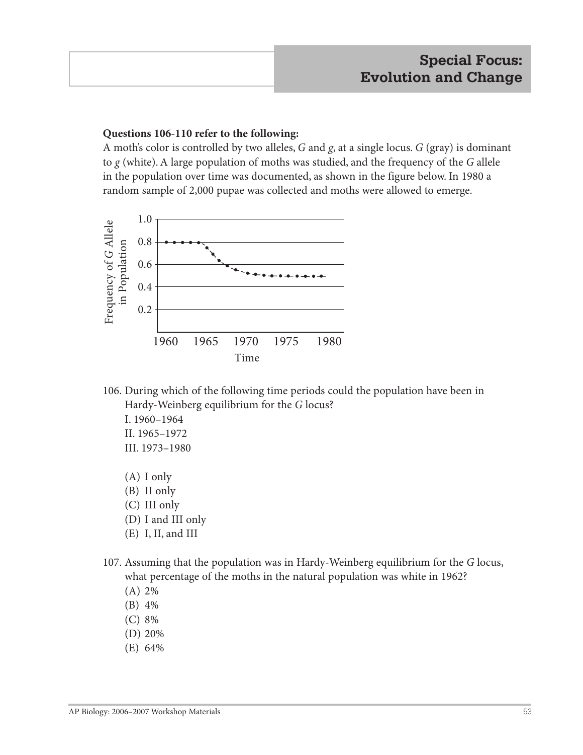# Special Focus: Evolution and Change

**Questions 106-110 refer to the following:**

A moth's color is controlled by two alleles, *G* and *g*, at a single locus. *G* (gray) is dominant to *g* (white). A large population of moths was studied, and the frequency of the *G* allele in the population over time was documented, as shown in the figure below. In 1980 a random sample of 2,000 pupae was collected and moths were allowed to emerge.

106. During which of the following time periods could the population have been in Hardy-Weinberg equilibrium for the *G* locus?

   I. 1960–1964
   II. 1965–1972
   III. 1973–1980

   (A) I only
   (B) II only
   (C) III only
   (D) I and III only
   (E) I, II, and III

107. Assuming that the population was in Hardy-Weinberg equilibrium for the *G* locus, what percentage of the moths in the natural population was white in 1962?

   (A) 2%
   (B) 4%
   (C) 8%
   (D) 20%
   (E) 64%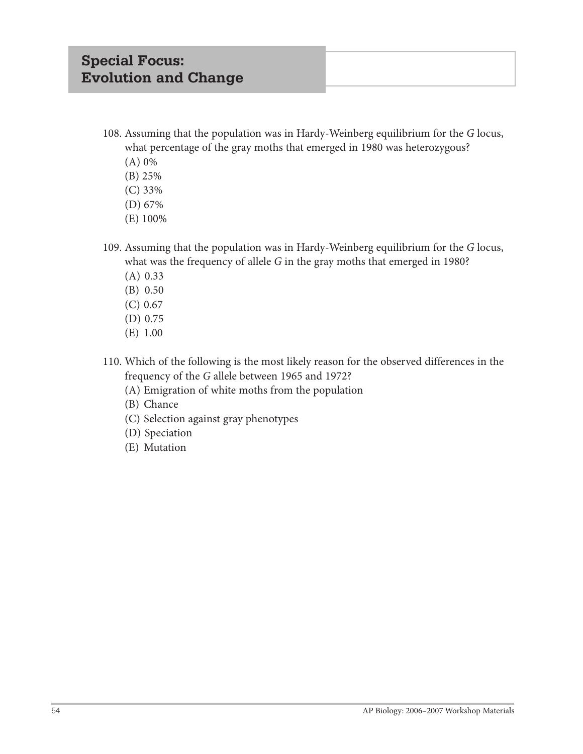## Special Focus: Evolution and Change

108. Assuming that the population was in Hardy-Weinberg equilibrium for the *G* locus, what percentage of the gray moths that emerged in 1980 was heterozygous?
   (A) 0%
   (B) 25%
   (C) 33%
   (D) 67%
   (E) 100%

109. Assuming that the population was in Hardy-Weinberg equilibrium for the *G* locus, what was the frequency of allele *G* in the gray moths that emerged in 1980?
   (A) 0.33
   (B) 0.50
   (C) 0.67
   (D) 0.75
   (E) 1.00

110. Which of the following is the most likely reason for the observed differences in the frequency of the *G* allele between 1965 and 1972?
   (A) Emigration of white moths from the population
   (B) Chance
   (C) Selection against gray phenotypes
   (D) Speciation
   (E) Mutation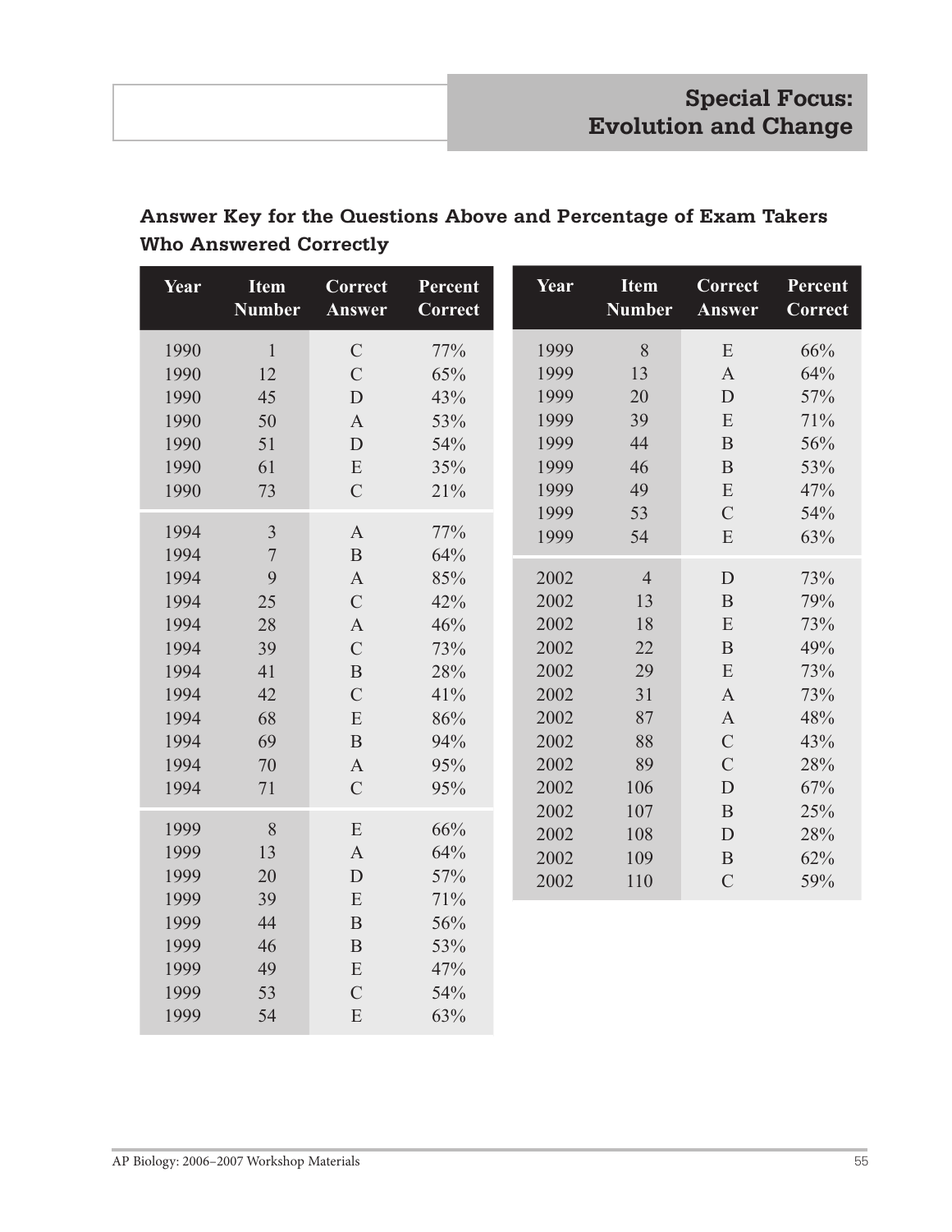## Answer Key for the Questions Above and Percentage of Exam Takers Who Answered Correctly

| Year | Item Number | Correct Answer | Percent Correct |
|---|---|---|---|
| 1990 | 1 | C | 77% |
| 1990 | 12 | C | 65% |
| 1990 | 45 | D | 43% |
| 1990 | 50 | A | 53% |
| 1990 | 51 | D | 54% |
| 1990 | 61 | E | 35% |
| 1990 | 73 | C | 21% |
| 1994 | 3 | A | 77% |
| 1994 | 7 | B | 64% |
| 1994 | 9 | A | 85% |
| 1994 | 25 | C | 42% |
| 1994 | 28 | A | 46% |
| 1994 | 39 | C | 73% |
| 1994 | 41 | B | 28% |
| 1994 | 42 | C | 41% |
| 1994 | 68 | E | 86% |
| 1994 | 69 | B | 94% |
| 1994 | 70 | A | 95% |
| 1994 | 71 | C | 95% |
| 1999 | 8 | E | 66% |
| 1999 | 13 | A | 64% |
| 1999 | 20 | D | 57% |
| 1999 | 39 | E | 71% |
| 1999 | 44 | B | 56% |
| 1999 | 46 | B | 53% |
| 1999 | 49 | E | 47% |
| 1999 | 53 | C | 54% |
| 1999 | 54 | E | 63% |

| Year | Item Number | Correct Answer | Percent Correct |
|---|---|---|---|
| 1999 | 8 | E | 66% |
| 1999 | 13 | A | 64% |
| 1999 | 20 | D | 57% |
| 1999 | 39 | E | 71% |
| 1999 | 44 | B | 56% |
| 1999 | 46 | B | 53% |
| 1999 | 49 | E | 47% |
| 1999 | 53 | C | 54% |
| 1999 | 54 | E | 63% |
| 2002 | 4 | D | 73% |
| 2002 | 13 | B | 79% |
| 2002 | 18 | E | 73% |
| 2002 | 22 | B | 49% |
| 2002 | 29 | E | 73% |
| 2002 | 31 | A | 73% |
| 2002 | 87 | A | 48% |
| 2002 | 88 | C | 43% |
| 2002 | 89 | C | 28% |
| 2002 | 106 | D | 67% |
| 2002 | 107 | B | 25% |
| 2002 | 108 | D | 28% |
| 2002 | 109 | B | 62% |
| 2002 | 110 | C | 59% |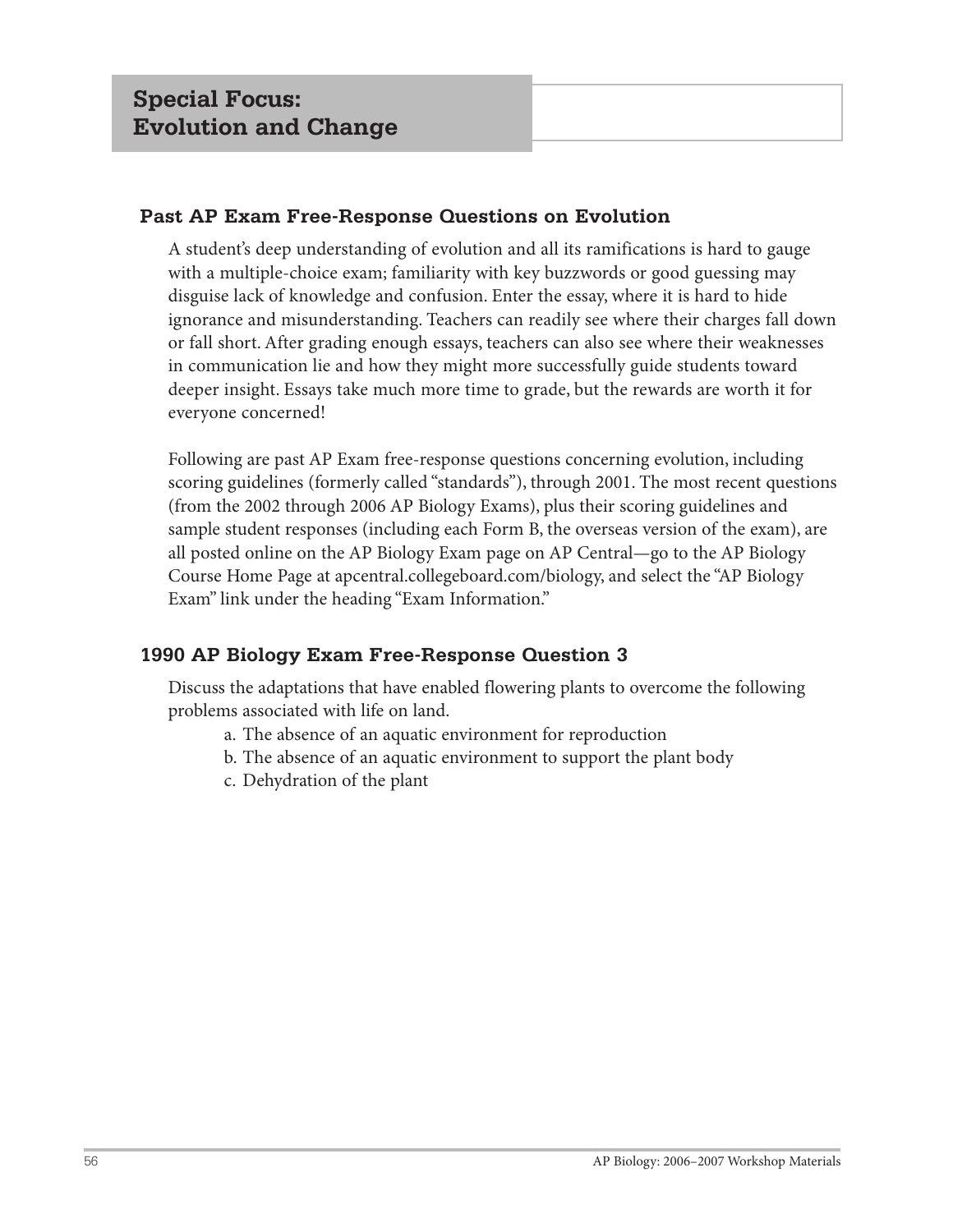# Special Focus: Evolution and Change

## Past AP Exam Free-Response Questions on Evolution

A student's deep understanding of evolution and all its ramifications is hard to gauge with a multiple-choice exam; familiarity with key buzzwords or good guessing may disguise lack of knowledge and confusion. Enter the essay, where it is hard to hide ignorance and misunderstanding. Teachers can readily see where their charges fall down or fall short. After grading enough essays, teachers can also see where their weaknesses in communication lie and how they might more successfully guide students toward deeper insight. Essays take much more time to grade, but the rewards are worth it for everyone concerned!

Following are past AP Exam free-response questions concerning evolution, including scoring guidelines (formerly called "standards"), through 2001. The most recent questions (from the 2002 through 2006 AP Biology Exams), plus their scoring guidelines and sample student responses (including each Form B, the overseas version of the exam), are all posted online on the AP Biology Exam page on AP Central—go to the AP Biology Course Home Page at apcentral.collegeboard.com/biology, and select the "AP Biology Exam" link under the heading "Exam Information."

## 1990 AP Biology Exam Free-Response Question 3

Discuss the adaptations that have enabled flowering plants to overcome the following problems associated with life on land.

a. The absence of an aquatic environment for reproduction
b. The absence of an aquatic environment to support the plant body
c. Dehydration of the plant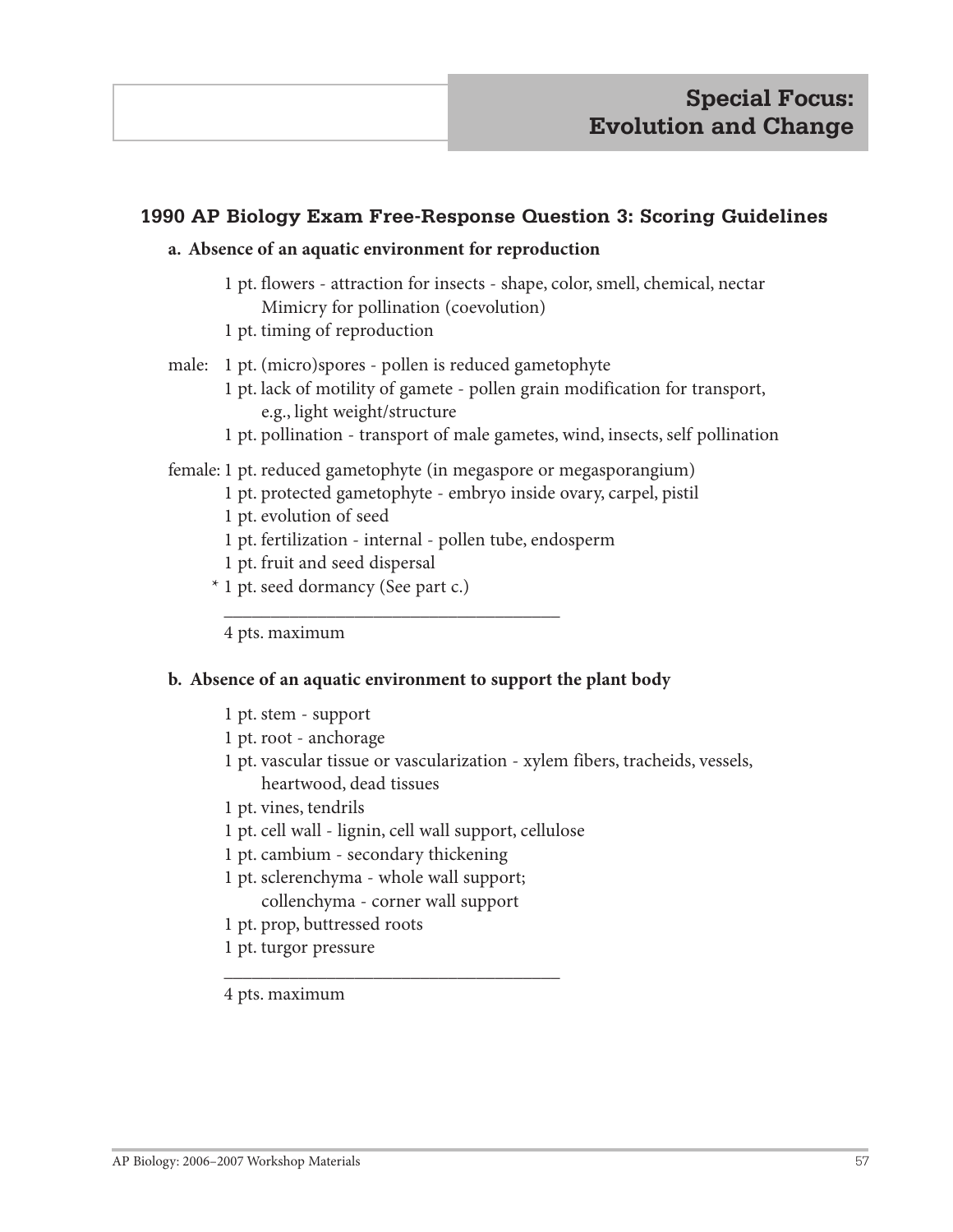## Special Focus: Evolution and Change

### 1990 AP Biology Exam Free-Response Question 3: Scoring Guidelines

**a. Absence of an aquatic environment for reproduction**

1 pt. flowers - attraction for insects - shape, color, smell, chemical, nectar
Mimicry for pollination (coevolution)
1 pt. timing of reproduction

male: 1 pt. (micro)spores - pollen is reduced gametophyte
1 pt. lack of motility of gamete - pollen grain modification for transport, e.g., light weight/structure
1 pt. pollination - transport of male gametes, wind, insects, self pollination

female: 1 pt. reduced gametophyte (in megaspore or megasporangium)
1 pt. protected gametophyte - embryo inside ovary, carpel, pistil
1 pt. evolution of seed
1 pt. fertilization - internal - pollen tube, endosperm
1 pt. fruit and seed dispersal
* 1 pt. seed dormancy (See part c.)

---

4 pts. maximum

**b. Absence of an aquatic environment to support the plant body**

1 pt. stem - support
1 pt. root - anchorage
1 pt. vascular tissue or vascularization - xylem fibers, tracheids, vessels, heartwood, dead tissues
1 pt. vines, tendrils
1 pt. cell wall - lignin, cell wall support, cellulose
1 pt. cambium - secondary thickening
1 pt. sclerenchyma - whole wall support;
collenchyma - corner wall support
1 pt. prop, buttressed roots
1 pt. turgor pressure

---

4 pts. maximum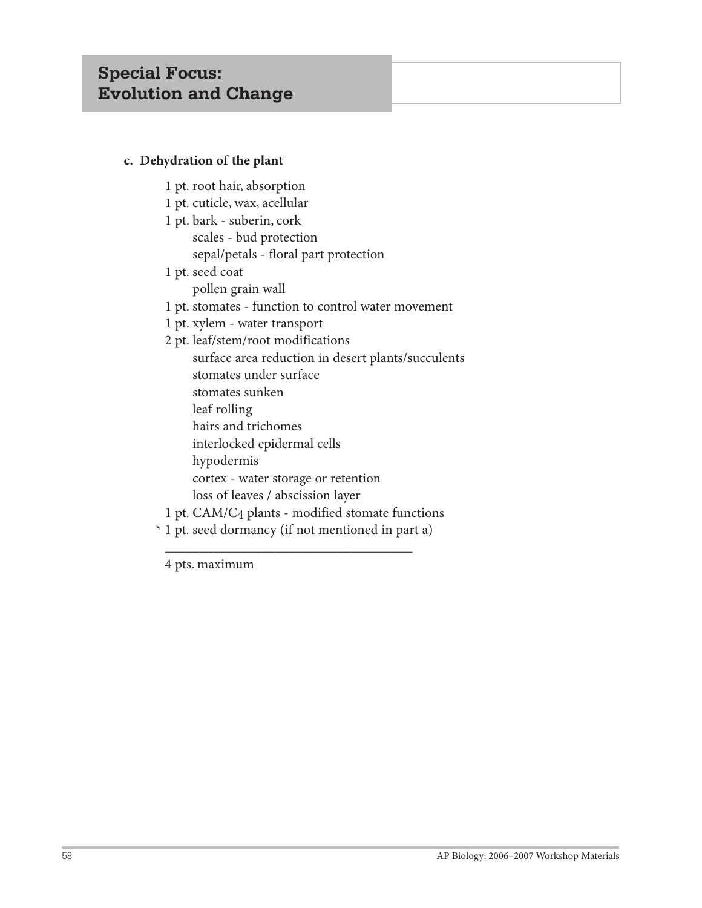**c. Dehydration of the plant**

1 pt. root hair, absorption
1 pt. cuticle, wax, acellular
1 pt. bark - suberin, cork
  scales - bud protection
  sepal/petals - floral part protection
1 pt. seed coat
  pollen grain wall
1 pt. stomates - function to control water movement
1 pt. xylem - water transport
2 pt. leaf/stem/root modifications
  surface area reduction in desert plants/succulents
  stomates under surface
  stomates sunken
  leaf rolling
  hairs and trichomes
  interlocked epidermal cells
  hypodermis
  cortex - water storage or retention
  loss of leaves / abscission layer
1 pt. CAM/$C_4$ plants - modified stomate functions
* 1 pt. seed dormancy (if not mentioned in part a)

---

4 pts. maximum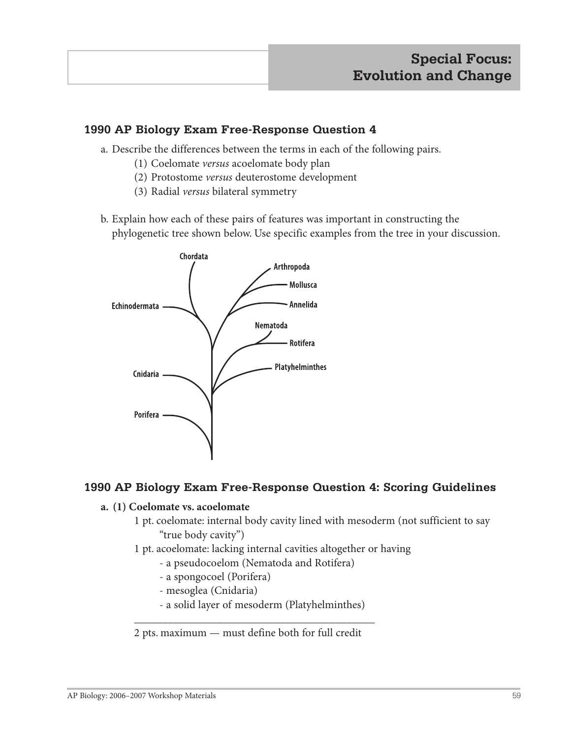## Special Focus: Evolution and Change

### 1990 AP Biology Exam Free-Response Question 4

a. Describe the differences between the terms in each of the following pairs.

   (1) Coelomate *versus* acoelomate body plan

   (2) Protostome *versus* deuterostome development

   (3) Radial *versus* bilateral symmetry

b. Explain how each of these pairs of features was important in constructing the phylogenetic tree shown below. Use specific examples from the tree in your discussion.

Chordata
Arthropoda
Mollusca
Echinodermata
Annelida
Nematoda
Rotifera
Platyhelminthes
Cnidaria
Porifera

### 1990 AP Biology Exam Free-Response Question 4: Scoring Guidelines

**a. (1) Coelomate vs. acoelomate**

1 pt. coelomate: internal body cavity lined with mesoderm (not sufficient to say "true body cavity")

1 pt. acoelomate: lacking internal cavities altogether or having

- a pseudocoelom (Nematoda and Rotifera)
- a spongocoel (Porifera)
- mesoglea (Cnidaria)
- a solid layer of mesoderm (Platyhelminthes)

---

2 pts. maximum — must define both for full credit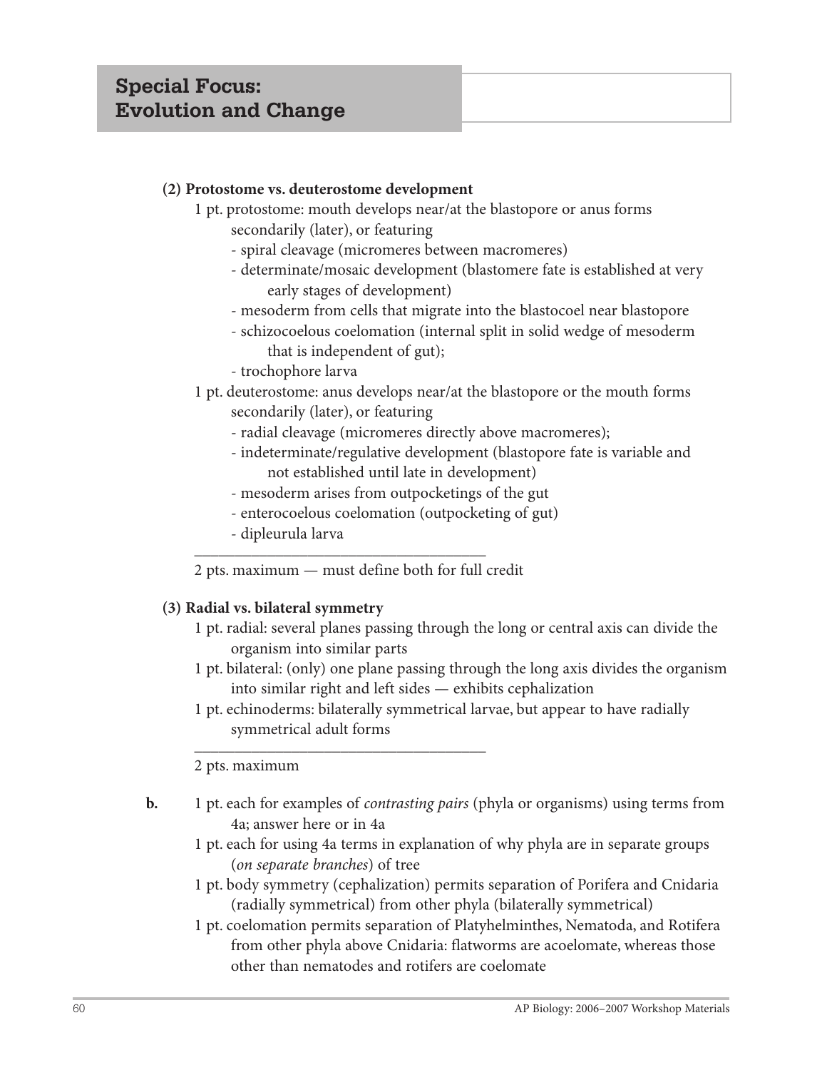**(2) Protostome vs. deuterostome development**

1 pt. protostome: mouth develops near/at the blastopore or anus forms secondarily (later), or featuring

- spiral cleavage (micromeres between macromeres)
- determinate/mosaic development (blastomere fate is established at very early stages of development)
- mesoderm from cells that migrate into the blastocoel near blastopore
- schizocoelous coelomation (internal split in solid wedge of mesoderm that is independent of gut);
- trochophore larva

1 pt. deuterostome: anus develops near/at the blastopore or the mouth forms secondarily (later), or featuring

- radial cleavage (micromeres directly above macromeres);
- indeterminate/regulative development (blastopore fate is variable and not established until late in development)
- mesoderm arises from outpocketings of the gut
- enterocoelous coelomation (outpocketing of gut)
- dipleurula larva

---

2 pts. maximum — must define both for full credit

**(3) Radial vs. bilateral symmetry**

1 pt. radial: several planes passing through the long or central axis can divide the organism into similar parts

1 pt. bilateral: (only) one plane passing through the long axis divides the organism into similar right and left sides — exhibits cephalization

1 pt. echinoderms: bilaterally symmetrical larvae, but appear to have radially symmetrical adult forms

---

2 pts. maximum

**b.** 1 pt. each for examples of *contrasting pairs* (phyla or organisms) using terms from 4a; answer here or in 4a

1 pt. each for using 4a terms in explanation of why phyla are in separate groups (*on separate branches*) of tree

1 pt. body symmetry (cephalization) permits separation of Porifera and Cnidaria (radially symmetrical) from other phyla (bilaterally symmetrical)

1 pt. coelomation permits separation of Platyhelminthes, Nematoda, and Rotifera from other phyla above Cnidaria: flatworms are acoelomate, whereas those other than nematodes and rotifers are coelomate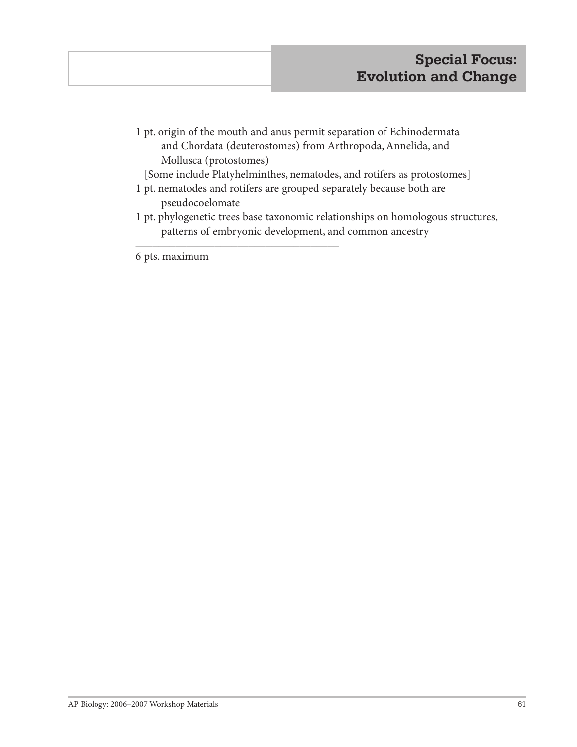1 pt. origin of the mouth and anus permit separation of Echinodermata and Chordata (deuterostomes) from Arthropoda, Annelida, and Mollusca (protostomes)

[Some include Platyhelminthes, nematodes, and rotifers as protostomes]

1 pt. nematodes and rotifers are grouped separately because both are pseudocoelomate

1 pt. phylogenetic trees base taxonomic relationships on homologous structures, patterns of embryonic development, and common ancestry

---

6 pts. maximum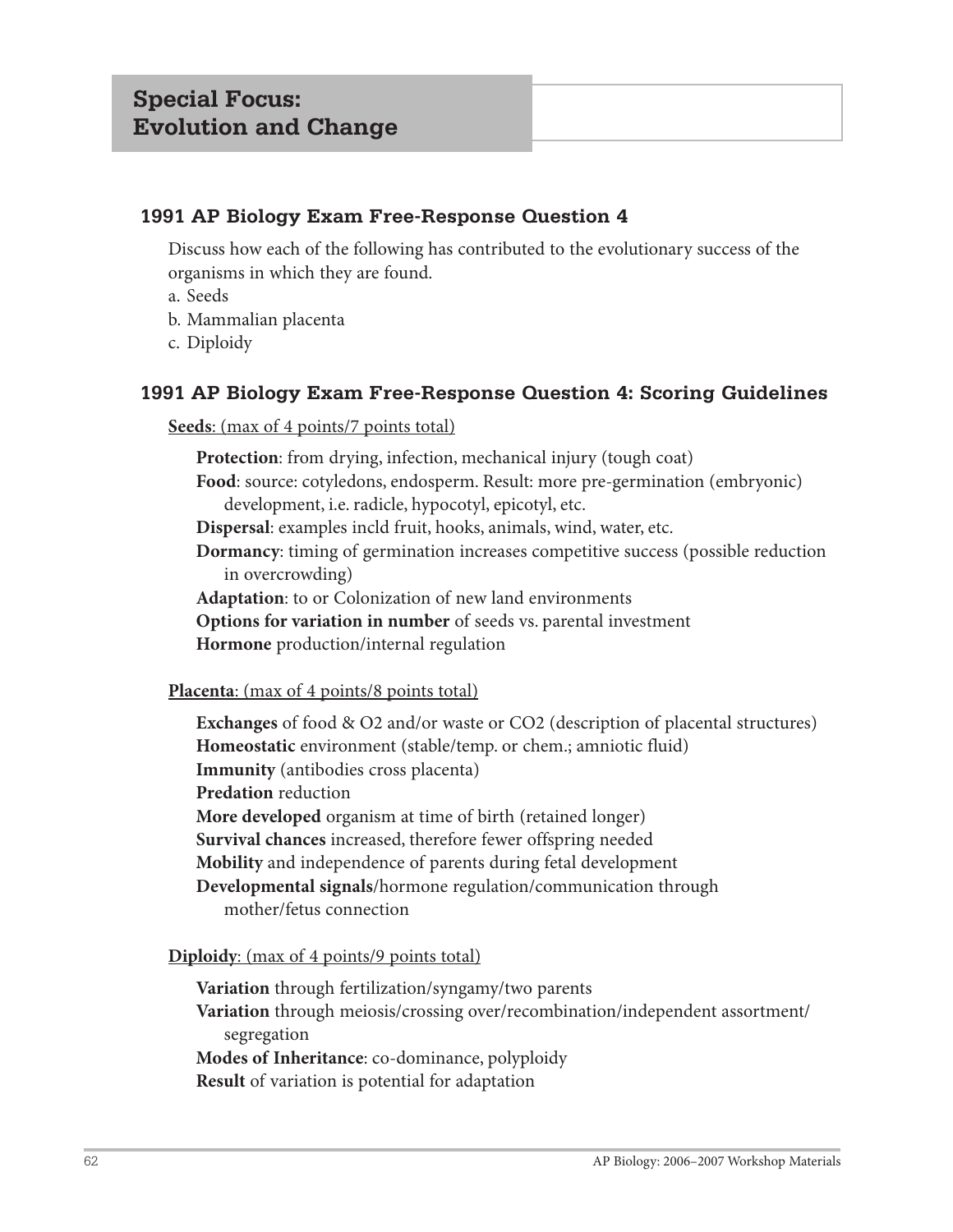# Special Focus: Evolution and Change

## 1991 AP Biology Exam Free-Response Question 4

Discuss how each of the following has contributed to the evolutionary success of the organisms in which they are found.

a. Seeds
b. Mammalian placenta
c. Diploidy

## 1991 AP Biology Exam Free-Response Question 4: Scoring Guidelines

**Seeds**: (max of 4 points/7 points total)

**Protection**: from drying, infection, mechanical injury (tough coat)
**Food**: source: cotyledons, endosperm. Result: more pre-germination (embryonic) development, i.e. radicle, hypocotyl, epicotyl, etc.
**Dispersal**: examples incld fruit, hooks, animals, wind, water, etc.
**Dormancy**: timing of germination increases competitive success (possible reduction in overcrowding)
**Adaptation**: to or Colonization of new land environments
**Options for variation in number** of seeds vs. parental investment
**Hormone** production/internal regulation

**Placenta**: (max of 4 points/8 points total)

**Exchanges** of food & O2 and/or waste or CO2 (description of placental structures)
**Homeostatic** environment (stable/temp. or chem.; amniotic fluid)
**Immunity** (antibodies cross placenta)
**Predation** reduction
**More developed** organism at time of birth (retained longer)
**Survival chances** increased, therefore fewer offspring needed
**Mobility** and independence of parents during fetal development
**Developmental signals**/hormone regulation/communication through mother/fetus connection

**Diploidy**: (max of 4 points/9 points total)

**Variation** through fertilization/syngamy/two parents
**Variation** through meiosis/crossing over/recombination/independent assortment/segregation
**Modes of Inheritance**: co-dominance, polyploidy
**Result** of variation is potential for adaptation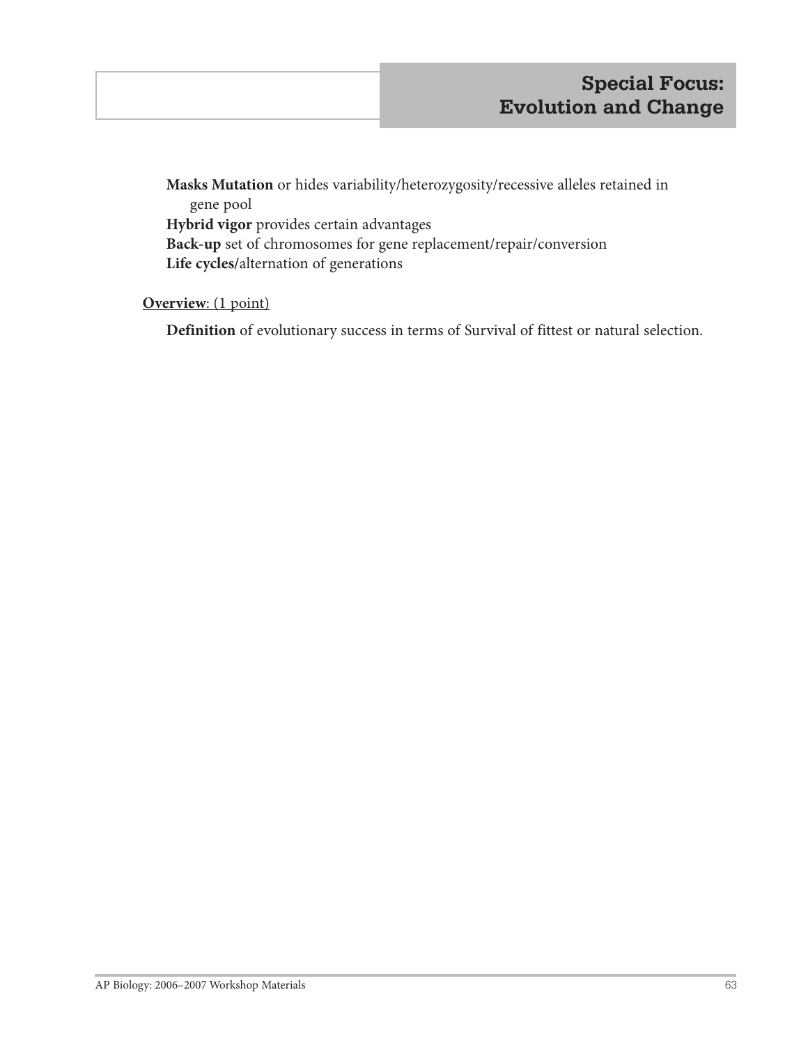**Masks Mutation** or hides variability/heterozygosity/recessive alleles retained in gene pool

**Hybrid vigor** provides certain advantages

**Back-up** set of chromosomes for gene replacement/repair/conversion

**Life cycles/**alternation of generations

**Overview**: (1 point)

**Definition** of evolutionary success in terms of Survival of fittest or natural selection.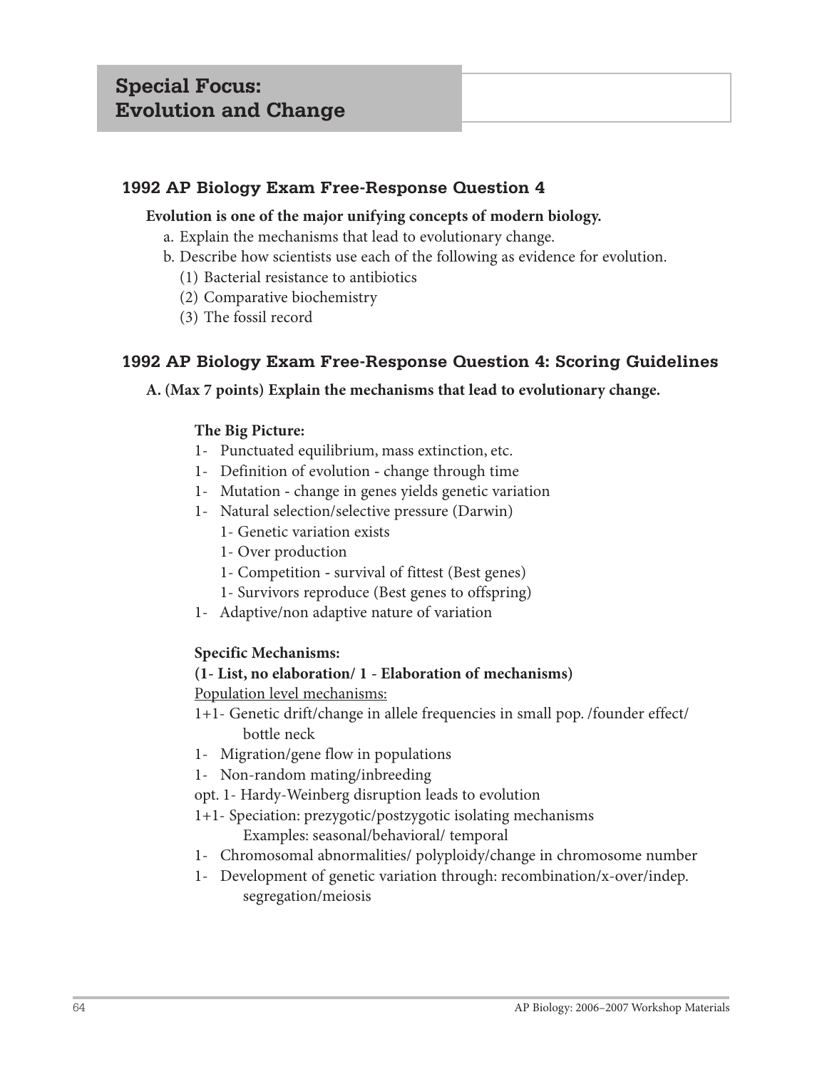# Special Focus: Evolution and Change

## 1992 AP Biology Exam Free-Response Question 4

**Evolution is one of the major unifying concepts of modern biology.**

a. Explain the mechanisms that lead to evolutionary change.

b. Describe how scientists use each of the following as evidence for evolution.

(1) Bacterial resistance to antibiotics

(2) Comparative biochemistry

(3) The fossil record

## 1992 AP Biology Exam Free-Response Question 4: Scoring Guidelines

**A. (Max 7 points) Explain the mechanisms that lead to evolutionary change.**

**The Big Picture:**

1- Punctuated equilibrium, mass extinction, etc.

1- Definition of evolution - change through time

1- Mutation - change in genes yields genetic variation

1- Natural selection/selective pressure (Darwin)

- 1- Genetic variation exists
- 1- Over production
- 1- Competition - survival of fittest (Best genes)
- 1- Survivors reproduce (Best genes to offspring)

1- Adaptive/non adaptive nature of variation

**Specific Mechanisms:**

**(1- List, no elaboration/ 1 - Elaboration of mechanisms)**

<u>Population level mechanisms:</u>

1+1- Genetic drift/change in allele frequencies in small pop. /founder effect/ bottle neck

1- Migration/gene flow in populations

1- Non-random mating/inbreeding

opt. 1- Hardy-Weinberg disruption leads to evolution

1+1- Speciation: prezygotic/postzygotic isolating mechanisms
Examples: seasonal/behavioral/ temporal

1- Chromosomal abnormalities/ polyploidy/change in chromosome number

1- Development of genetic variation through: recombination/x-over/indep. segregation/meiosis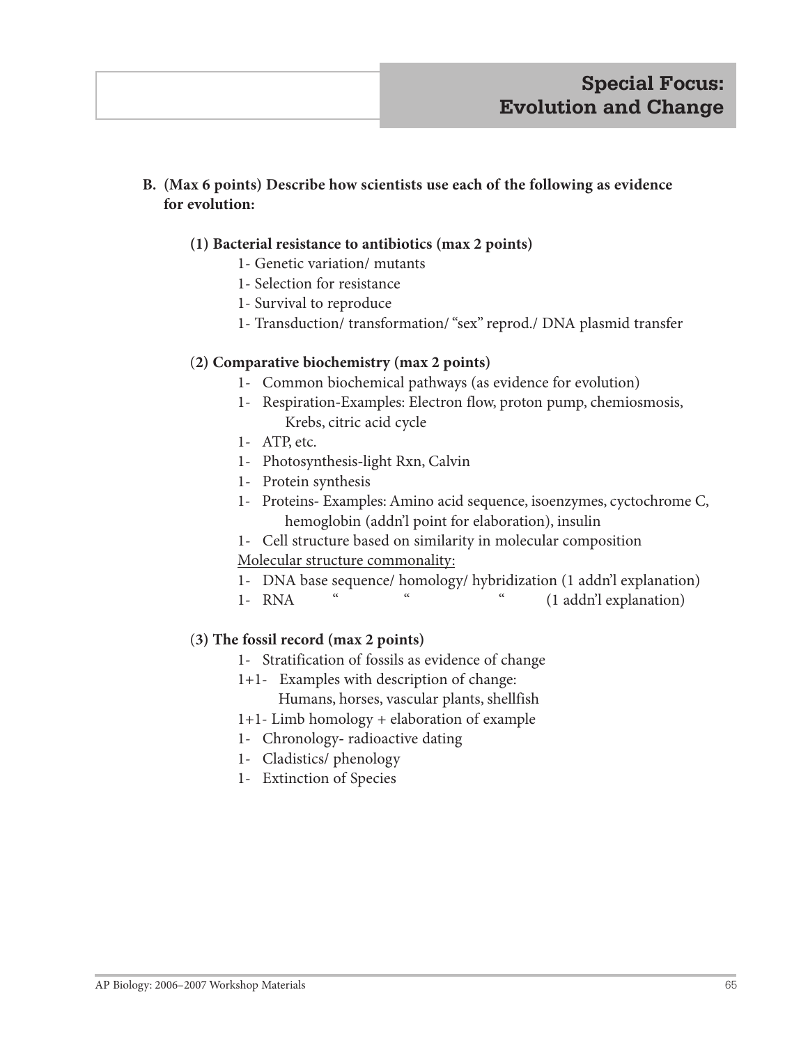## Special Focus: Evolution and Change

**B. (Max 6 points) Describe how scientists use each of the following as evidence for evolution:**

**(1) Bacterial resistance to antibiotics (max 2 points)**

- 1- Genetic variation/ mutants
- 1- Selection for resistance
- 1- Survival to reproduce
- 1- Transduction/ transformation/ "sex" reprod./ DNA plasmid transfer

**(2) Comparative biochemistry (max 2 points)**

- 1- Common biochemical pathways (as evidence for evolution)
- 1- Respiration-Examples: Electron flow, proton pump, chemiosmosis, Krebs, citric acid cycle
- 1- ATP, etc.
- 1- Photosynthesis-light Rxn, Calvin
- 1- Protein synthesis
- 1- Proteins- Examples: Amino acid sequence, isoenzymes, cyctochrome C, hemoglobin (addn'l point for elaboration), insulin
- 1- Cell structure based on similarity in molecular composition

<u>Molecular structure commonality:</u>

- 1- DNA base sequence/ homology/ hybridization (1 addn'l explanation)
- 1- RNA " " " (1 addn'l explanation)

**(3) The fossil record (max 2 points)**

- 1- Stratification of fossils as evidence of change
- 1+1- Examples with description of change: Humans, horses, vascular plants, shellfish
- 1+1- Limb homology + elaboration of example
- 1- Chronology- radioactive dating
- 1- Cladistics/ phenology
- 1- Extinction of Species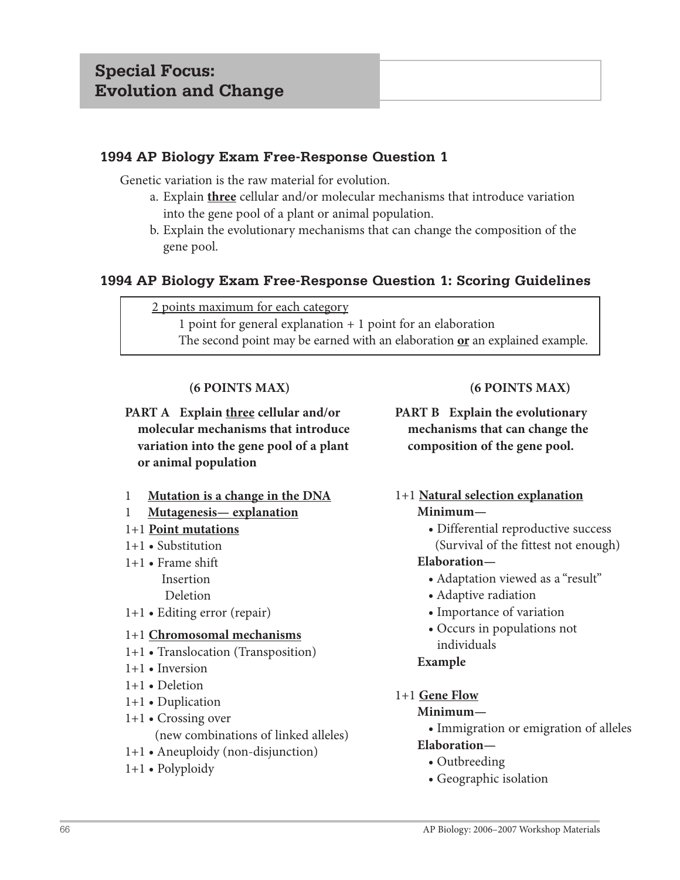# Special Focus: Evolution and Change

## 1994 AP Biology Exam Free-Response Question 1

Genetic variation is the raw material for evolution.

a. Explain **<u>three</u>** cellular and/or molecular mechanisms that introduce variation into the gene pool of a plant or animal population.

b. Explain the evolutionary mechanisms that can change the composition of the gene pool.

## 1994 AP Biology Exam Free-Response Question 1: Scoring Guidelines

<u>2 points maximum for each category</u>

1 point for general explanation + 1 point for an elaboration

The second point may be earned with an elaboration **<u>or</u>** an explained example.

**(6 POINTS MAX)**

**PART A Explain <u>three</u> cellular and/or molecular mechanisms that introduce variation into the gene pool of a plant or animal population**

1 **<u>Mutation is a change in the DNA</u>**

1 **<u>Mutagenesis— explanation</u>**

1+1 **<u>Point mutations</u>**

1+1 • Substitution

1+1 • Frame shift
- Insertion
- Deletion

1+1 • Editing error (repair)

1+1 **<u>Chromosomal mechanisms</u>**

1+1 • Translocation (Transposition)

1+1 • Inversion

1+1 • Deletion

1+1 • Duplication

1+1 • Crossing over (new combinations of linked alleles)

1+1 • Aneuploidy (non-disjunction)

1+1 • Polyploidy

**(6 POINTS MAX)**

**PART B Explain the evolutionary mechanisms that can change the composition of the gene pool.**

1+1 **<u>Natural selection explanation</u>**

**Minimum—**
- Differential reproductive success (Survival of the fittest not enough)

**Elaboration—**
- Adaptation viewed as a "result"
- Adaptive radiation
- Importance of variation
- Occurs in populations not individuals

**Example**

1+1 **<u>Gene Flow</u>**

**Minimum—**
- Immigration or emigration of alleles

**Elaboration—**
- Outbreeding
- Geographic isolation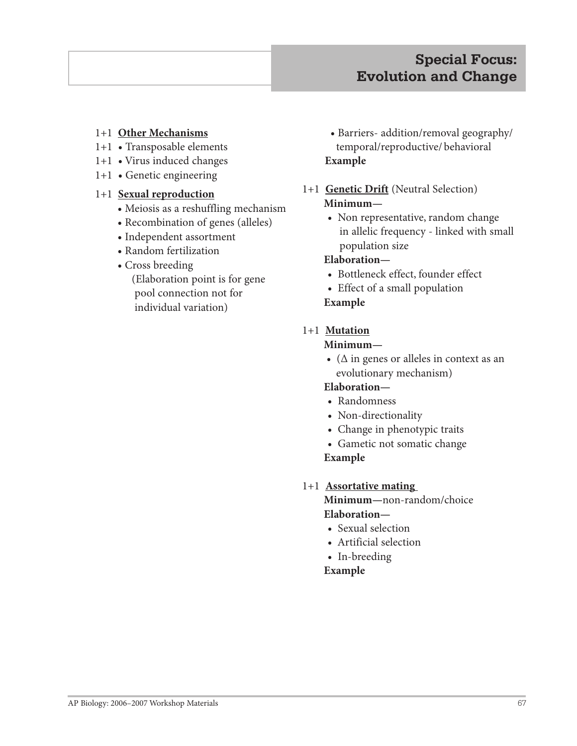## Special Focus: Evolution and Change

1+1 **Other Mechanisms**

1+1 • Transposable elements

1+1 • Virus induced changes

1+1 • Genetic engineering

1+1 **Sexual reproduction**

- Meiosis as a reshuffling mechanism
- Recombination of genes (alleles)
- Independent assortment
- Random fertilization
- Cross breeding
  (Elaboration point is for gene pool connection not for individual variation)

- Barriers- addition/removal geography/ temporal/reproductive/ behavioral

**Example**

1+1 **Genetic Drift** (Neutral Selection)

**Minimum—**

- Non representative, random change in allelic frequency - linked with small population size

**Elaboration—**

- Bottleneck effect, founder effect
- Effect of a small population

**Example**

1+1 **Mutation**

**Minimum—**

- ($\Delta$ in genes or alleles in context as an evolutionary mechanism)

**Elaboration—**

- Randomness
- Non-directionality
- Change in phenotypic traits
- Gametic not somatic change

**Example**

1+1 **Assortative mating**

**Minimum—**non-random/choice

**Elaboration—**

- Sexual selection
- Artificial selection
- In-breeding

**Example**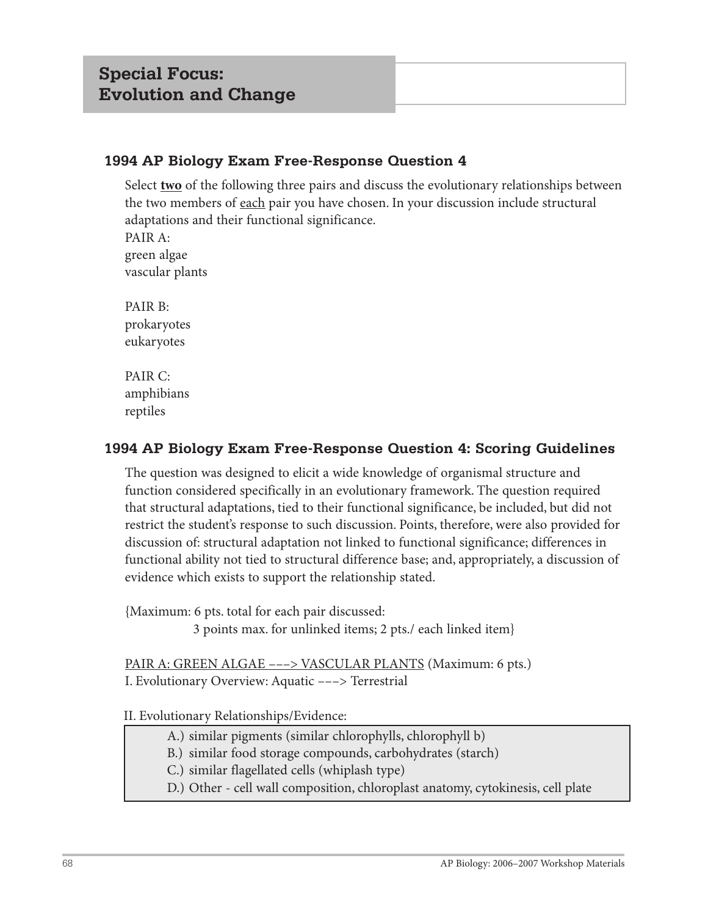## Special Focus: Evolution and Change

### 1994 AP Biology Exam Free-Response Question 4

Select **two** of the following three pairs and discuss the evolutionary relationships between the two members of each pair you have chosen. In your discussion include structural adaptations and their functional significance.

PAIR A:
green algae
vascular plants

PAIR B:
prokaryotes
eukaryotes

PAIR C:
amphibians
reptiles

### 1994 AP Biology Exam Free-Response Question 4: Scoring Guidelines

The question was designed to elicit a wide knowledge of organismal structure and function considered specifically in an evolutionary framework. The question required that structural adaptations, tied to their functional significance, be included, but did not restrict the student's response to such discussion. Points, therefore, were also provided for discussion of: structural adaptation not linked to functional significance; differences in functional ability not tied to structural difference base; and, appropriately, a discussion of evidence which exists to support the relationship stated.

{Maximum: 6 pts. total for each pair discussed:
3 points max. for unlinked items; 2 pts./ each linked item}

PAIR A: GREEN ALGAE –––> VASCULAR PLANTS (Maximum: 6 pts.)
I. Evolutionary Overview: Aquatic –––> Terrestrial

II. Evolutionary Relationships/Evidence:

A.) similar pigments (similar chlorophylls, chlorophyll b)
B.) similar food storage compounds, carbohydrates (starch)
C.) similar flagellated cells (whiplash type)
D.) Other - cell wall composition, chloroplast anatomy, cytokinesis, cell plate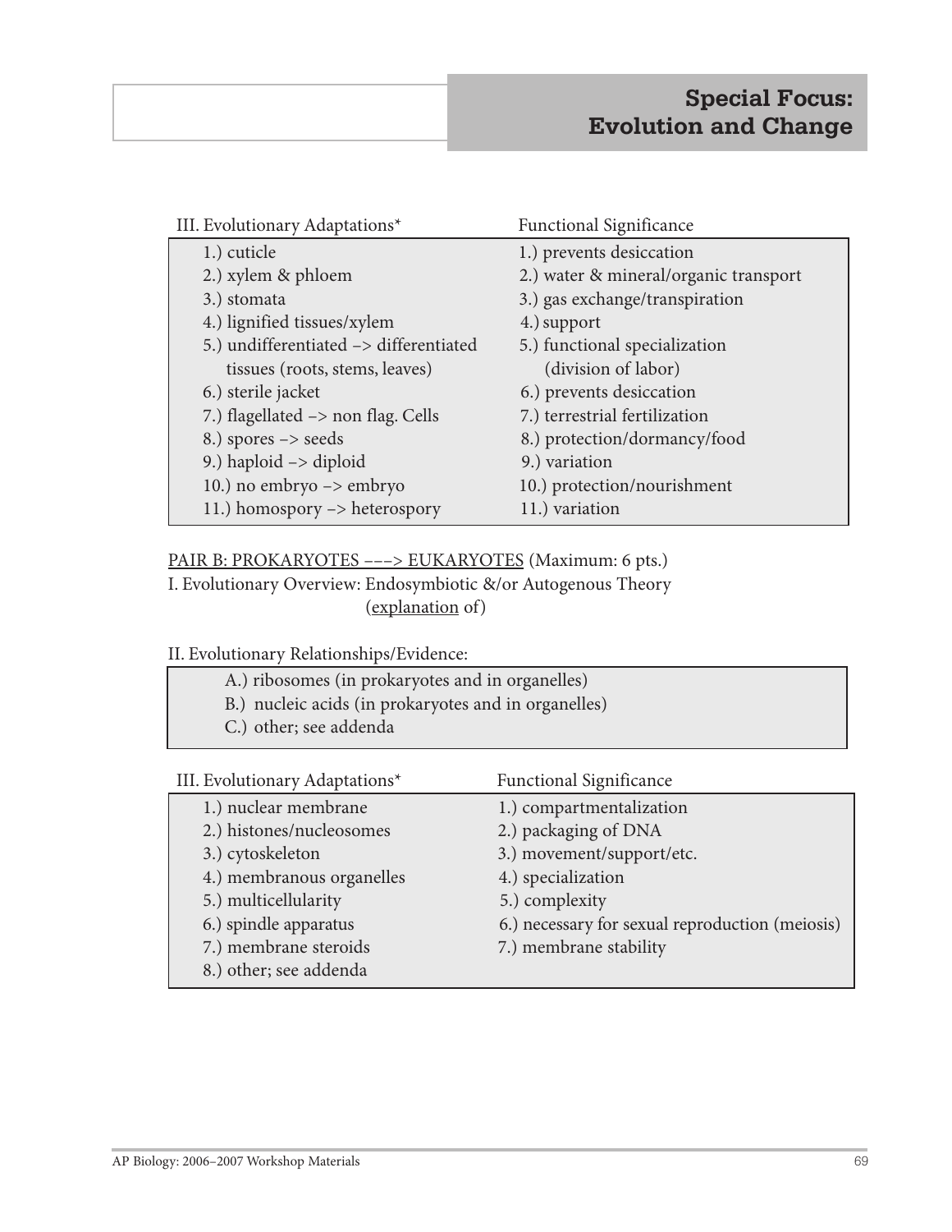| III. Evolutionary Adaptations* | Functional Significance |
|---|---|
| 1.) cuticle | 1.) prevents desiccation |
| 2.) xylem & phloem | 2.) water & mineral/organic transport |
| 3.) stomata | 3.) gas exchange/transpiration |
| 4.) lignified tissues/xylem | 4.) support |
| 5.) undifferentiated –> differentiated tissues (roots, stems, leaves) | 5.) functional specialization (division of labor) |
| 6.) sterile jacket | 6.) prevents desiccation |
| 7.) flagellated –> non flag. Cells | 7.) terrestrial fertilization |
| 8.) spores –> seeds | 8.) protection/dormancy/food |
| 9.) haploid –> diploid | 9.) variation |
| 10.) no embryo –> embryo | 10.) protection/nourishment |
| 11.) homospory –> heterospory | 11.) variation |

PAIR B: PROKARYOTES –––> EUKARYOTES (Maximum: 6 pts.)

I. Evolutionary Overview: Endosymbiotic &/or Autogenous Theory (explanation of)

II. Evolutionary Relationships/Evidence:

- A.) ribosomes (in prokaryotes and in organelles)
- B.) nucleic acids (in prokaryotes and in organelles)
- C.) other; see addenda

| III. Evolutionary Adaptations* | Functional Significance |
|---|---|
| 1.) nuclear membrane | 1.) compartmentalization |
| 2.) histones/nucleosomes | 2.) packaging of DNA |
| 3.) cytoskeleton | 3.) movement/support/etc. |
| 4.) membranous organelles | 4.) specialization |
| 5.) multicellularity | 5.) complexity |
| 6.) spindle apparatus | 6.) necessary for sexual reproduction (meiosis) |
| 7.) membrane steroids | 7.) membrane stability |
| 8.) other; see addenda | |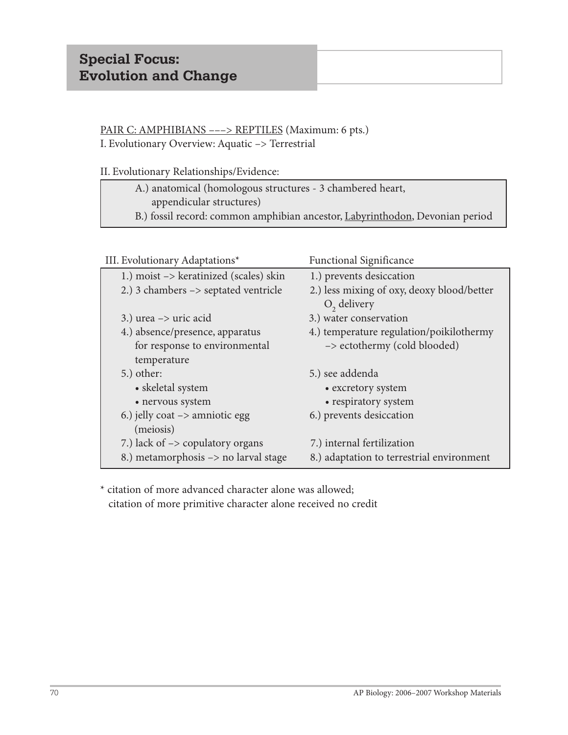## Special Focus: Evolution and Change

PAIR C: AMPHIBIANS –––> REPTILES (Maximum: 6 pts.)
I. Evolutionary Overview: Aquatic –> Terrestrial

II. Evolutionary Relationships/Evidence:

A.) anatomical (homologous structures - 3 chambered heart, appendicular structures)
B.) fossil record: common amphibian ancestor, Labyrinthodon, Devonian period

| III. Evolutionary Adaptations* | Functional Significance |
|---|---|
| 1.) moist –> keratinized (scales) skin | 1.) prevents desiccation |
| 2.) 3 chambers –> septated ventricle | 2.) less mixing of oxy, deoxy blood/better $O_2$ delivery |
| 3.) urea –> uric acid | 3.) water conservation |
| 4.) absence/presence, apparatus for response to environmental temperature | 4.) temperature regulation/poikilothermy –> ectothermy (cold blooded) |
| 5.) other: • skeletal system • nervous system | 5.) see addenda • excretory system • respiratory system |
| 6.) jelly coat –> amniotic egg (meiosis) | 6.) prevents desiccation |
| 7.) lack of –> copulatory organs | 7.) internal fertilization |
| 8.) metamorphosis –> no larval stage | 8.) adaptation to terrestrial environment |

* citation of more advanced character alone was allowed;
citation of more primitive character alone received no credit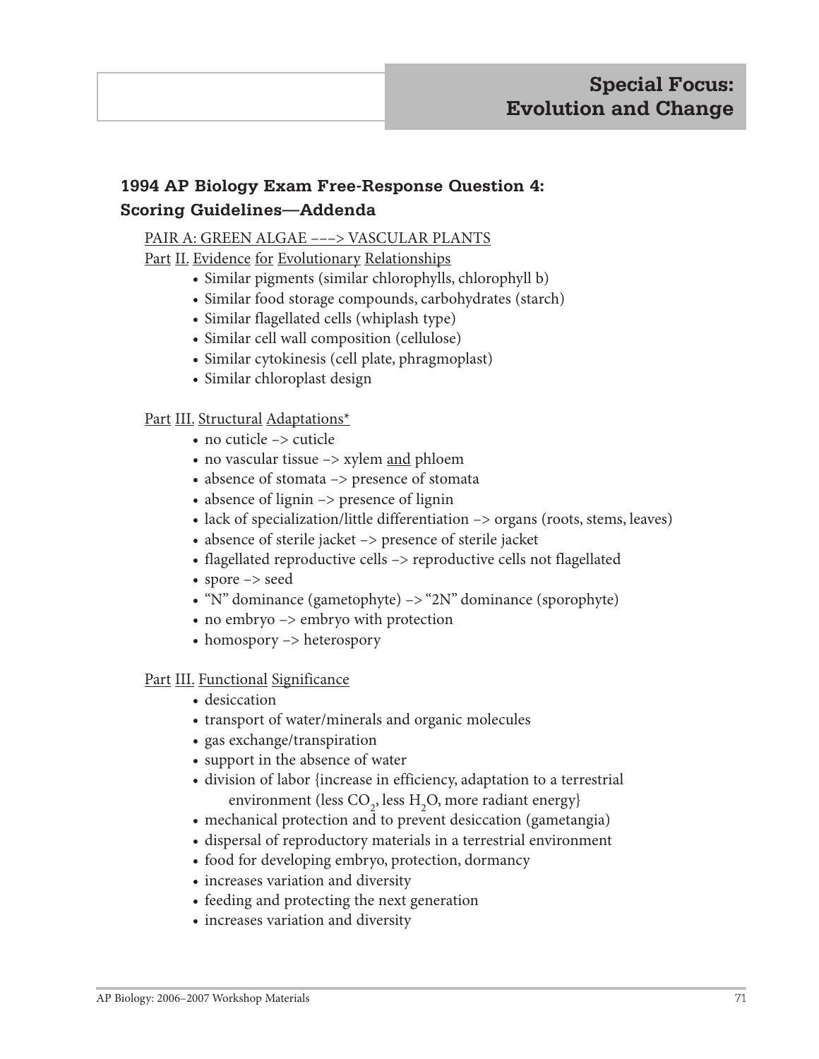## 1994 AP Biology Exam Free-Response Question 4: Scoring Guidelines—Addenda

PAIR A: GREEN ALGAE –––> VASCULAR PLANTS

Part II. Evidence for Evolutionary Relationships

- Similar pigments (similar chlorophylls, chlorophyll b)
- Similar food storage compounds, carbohydrates (starch)
- Similar flagellated cells (whiplash type)
- Similar cell wall composition (cellulose)
- Similar cytokinesis (cell plate, phragmoplast)
- Similar chloroplast design

Part III. Structural Adaptations*

- no cuticle –> cuticle
- no vascular tissue –> xylem and phloem
- absence of stomata –> presence of stomata
- absence of lignin –> presence of lignin
- lack of specialization/little differentiation –> organs (roots, stems, leaves)
- absence of sterile jacket –> presence of sterile jacket
- flagellated reproductive cells –> reproductive cells not flagellated
- spore –> seed
- "N" dominance (gametophyte) –> "2N" dominance (sporophyte)
- no embryo –> embryo with protection
- homospory –> heterospory

Part III. Functional Significance

- desiccation
- transport of water/minerals and organic molecules
- gas exchange/transpiration
- support in the absence of water
- division of labor {increase in efficiency, adaptation to a terrestrial environment (less $CO_2$, less $H_2O$, more radiant energy}
- mechanical protection and to prevent desiccation (gametangia)
- dispersal of reproductory materials in a terrestrial environment
- food for developing embryo, protection, dormancy
- increases variation and diversity
- feeding and protecting the next generation
- increases variation and diversity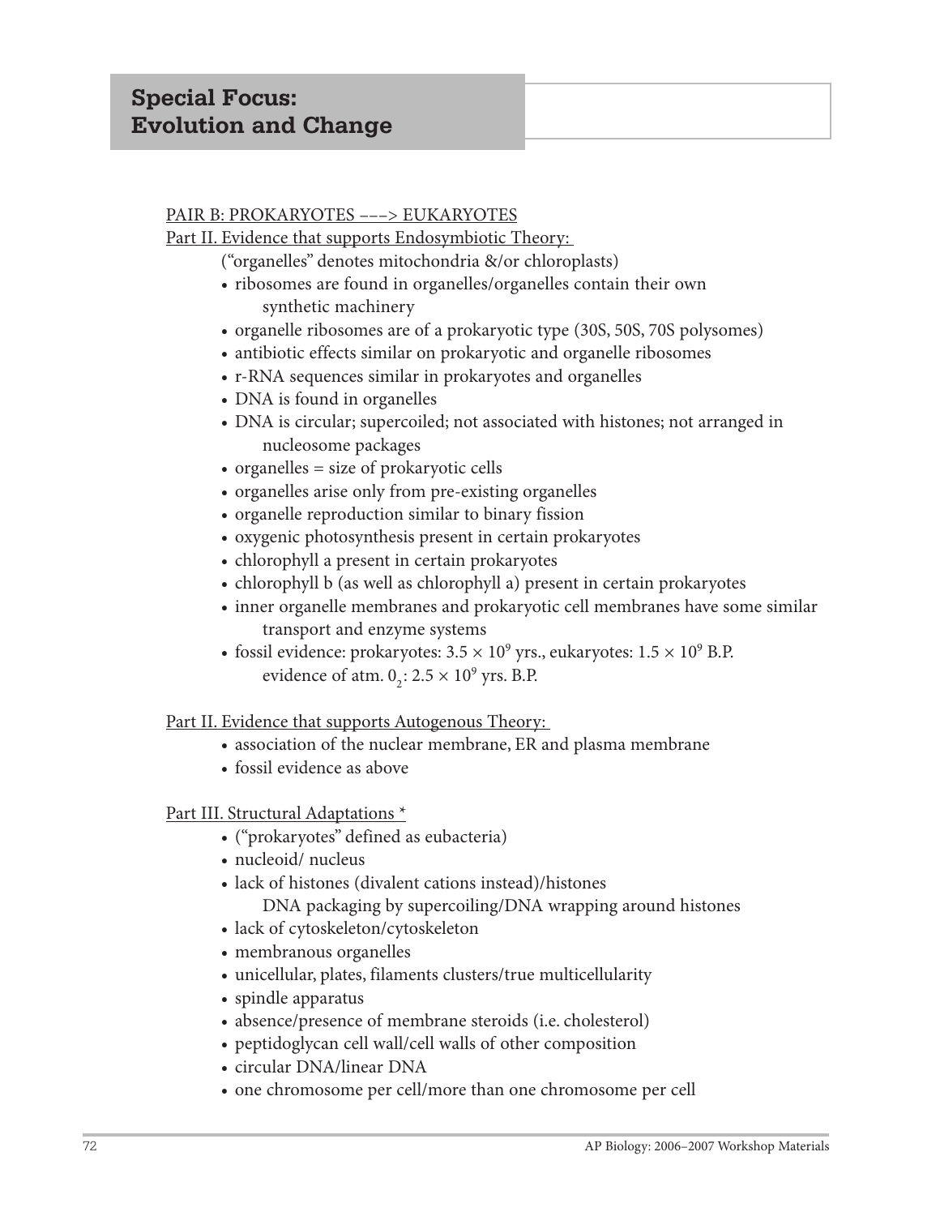## Special Focus: Evolution and Change

PAIR B: PROKARYOTES –––> EUKARYOTES

Part II. Evidence that supports Endosymbiotic Theory:

("organelles" denotes mitochondria &/or chloroplasts)

- ribosomes are found in organelles/organelles contain their own synthetic machinery
- organelle ribosomes are of a prokaryotic type (30S, 50S, 70S polysomes)
- antibiotic effects similar on prokaryotic and organelle ribosomes
- r-RNA sequences similar in prokaryotes and organelles
- DNA is found in organelles
- DNA is circular; supercoiled; not associated with histones; not arranged in nucleosome packages
- organelles = size of prokaryotic cells
- organelles arise only from pre-existing organelles
- organelle reproduction similar to binary fission
- oxygenic photosynthesis present in certain prokaryotes
- chlorophyll a present in certain prokaryotes
- chlorophyll b (as well as chlorophyll a) present in certain prokaryotes
- inner organelle membranes and prokaryotic cell membranes have some similar transport and enzyme systems
- fossil evidence: prokaryotes: $3.5 \times 10^9$ yrs., eukaryotes: $1.5 \times 10^9$ B.P.
  evidence of atm. $0_2$: $2.5 \times 10^9$ yrs. B.P.

Part II. Evidence that supports Autogenous Theory:

- association of the nuclear membrane, ER and plasma membrane
- fossil evidence as above

Part III. Structural Adaptations *

- ("prokaryotes" defined as eubacteria)
- nucleoid/ nucleus
- lack of histones (divalent cations instead)/histones
  DNA packaging by supercoiling/DNA wrapping around histones
- lack of cytoskeleton/cytoskeleton
- membranous organelles
- unicellular, plates, filaments clusters/true multicellularity
- spindle apparatus
- absence/presence of membrane steroids (i.e. cholesterol)
- peptidoglycan cell wall/cell walls of other composition
- circular DNA/linear DNA
- one chromosome per cell/more than one chromosome per cell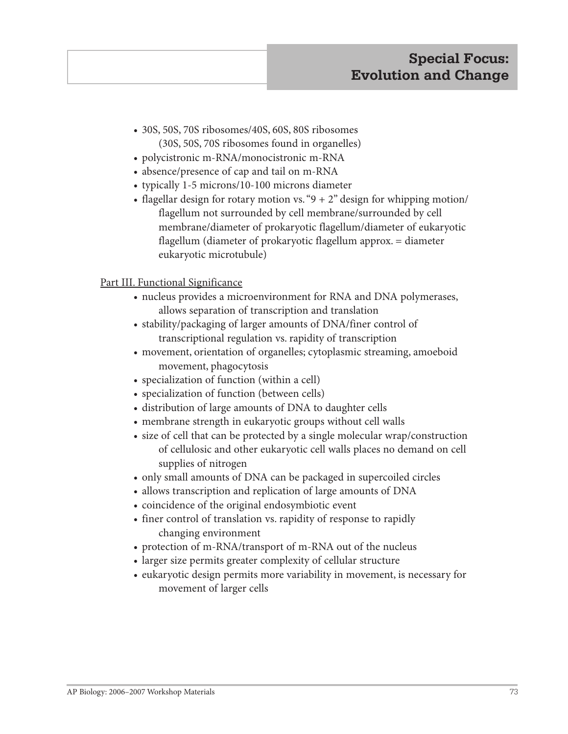- 30S, 50S, 70S ribosomes/40S, 60S, 80S ribosomes
  (30S, 50S, 70S ribosomes found in organelles)
- polycistronic m-RNA/monocistronic m-RNA
- absence/presence of cap and tail on m-RNA
- typically 1-5 microns/10-100 microns diameter
- flagellar design for rotary motion vs. "9 + 2" design for whipping motion/ flagellum not surrounded by cell membrane/surrounded by cell membrane/diameter of prokaryotic flagellum/diameter of eukaryotic flagellum (diameter of prokaryotic flagellum approx. = diameter eukaryotic microtubule)

Part III. Functional Significance

- nucleus provides a microenvironment for RNA and DNA polymerases, allows separation of transcription and translation
- stability/packaging of larger amounts of DNA/finer control of transcriptional regulation vs. rapidity of transcription
- movement, orientation of organelles; cytoplasmic streaming, amoeboid movement, phagocytosis
- specialization of function (within a cell)
- specialization of function (between cells)
- distribution of large amounts of DNA to daughter cells
- membrane strength in eukaryotic groups without cell walls
- size of cell that can be protected by a single molecular wrap/construction of cellulosic and other eukaryotic cell walls places no demand on cell supplies of nitrogen
- only small amounts of DNA can be packaged in supercoiled circles
- allows transcription and replication of large amounts of DNA
- coincidence of the original endosymbiotic event
- finer control of translation vs. rapidity of response to rapidly changing environment
- protection of m-RNA/transport of m-RNA out of the nucleus
- larger size permits greater complexity of cellular structure
- eukaryotic design permits more variability in movement, is necessary for movement of larger cells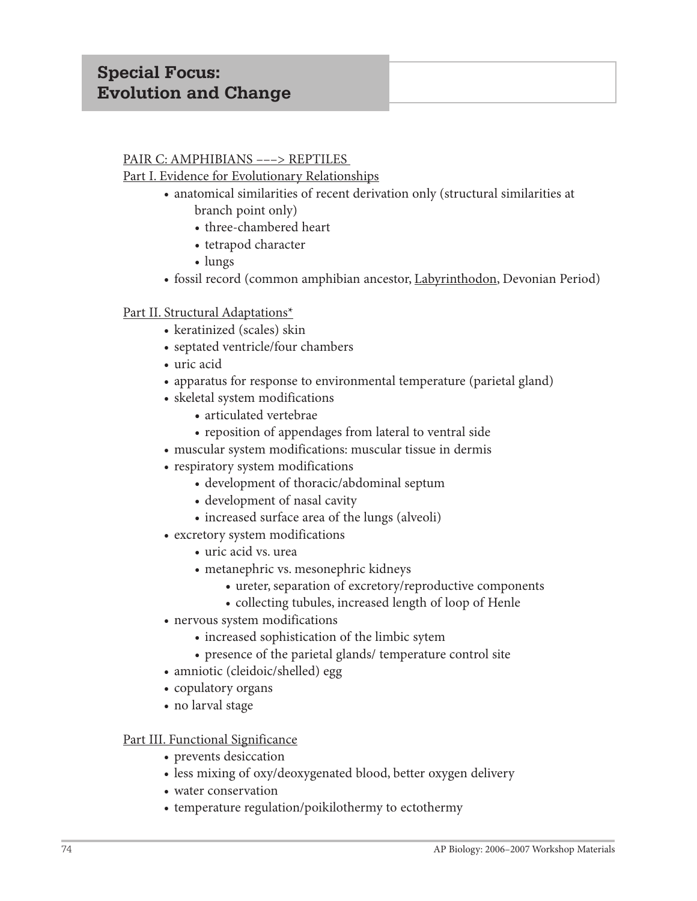# Special Focus: Evolution and Change

PAIR C: AMPHIBIANS –––> REPTILES

Part I. Evidence for Evolutionary Relationships

- anatomical similarities of recent derivation only (structural similarities at branch point only)
  - three-chambered heart
  - tetrapod character
  - lungs
- fossil record (common amphibian ancestor, Labyrinthodon, Devonian Period)

Part II. Structural Adaptations*

- keratinized (scales) skin
- septated ventricle/four chambers
- uric acid
- apparatus for response to environmental temperature (parietal gland)
- skeletal system modifications
  - articulated vertebrae
  - reposition of appendages from lateral to ventral side
- muscular system modifications: muscular tissue in dermis
- respiratory system modifications
  - development of thoracic/abdominal septum
  - development of nasal cavity
  - increased surface area of the lungs (alveoli)
- excretory system modifications
  - uric acid vs. urea
  - metanephric vs. mesonephric kidneys
    - ureter, separation of excretory/reproductive components
    - collecting tubules, increased length of loop of Henle
- nervous system modifications
  - increased sophistication of the limbic sytem
  - presence of the parietal glands/ temperature control site
- amniotic (cleidoic/shelled) egg
- copulatory organs
- no larval stage

Part III. Functional Significance

- prevents desiccation
- less mixing of oxy/deoxygenated blood, better oxygen delivery
- water conservation
- temperature regulation/poikilothermy to ectothermy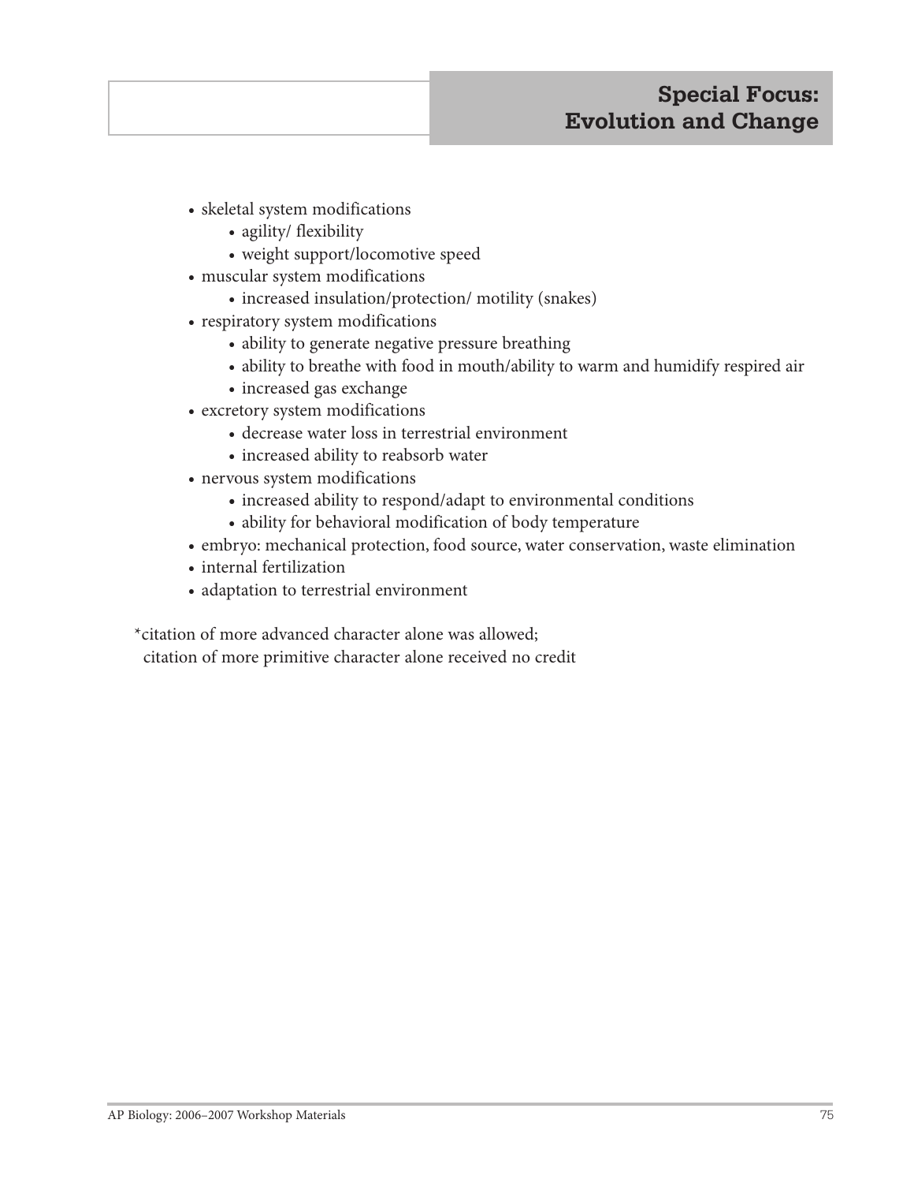- skeletal system modifications
    - agility/ flexibility
    - weight support/locomotive speed
- muscular system modifications
    - increased insulation/protection/ motility (snakes)
- respiratory system modifications
    - ability to generate negative pressure breathing
    - ability to breathe with food in mouth/ability to warm and humidify respired air
    - increased gas exchange
- excretory system modifications
    - decrease water loss in terrestrial environment
    - increased ability to reabsorb water
- nervous system modifications
    - increased ability to respond/adapt to environmental conditions
    - ability for behavioral modification of body temperature
- embryo: mechanical protection, food source, water conservation, waste elimination
- internal fertilization
- adaptation to terrestrial environment

*citation of more advanced character alone was allowed;
citation of more primitive character alone received no credit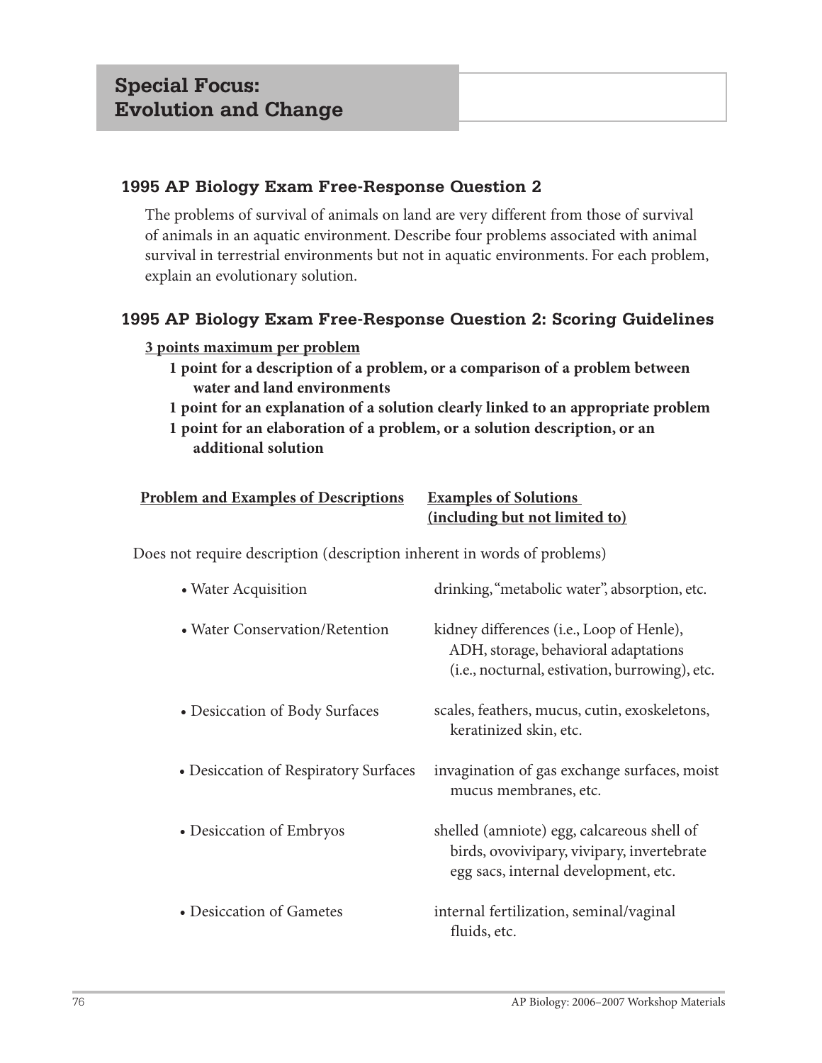# Special Focus: Evolution and Change

## 1995 AP Biology Exam Free-Response Question 2

The problems of survival of animals on land are very different from those of survival of animals in an aquatic environment. Describe four problems associated with animal survival in terrestrial environments but not in aquatic environments. For each problem, explain an evolutionary solution.

## 1995 AP Biology Exam Free-Response Question 2: Scoring Guidelines

**3 points maximum per problem**

- **1 point for a description of a problem, or a comparison of a problem between water and land environments**
- **1 point for an explanation of a solution clearly linked to an appropriate problem**
- **1 point for an elaboration of a problem, or a solution description, or an additional solution**

| Problem and Examples of Descriptions | Examples of Solutions (including but not limited to) |
| --- | --- |
| Does not require description (description inherent in words of problems) | |
| • Water Acquisition | drinking, "metabolic water", absorption, etc. |
| • Water Conservation/Retention | kidney differences (i.e., Loop of Henle), ADH, storage, behavioral adaptations (i.e., nocturnal, estivation, burrowing), etc. |
| • Desiccation of Body Surfaces | scales, feathers, mucus, cutin, exoskeletons, keratinized skin, etc. |
| • Desiccation of Respiratory Surfaces | invagination of gas exchange surfaces, moist mucus membranes, etc. |
| • Desiccation of Embryos | shelled (amniote) egg, calcareous shell of birds, ovovivipary, vivipary, invertebrate egg sacs, internal development, etc. |
| • Desiccation of Gametes | internal fertilization, seminal/vaginal fluids, etc. |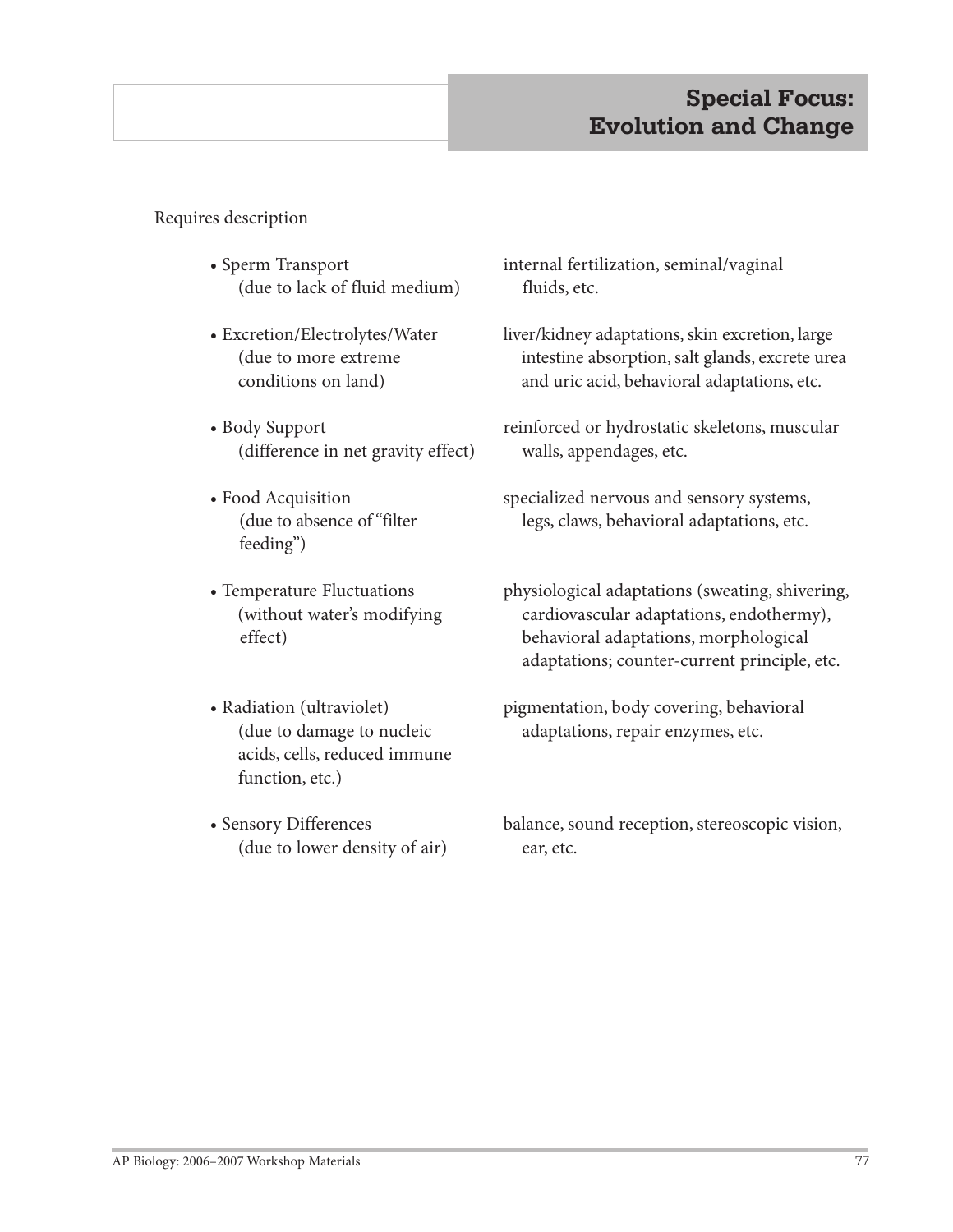Requires description

| | |
|---|---|
| • Sperm Transport (due to lack of fluid medium) | internal fertilization, seminal/vaginal fluids, etc. |
| • Excretion/Electrolytes/Water (due to more extreme conditions on land) | liver/kidney adaptations, skin excretion, large intestine absorption, salt glands, excrete urea and uric acid, behavioral adaptations, etc. |
| • Body Support (difference in net gravity effect) | reinforced or hydrostatic skeletons, muscular walls, appendages, etc. |
| • Food Acquisition (due to absence of "filter feeding") | specialized nervous and sensory systems, legs, claws, behavioral adaptations, etc. |
| • Temperature Fluctuations (without water's modifying effect) | physiological adaptations (sweating, shivering, cardiovascular adaptations, endothermy), behavioral adaptations, morphological adaptations; counter-current principle, etc. |
| • Radiation (ultraviolet) (due to damage to nucleic acids, cells, reduced immune function, etc.) | pigmentation, body covering, behavioral adaptations, repair enzymes, etc. |
| • Sensory Differences (due to lower density of air) | balance, sound reception, stereoscopic vision, ear, etc. |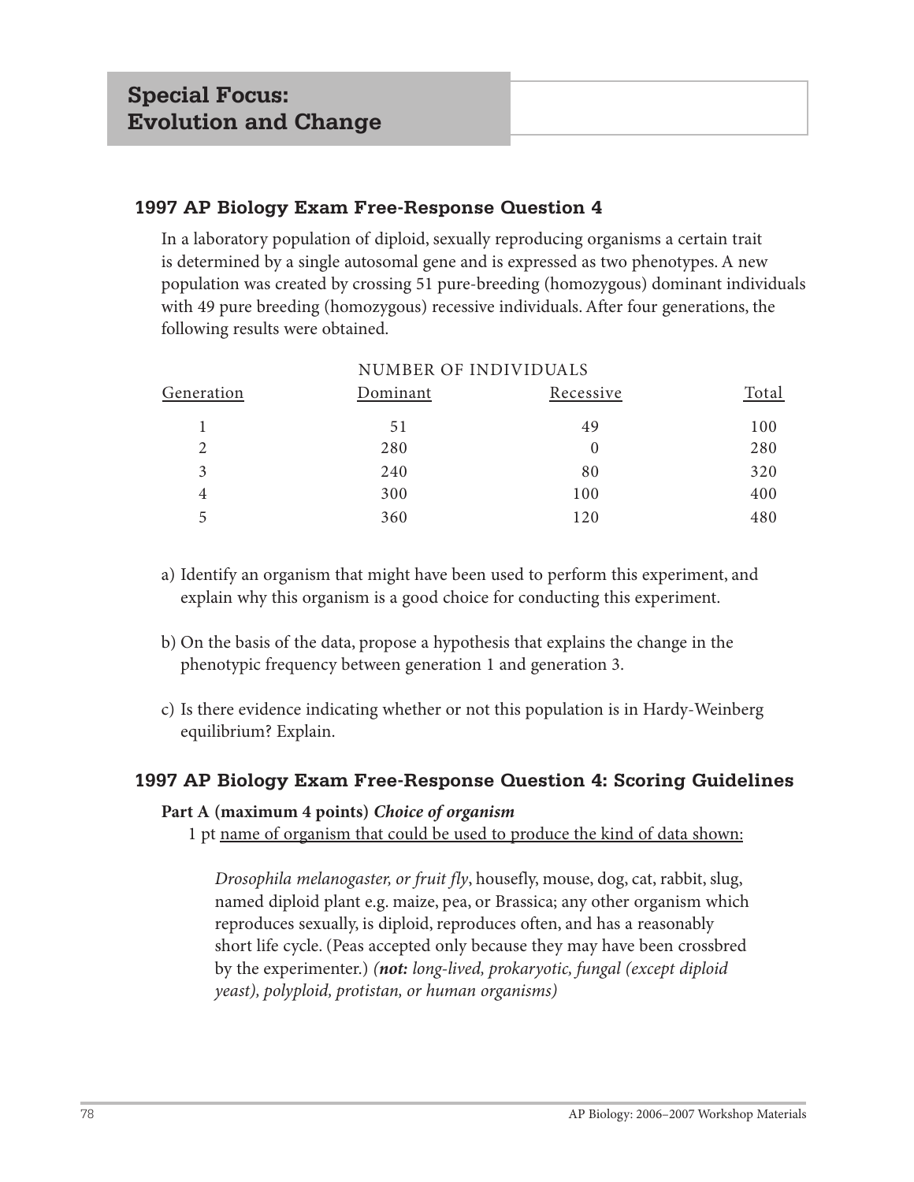# Special Focus: Evolution and Change

## 1997 AP Biology Exam Free-Response Question 4

In a laboratory population of diploid, sexually reproducing organisms a certain trait is determined by a single autosomal gene and is expressed as two phenotypes. A new population was created by crossing 51 pure-breeding (homozygous) dominant individuals with 49 pure breeding (homozygous) recessive individuals. After four generations, the following results were obtained.

| | NUMBER OF INDIVIDUALS | | |
|---|---|---|---|
| Generation | Dominant | Recessive | Total |
| 1 | 51 | 49 | 100 |
| 2 | 280 | 0 | 280 |
| 3 | 240 | 80 | 320 |
| 4 | 300 | 100 | 400 |
| 5 | 360 | 120 | 480 |

a) Identify an organism that might have been used to perform this experiment, and explain why this organism is a good choice for conducting this experiment.

b) On the basis of the data, propose a hypothesis that explains the change in the phenotypic frequency between generation 1 and generation 3.

c) Is there evidence indicating whether or not this population is in Hardy-Weinberg equilibrium? Explain.

## 1997 AP Biology Exam Free-Response Question 4: Scoring Guidelines

**Part A (maximum 4 points)** ***Choice of organism***

1 pt name of organism that could be used to produce the kind of data shown:

*Drosophila melanogaster, or fruit fly*, housefly, mouse, dog, cat, rabbit, slug, named diploid plant e.g. maize, pea, or Brassica; any other organism which reproduces sexually, is diploid, reproduces often, and has a reasonably short life cycle. (Peas accepted only because they may have been crossbred by the experimenter.) *(**not:** long-lived, prokaryotic, fungal (except diploid yeast), polyploid, protistan, or human organisms)*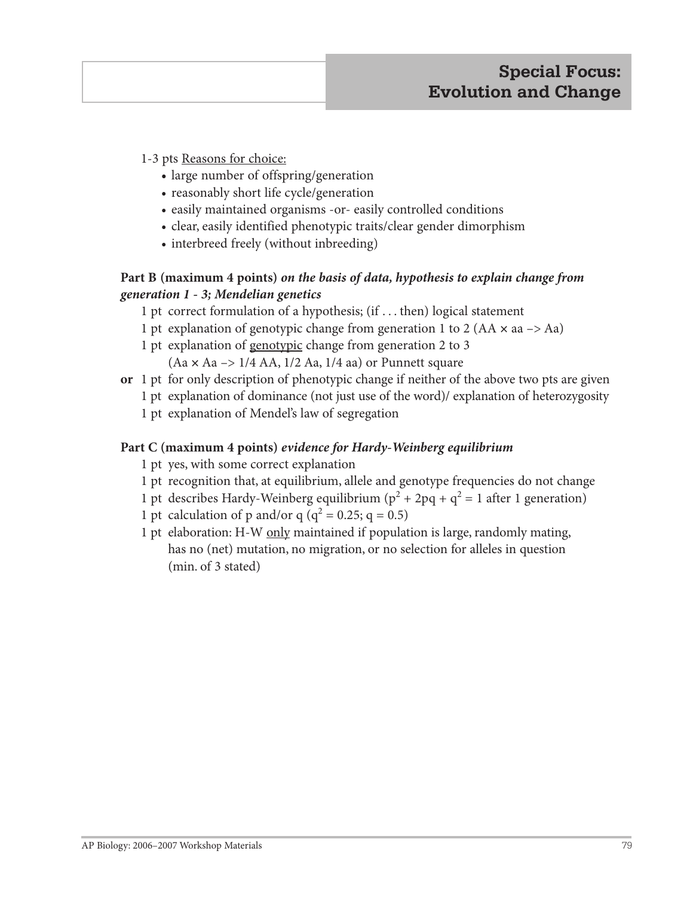1-3 pts <u>Reasons for choice:</u>

- large number of offspring/generation
- reasonably short life cycle/generation
- easily maintained organisms -or- easily controlled conditions
- clear, easily identified phenotypic traits/clear gender dimorphism
- interbreed freely (without inbreeding)

**Part B (maximum 4 points)** ***on the basis of data, hypothesis to explain change from generation 1 - 3; Mendelian genetics***

1 pt correct formulation of a hypothesis; (if . . . then) logical statement

1 pt explanation of genotypic change from generation 1 to 2 (AA × aa –> Aa)

1 pt explanation of <u>genotypic</u> change from generation 2 to 3 (Aa × Aa –> 1/4 AA, 1/2 Aa, 1/4 aa) or Punnett square

**or** 1 pt for only description of phenotypic change if neither of the above two pts are given

1 pt explanation of dominance (not just use of the word)/ explanation of heterozygosity

1 pt explanation of Mendel's law of segregation

**Part C (maximum 4 points)** ***evidence for Hardy-Weinberg equilibrium***

1 pt yes, with some correct explanation

1 pt recognition that, at equilibrium, allele and genotype frequencies do not change

1 pt describes Hardy-Weinberg equilibrium ($p^2 + 2pq + q^2 = 1$ after 1 generation)

1 pt calculation of p and/or q ($q^2 = 0.25$; $q = 0.5$)

1 pt elaboration: H-W <u>only</u> maintained if population is large, randomly mating, has no (net) mutation, no migration, or no selection for alleles in question (min. of 3 stated)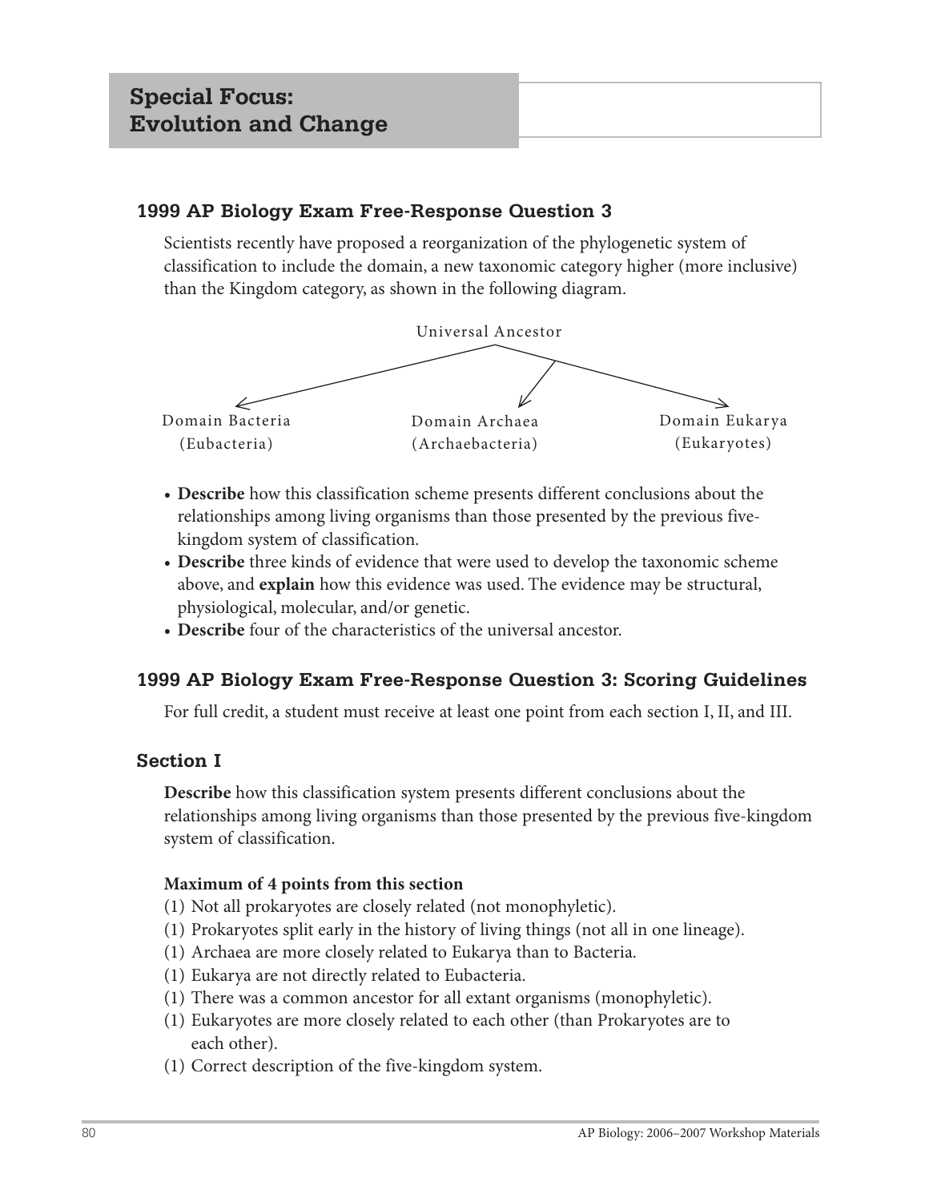# Special Focus: Evolution and Change

## 1999 AP Biology Exam Free-Response Question 3

Scientists recently have proposed a reorganization of the phylogenetic system of classification to include the domain, a new taxonomic category higher (more inclusive) than the Kingdom category, as shown in the following diagram.

Universal Ancestor

Domain Bacteria (Eubacteria) | Domain Archaea (Archaebacteria) | Domain Eukarya (Eukaryotes)

- **Describe** how this classification scheme presents different conclusions about the relationships among living organisms than those presented by the previous five-kingdom system of classification.
- **Describe** three kinds of evidence that were used to develop the taxonomic scheme above, and **explain** how this evidence was used. The evidence may be structural, physiological, molecular, and/or genetic.
- **Describe** four of the characteristics of the universal ancestor.

## 1999 AP Biology Exam Free-Response Question 3: Scoring Guidelines

For full credit, a student must receive at least one point from each section I, II, and III.

### Section I

**Describe** how this classification system presents different conclusions about the relationships among living organisms than those presented by the previous five-kingdom system of classification.

**Maximum of 4 points from this section**

(1) Not all prokaryotes are closely related (not monophyletic).
(1) Prokaryotes split early in the history of living things (not all in one lineage).
(1) Archaea are more closely related to Eukarya than to Bacteria.
(1) Eukarya are not directly related to Eubacteria.
(1) There was a common ancestor for all extant organisms (monophyletic).
(1) Eukaryotes are more closely related to each other (than Prokaryotes are to each other).
(1) Correct description of the five-kingdom system.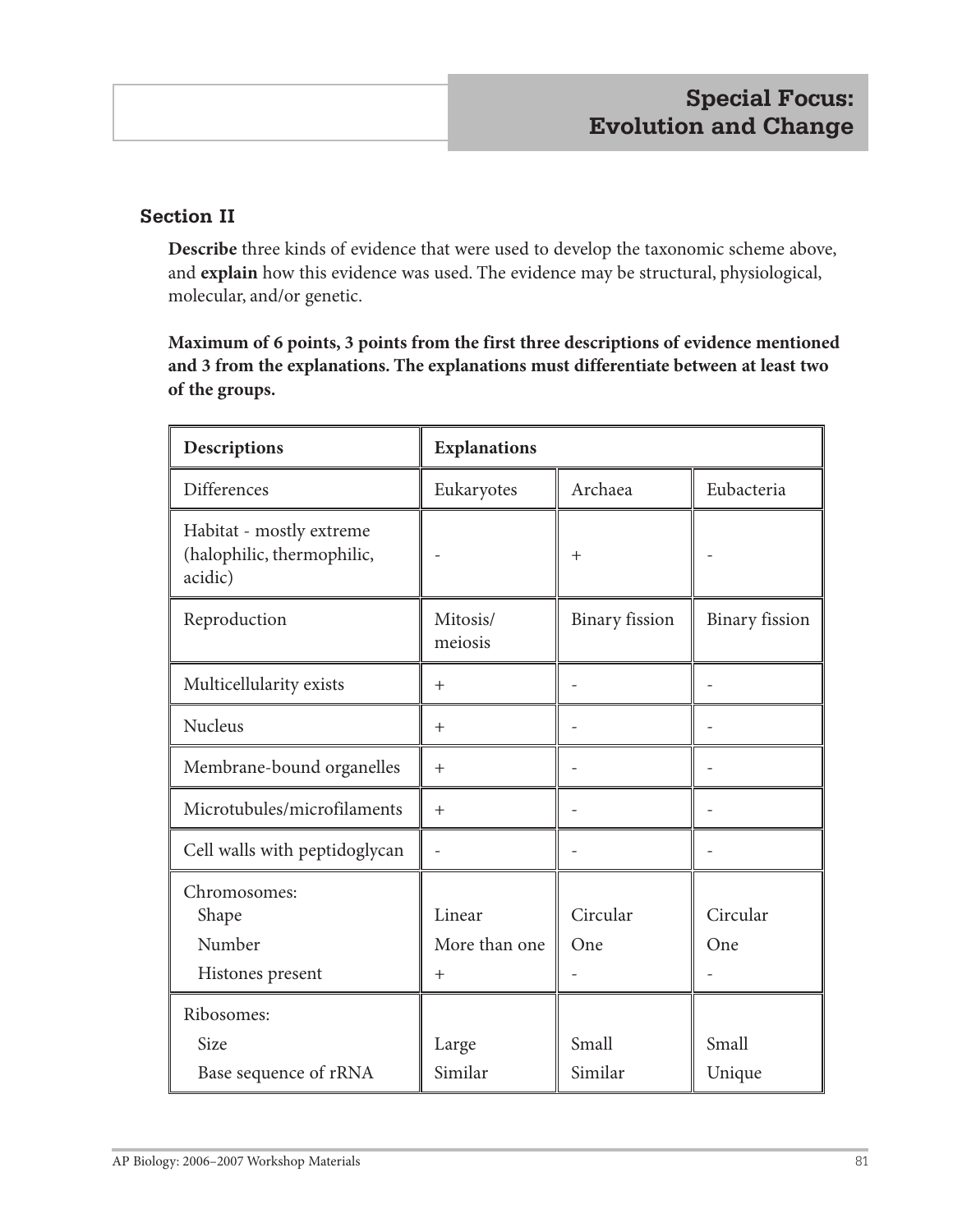## Section II

**Describe** three kinds of evidence that were used to develop the taxonomic scheme above, and **explain** how this evidence was used. The evidence may be structural, physiological, molecular, and/or genetic.

**Maximum of 6 points, 3 points from the first three descriptions of evidence mentioned and 3 from the explanations. The explanations must differentiate between at least two of the groups.**

| **Descriptions** | **Explanations** | | |
|---|---|---|---|
| Differences | Eukaryotes | Archaea | Eubacteria |
| Habitat - mostly extreme (halophilic, thermophilic, acidic) | - | + | - |
| Reproduction | Mitosis/ meiosis | Binary fission | Binary fission |
| Multicellularity exists | + | - | - |
| Nucleus | + | - | - |
| Membrane-bound organelles | + | - | - |
| Microtubules/microfilaments | + | - | - |
| Cell walls with peptidoglycan | - | - | - |
| Chromosomes: | | | |
| Shape | Linear | Circular | Circular |
| Number | More than one | One | One |
| Histones present | + | - | - |
| Ribosomes: | | | |
| Size | Large | Small | Small |
| Base sequence of rRNA | Similar | Similar | Unique |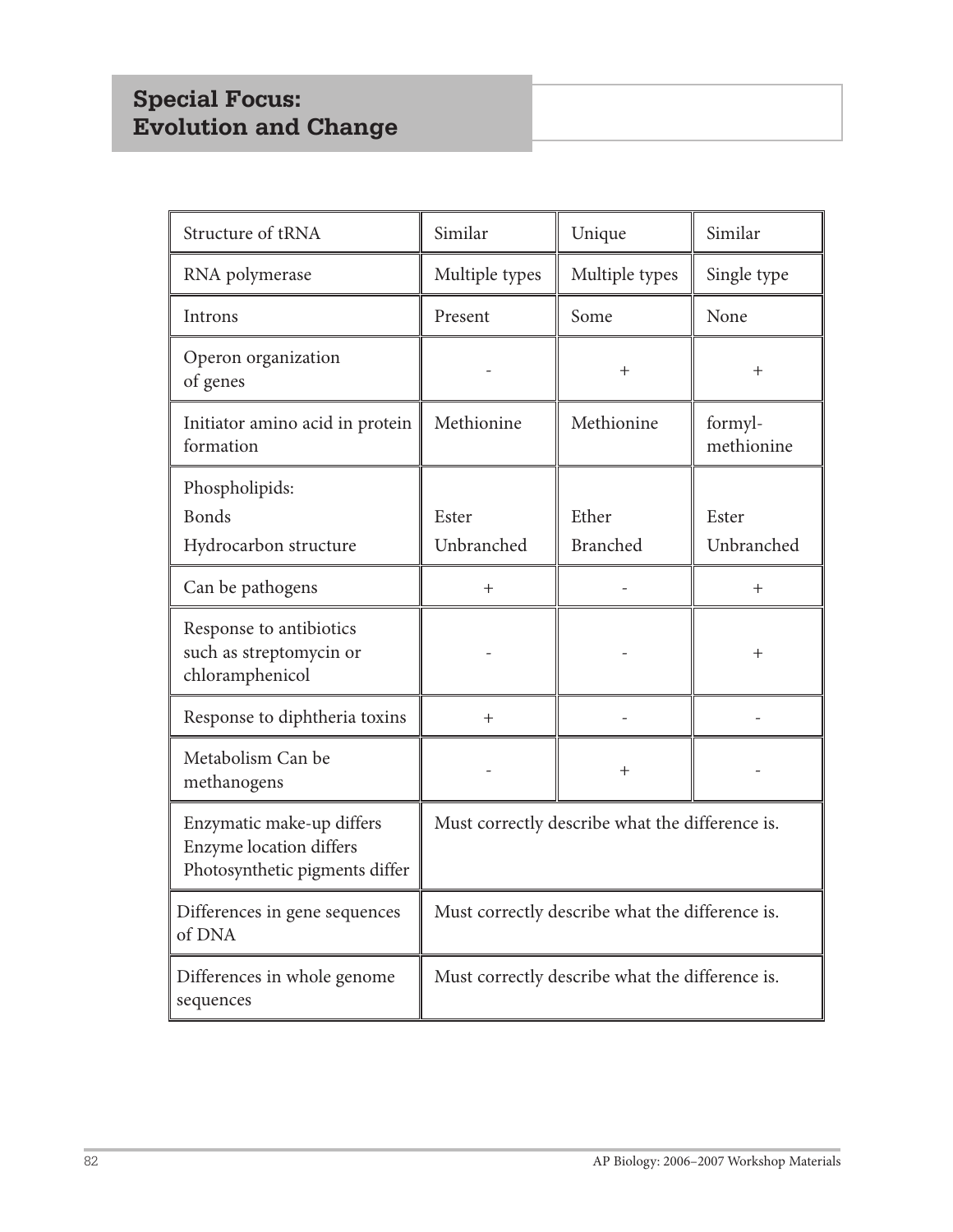## Special Focus: Evolution and Change

| Structure of tRNA | Similar | Unique | Similar |
|---|---|---|---|
| RNA polymerase | Multiple types | Multiple types | Single type |
| Introns | Present | Some | None |
| Operon organization of genes | - | + | + |
| Initiator amino acid in protein formation | Methionine | Methionine | formyl-methionine |
| Phospholipids:<br>Bonds<br>Hydrocarbon structure | <br>Ester<br>Unbranched | <br>Ether<br>Branched | <br>Ester<br>Unbranched |
| Can be pathogens | + | - | + |
| Response to antibiotics such as streptomycin or chloramphenicol | - | - | + |
| Response to diphtheria toxins | + | - | - |
| Metabolism Can be methanogens | - | + | - |
| Enzymatic make-up differs<br>Enzyme location differs<br>Photosynthetic pigments differ | Must correctly describe what the difference is. | | |
| Differences in gene sequences of DNA | Must correctly describe what the difference is. | | |
| Differences in whole genome sequences | Must correctly describe what the difference is. | | |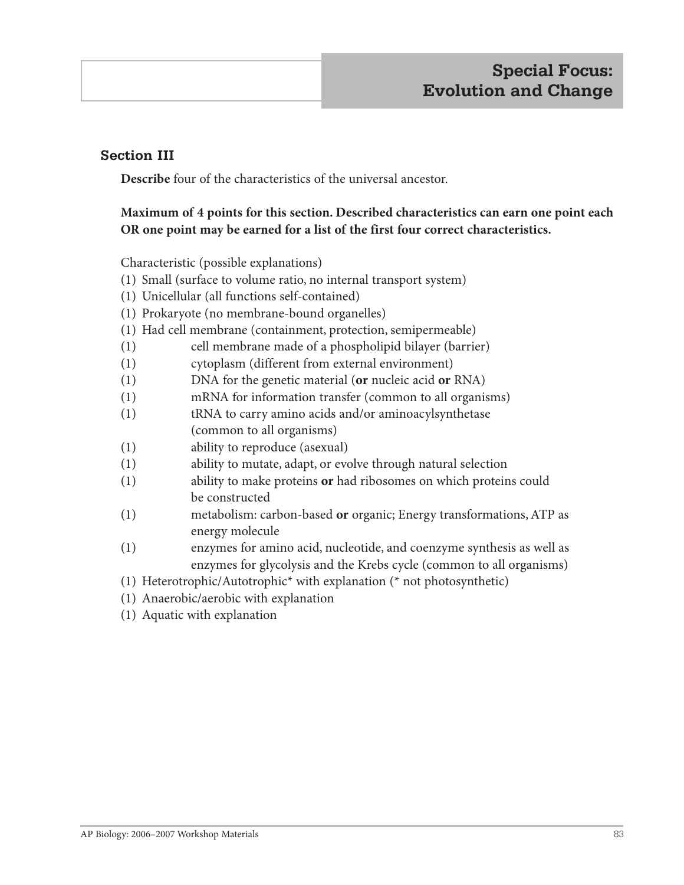## Special Focus: Evolution and Change

### Section III

**Describe** four of the characteristics of the universal ancestor.

**Maximum of 4 points for this section. Described characteristics can earn one point each OR one point may be earned for a list of the first four correct characteristics.**

Characteristic (possible explanations)

(1) Small (surface to volume ratio, no internal transport system)
(1) Unicellular (all functions self-contained)
(1) Prokaryote (no membrane-bound organelles)
(1) Had cell membrane (containment, protection, semipermeable)
(1) cell membrane made of a phospholipid bilayer (barrier)
(1) cytoplasm (different from external environment)
(1) DNA for the genetic material (**or** nucleic acid **or** RNA)
(1) mRNA for information transfer (common to all organisms)
(1) tRNA to carry amino acids and/or aminoacylsynthetase (common to all organisms)
(1) ability to reproduce (asexual)
(1) ability to mutate, adapt, or evolve through natural selection
(1) ability to make proteins **or** had ribosomes on which proteins could be constructed
(1) metabolism: carbon-based **or** organic; Energy transformations, ATP as energy molecule
(1) enzymes for amino acid, nucleotide, and coenzyme synthesis as well as enzymes for glycolysis and the Krebs cycle (common to all organisms)
(1) Heterotrophic/Autotrophic* with explanation (* not photosynthetic)
(1) Anaerobic/aerobic with explanation
(1) Aquatic with explanation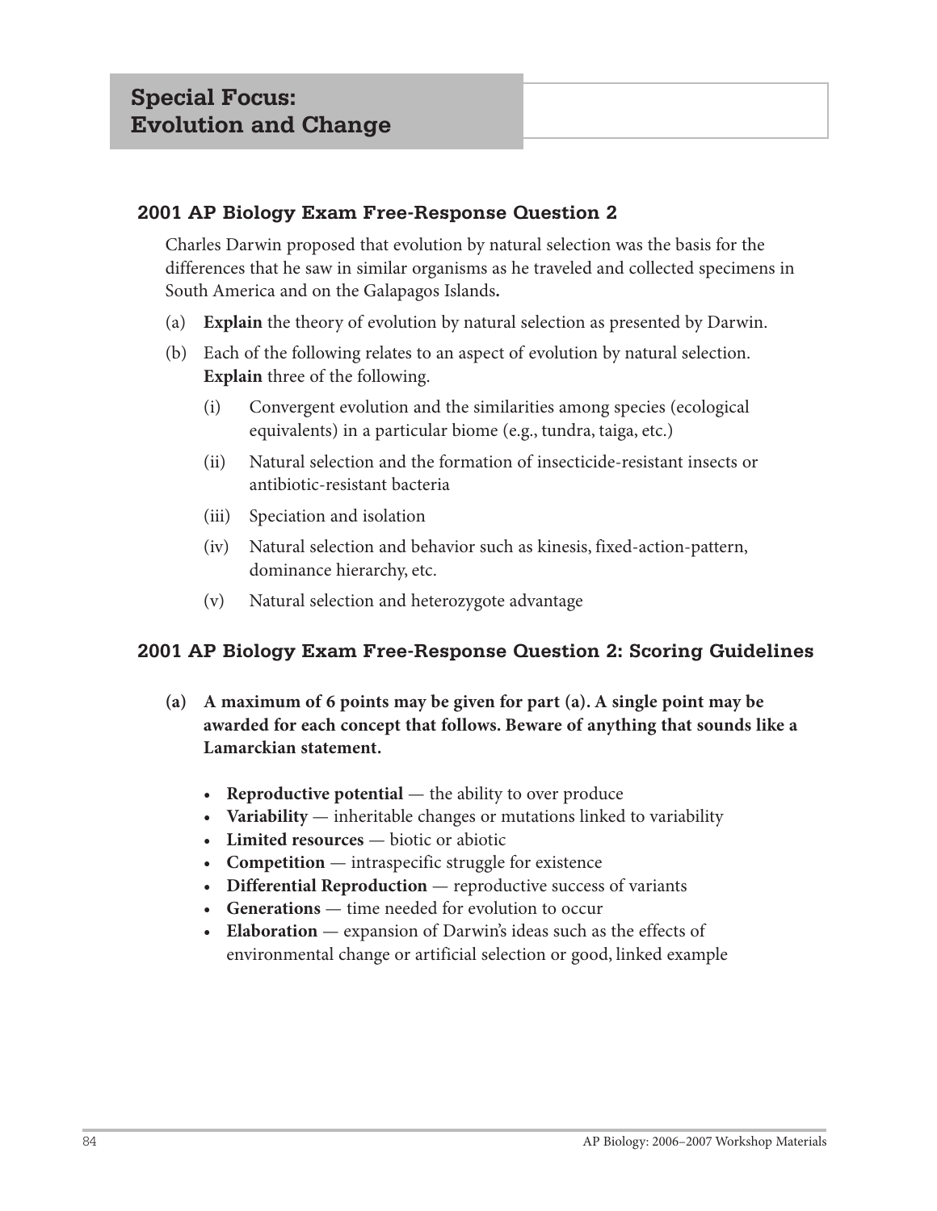# Special Focus: Evolution and Change

## 2001 AP Biology Exam Free-Response Question 2

Charles Darwin proposed that evolution by natural selection was the basis for the differences that he saw in similar organisms as he traveled and collected specimens in South America and on the Galapagos Islands**.**

(a) **Explain** the theory of evolution by natural selection as presented by Darwin.

(b) Each of the following relates to an aspect of evolution by natural selection. **Explain** three of the following.

- (i) Convergent evolution and the similarities among species (ecological equivalents) in a particular biome (e.g., tundra, taiga, etc.)
- (ii) Natural selection and the formation of insecticide-resistant insects or antibiotic-resistant bacteria
- (iii) Speciation and isolation
- (iv) Natural selection and behavior such as kinesis, fixed-action-pattern, dominance hierarchy, etc.
- (v) Natural selection and heterozygote advantage

## 2001 AP Biology Exam Free-Response Question 2: Scoring Guidelines

**(a) A maximum of 6 points may be given for part (a). A single point may be awarded for each concept that follows. Beware of anything that sounds like a Lamarckian statement.**

- **Reproductive potential** — the ability to over produce
- **Variability** — inheritable changes or mutations linked to variability
- **Limited resources** — biotic or abiotic
- **Competition** — intraspecific struggle for existence
- **Differential Reproduction** — reproductive success of variants
- **Generations** — time needed for evolution to occur
- **Elaboration** — expansion of Darwin's ideas such as the effects of environmental change or artificial selection or good, linked example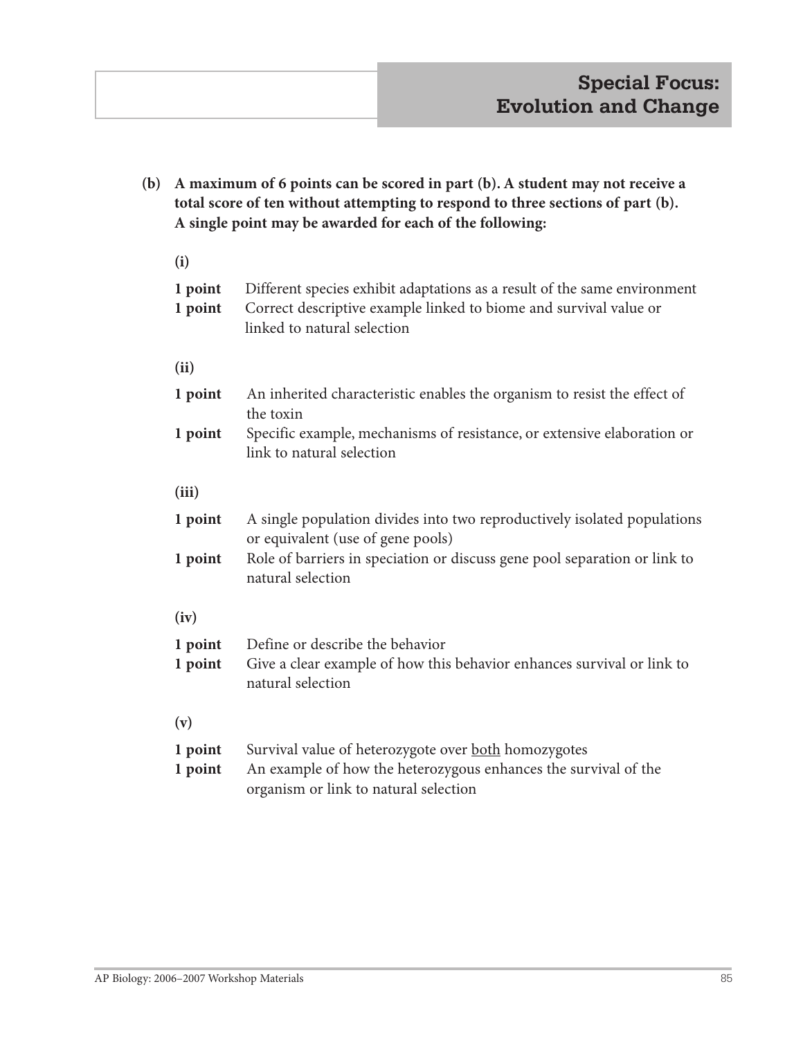**(b) A maximum of 6 points can be scored in part (b). A student may not receive a total score of ten without attempting to respond to three sections of part (b). A single point may be awarded for each of the following:**

**(i)**

**1 point** Different species exhibit adaptations as a result of the same environment

**1 point** Correct descriptive example linked to biome and survival value or linked to natural selection

**(ii)**

**1 point** An inherited characteristic enables the organism to resist the effect of the toxin

**1 point** Specific example, mechanisms of resistance, or extensive elaboration or link to natural selection

**(iii)**

**1 point** A single population divides into two reproductively isolated populations or equivalent (use of gene pools)

**1 point** Role of barriers in speciation or discuss gene pool separation or link to natural selection

**(iv)**

**1 point** Define or describe the behavior

**1 point** Give a clear example of how this behavior enhances survival or link to natural selection

**(v)**

**1 point** Survival value of heterozygote over <u>both</u> homozygotes

**1 point** An example of how the heterozygous enhances the survival of the organism or link to natural selection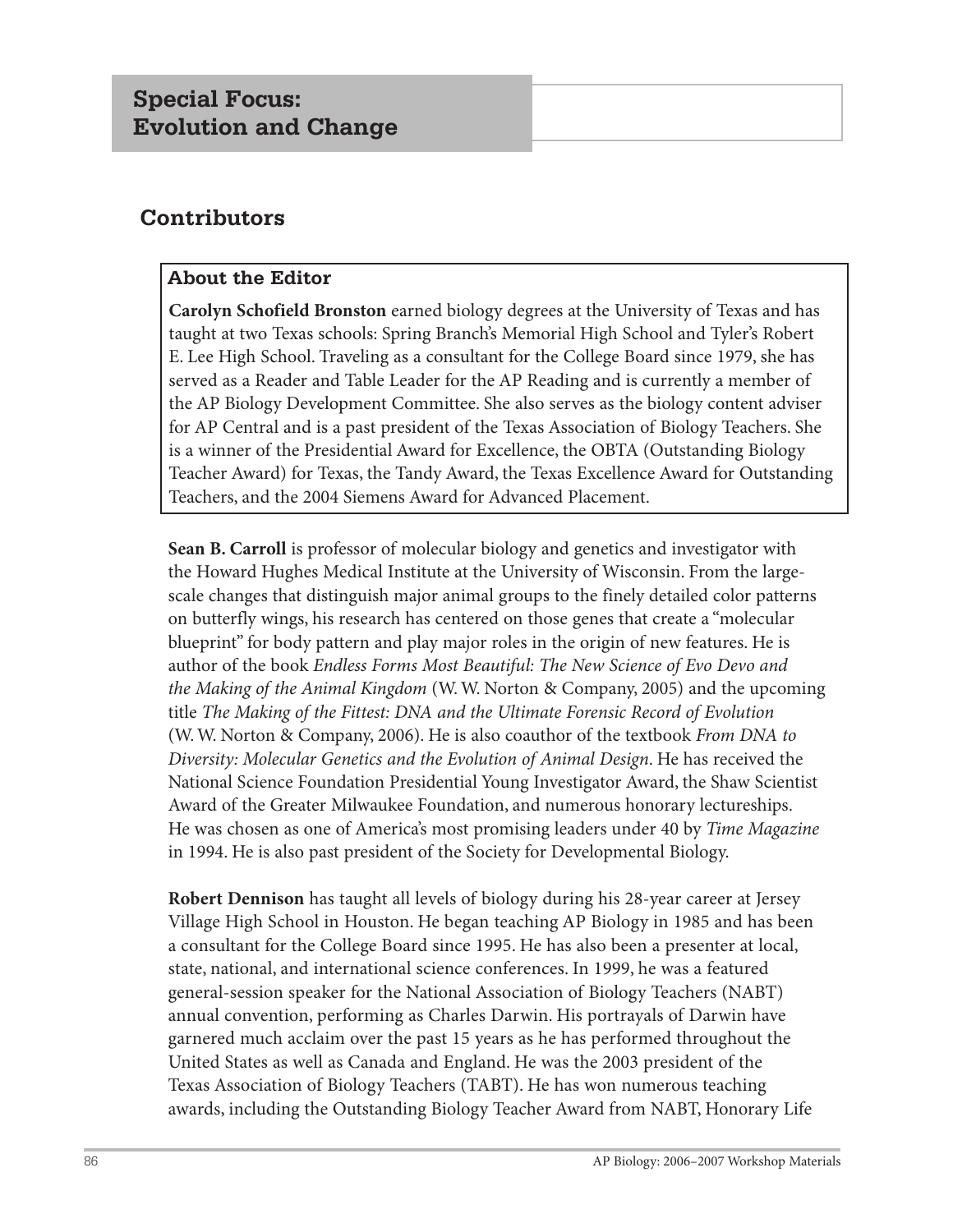## Special Focus: Evolution and Change

## Contributors

### About the Editor

**Carolyn Schofield Bronston** earned biology degrees at the University of Texas and has taught at two Texas schools: Spring Branch's Memorial High School and Tyler's Robert E. Lee High School. Traveling as a consultant for the College Board since 1979, she has served as a Reader and Table Leader for the AP Reading and is currently a member of the AP Biology Development Committee. She also serves as the biology content adviser for AP Central and is a past president of the Texas Association of Biology Teachers. She is a winner of the Presidential Award for Excellence, the OBTA (Outstanding Biology Teacher Award) for Texas, the Tandy Award, the Texas Excellence Award for Outstanding Teachers, and the 2004 Siemens Award for Advanced Placement.

**Sean B. Carroll** is professor of molecular biology and genetics and investigator with the Howard Hughes Medical Institute at the University of Wisconsin. From the large-scale changes that distinguish major animal groups to the finely detailed color patterns on butterfly wings, his research has centered on those genes that create a "molecular blueprint" for body pattern and play major roles in the origin of new features. He is author of the book *Endless Forms Most Beautiful: The New Science of Evo Devo and the Making of the Animal Kingdom* (W. W. Norton & Company, 2005) and the upcoming title *The Making of the Fittest: DNA and the Ultimate Forensic Record of Evolution* (W. W. Norton & Company, 2006). He is also coauthor of the textbook *From DNA to Diversity: Molecular Genetics and the Evolution of Animal Design*. He has received the National Science Foundation Presidential Young Investigator Award, the Shaw Scientist Award of the Greater Milwaukee Foundation, and numerous honorary lectureships. He was chosen as one of America's most promising leaders under 40 by *Time Magazine* in 1994. He is also past president of the Society for Developmental Biology.

**Robert Dennison** has taught all levels of biology during his 28-year career at Jersey Village High School in Houston. He began teaching AP Biology in 1985 and has been a consultant for the College Board since 1995. He has also been a presenter at local, state, national, and international science conferences. In 1999, he was a featured general-session speaker for the National Association of Biology Teachers (NABT) annual convention, performing as Charles Darwin. His portrayals of Darwin have garnered much acclaim over the past 15 years as he has performed throughout the United States as well as Canada and England. He was the 2003 president of the Texas Association of Biology Teachers (TABT). He has won numerous teaching awards, including the Outstanding Biology Teacher Award from NABT, Honorary Life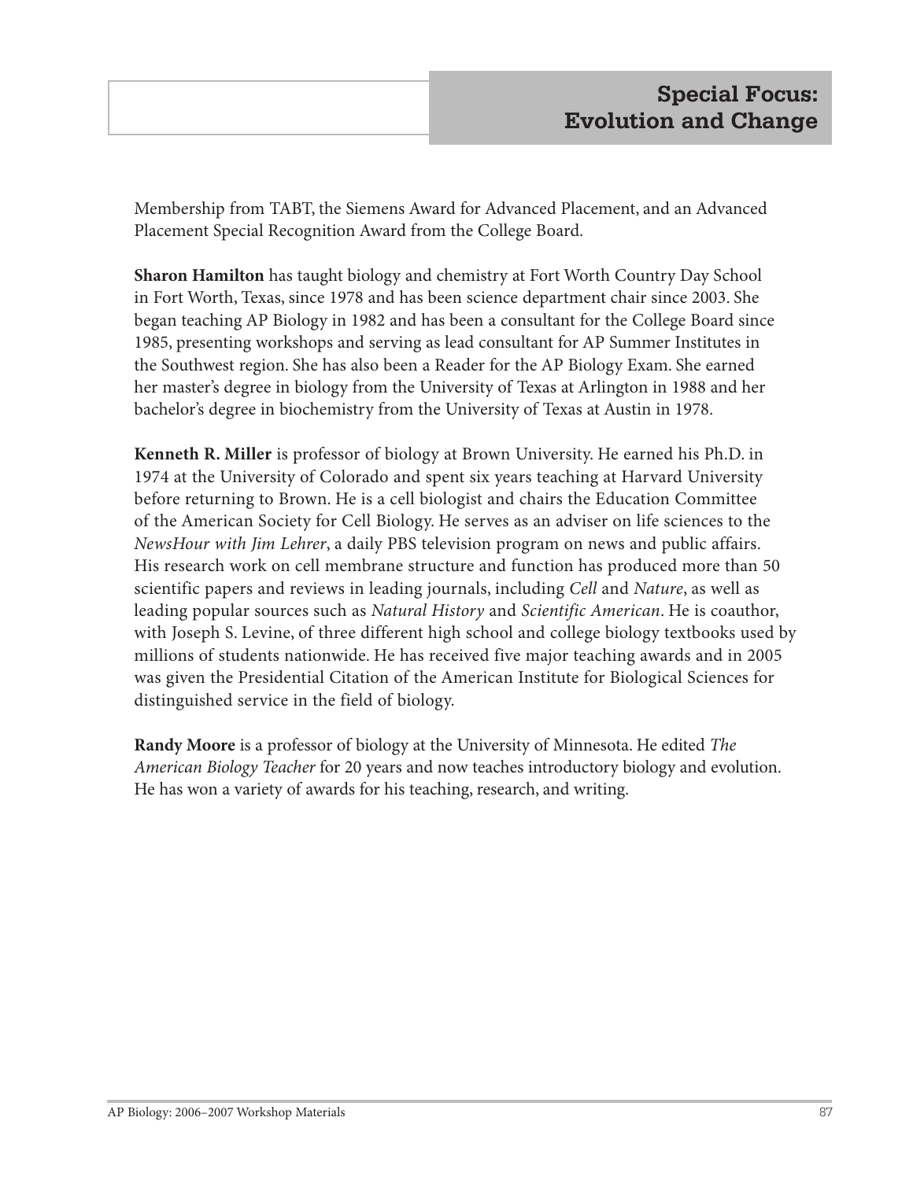Membership from TABT, the Siemens Award for Advanced Placement, and an Advanced Placement Special Recognition Award from the College Board.

**Sharon Hamilton** has taught biology and chemistry at Fort Worth Country Day School in Fort Worth, Texas, since 1978 and has been science department chair since 2003. She began teaching AP Biology in 1982 and has been a consultant for the College Board since 1985, presenting workshops and serving as lead consultant for AP Summer Institutes in the Southwest region. She has also been a Reader for the AP Biology Exam. She earned her master's degree in biology from the University of Texas at Arlington in 1988 and her bachelor's degree in biochemistry from the University of Texas at Austin in 1978.

**Kenneth R. Miller** is professor of biology at Brown University. He earned his Ph.D. in 1974 at the University of Colorado and spent six years teaching at Harvard University before returning to Brown. He is a cell biologist and chairs the Education Committee of the American Society for Cell Biology. He serves as an adviser on life sciences to the *NewsHour with Jim Lehrer*, a daily PBS television program on news and public affairs. His research work on cell membrane structure and function has produced more than 50 scientific papers and reviews in leading journals, including *Cell* and *Nature*, as well as leading popular sources such as *Natural History* and *Scientific American*. He is coauthor, with Joseph S. Levine, of three different high school and college biology textbooks used by millions of students nationwide. He has received five major teaching awards and in 2005 was given the Presidential Citation of the American Institute for Biological Sciences for distinguished service in the field of biology.

**Randy Moore** is a professor of biology at the University of Minnesota. He edited *The American Biology Teacher* for 20 years and now teaches introductory biology and evolution. He has won a variety of awards for his teaching, research, and writing.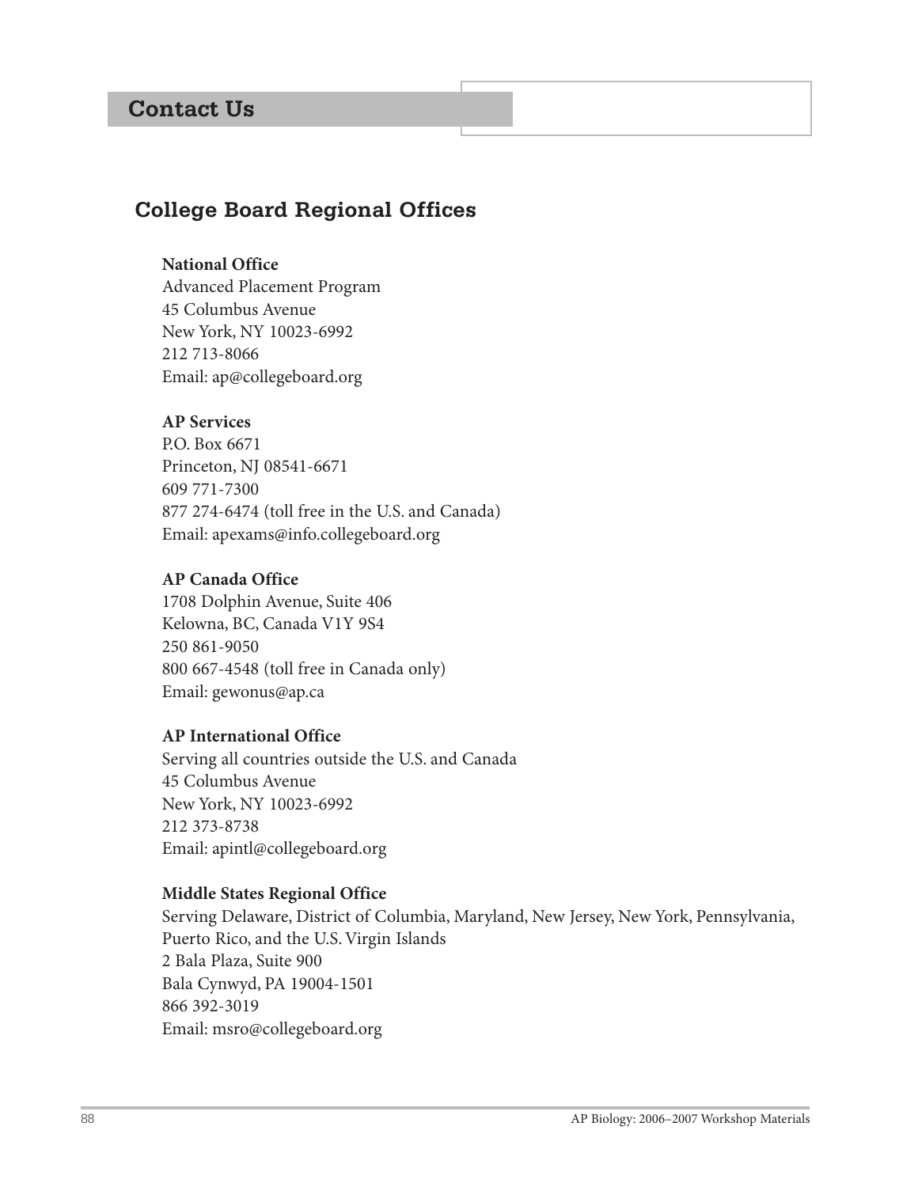## Contact Us

### College Board Regional Offices

**National Office**
Advanced Placement Program
45 Columbus Avenue
New York, NY 10023-6992
212 713-8066
Email: ap@collegeboard.org

**AP Services**
P.O. Box 6671
Princeton, NJ 08541-6671
609 771-7300
877 274-6474 (toll free in the U.S. and Canada)
Email: apexams@info.collegeboard.org

**AP Canada Office**
1708 Dolphin Avenue, Suite 406
Kelowna, BC, Canada V1Y 9S4
250 861-9050
800 667-4548 (toll free in Canada only)
Email: gewonus@ap.ca

**AP International Office**
Serving all countries outside the U.S. and Canada
45 Columbus Avenue
New York, NY 10023-6992
212 373-8738
Email: apintl@collegeboard.org

**Middle States Regional Office**
Serving Delaware, District of Columbia, Maryland, New Jersey, New York, Pennsylvania, Puerto Rico, and the U.S. Virgin Islands
2 Bala Plaza, Suite 900
Bala Cynwyd, PA 19004-1501
866 392-3019
Email: msro@collegeboard.org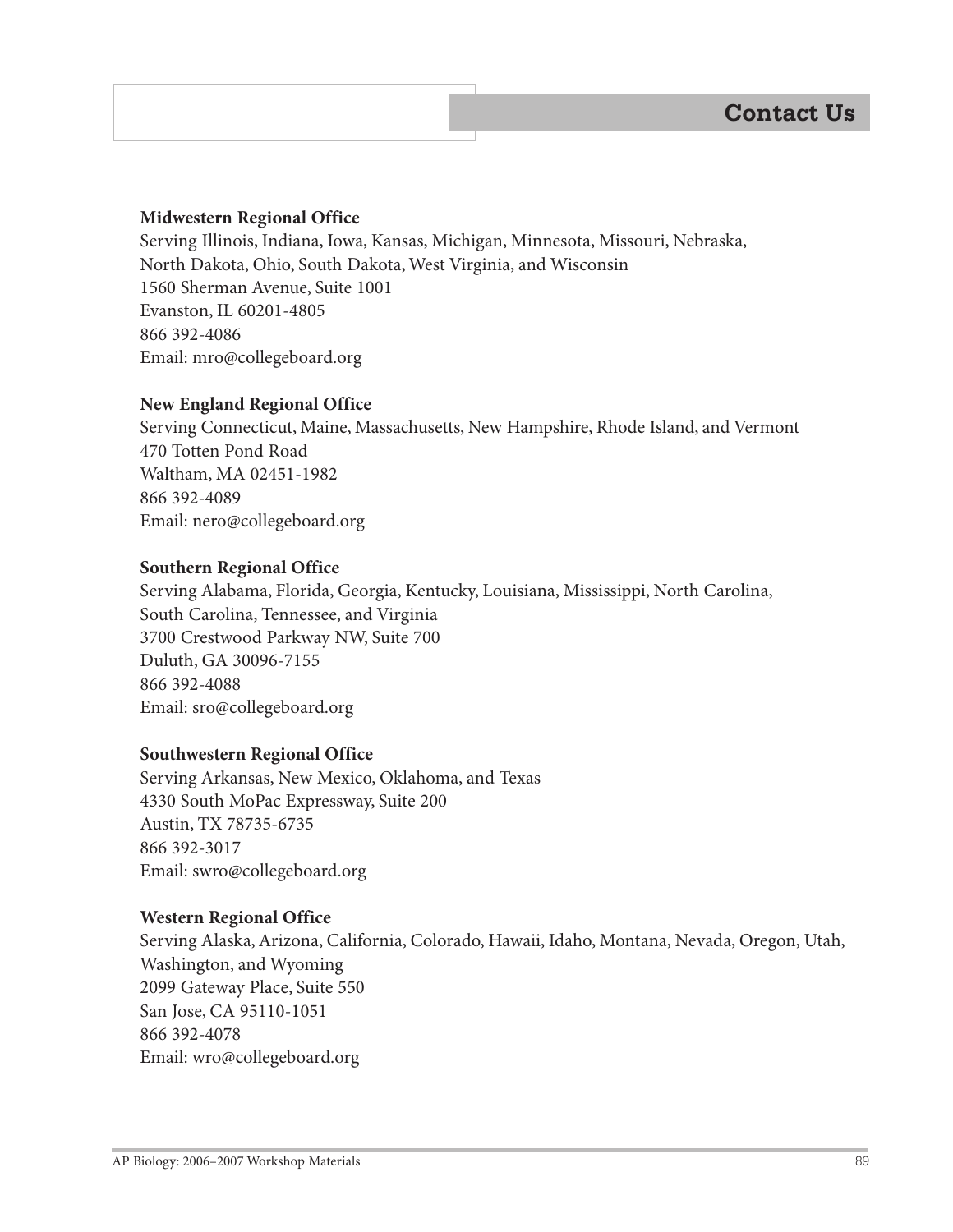# Contact Us

**Midwestern Regional Office**
Serving Illinois, Indiana, Iowa, Kansas, Michigan, Minnesota, Missouri, Nebraska, North Dakota, Ohio, South Dakota, West Virginia, and Wisconsin
1560 Sherman Avenue, Suite 1001
Evanston, IL 60201-4805
866 392-4086
Email: mro@collegeboard.org

**New England Regional Office**
Serving Connecticut, Maine, Massachusetts, New Hampshire, Rhode Island, and Vermont
470 Totten Pond Road
Waltham, MA 02451-1982
866 392-4089
Email: nero@collegeboard.org

**Southern Regional Office**
Serving Alabama, Florida, Georgia, Kentucky, Louisiana, Mississippi, North Carolina, South Carolina, Tennessee, and Virginia
3700 Crestwood Parkway NW, Suite 700
Duluth, GA 30096-7155
866 392-4088
Email: sro@collegeboard.org

**Southwestern Regional Office**
Serving Arkansas, New Mexico, Oklahoma, and Texas
4330 South MoPac Expressway, Suite 200
Austin, TX 78735-6735
866 392-3017
Email: swro@collegeboard.org

**Western Regional Office**
Serving Alaska, Arizona, California, Colorado, Hawaii, Idaho, Montana, Nevada, Oregon, Utah, Washington, and Wyoming
2099 Gateway Place, Suite 550
San Jose, CA 95110-1051
866 392-4078
Email: wro@collegeboard.org